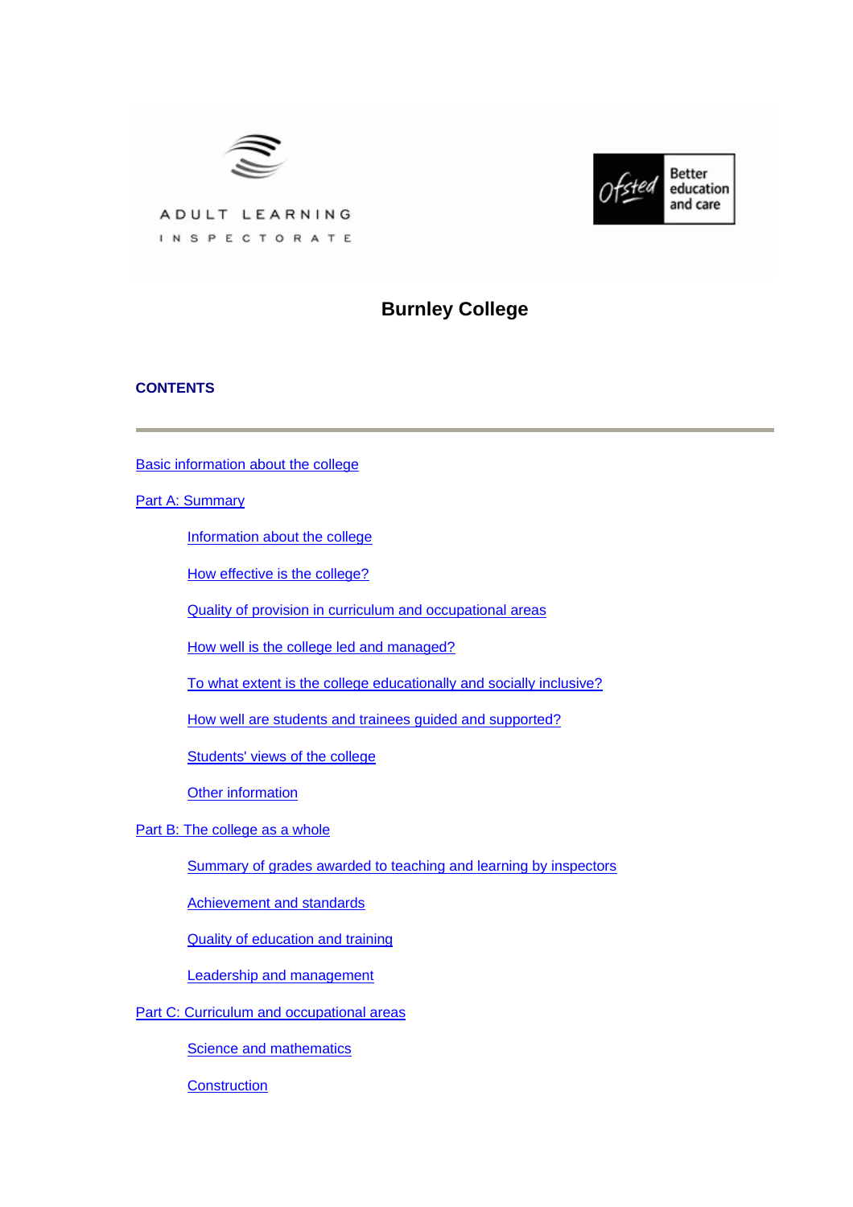ADULT LEARNING INSPECTORATE

Ofsted — Better education and care

# Burnley College

**CONTENTS**

---

Basic information about the college

Part A: Summary

- Information about the college
- How effective is the college?
- Quality of provision in curriculum and occupational areas
- How well is the college led and managed?
- To what extent is the college educationally and socially inclusive?
- How well are students and trainees guided and supported?
- Students' views of the college
- Other information

Part B: The college as a whole

- Summary of grades awarded to teaching and learning by inspectors
- Achievement and standards
- Quality of education and training
- Leadership and management

Part C: Curriculum and occupational areas

- Science and mathematics
- Construction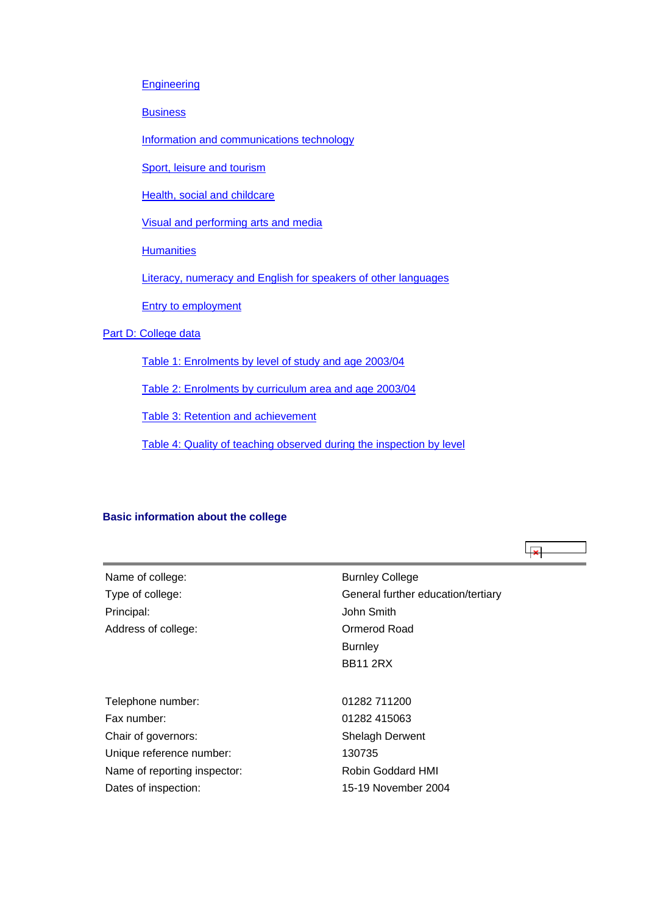- Engineering
- Business
- Information and communications technology
- Sport, leisure and tourism
- Health, social and childcare
- Visual and performing arts and media
- Humanities
- Literacy, numeracy and English for speakers of other languages
- Entry to employment

Part D: College data

- Table 1: Enrolments by level of study and age 2003/04
- Table 2: Enrolments by curriculum area and age 2003/04
- Table 3: Retention and achievement
- Table 4: Quality of teaching observed during the inspection by level

### Basic information about the college

| | |
|---|---|
| Name of college: | Burnley College |
| Type of college: | General further education/tertiary |
| Principal: | John Smith |
| Address of college: | Ormerod Road<br>Burnley<br>BB11 2RX |
| Telephone number: | 01282 711200 |
| Fax number: | 01282 415063 |
| Chair of governors: | Shelagh Derwent |
| Unique reference number: | 130735 |
| Name of reporting inspector: | Robin Goddard HMI |
| Dates of inspection: | 15-19 November 2004 |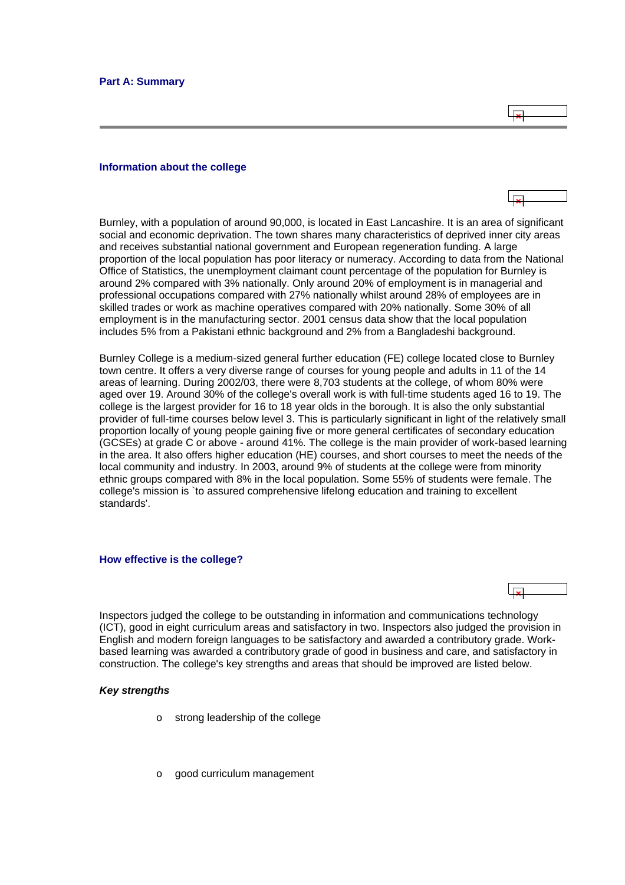## Part A: Summary

### Information about the college

Burnley, with a population of around 90,000, is located in East Lancashire. It is an area of significant social and economic deprivation. The town shares many characteristics of deprived inner city areas and receives substantial national government and European regeneration funding. A large proportion of the local population has poor literacy or numeracy. According to data from the National Office of Statistics, the unemployment claimant count percentage of the population for Burnley is around 2% compared with 3% nationally. Only around 20% of employment is in managerial and professional occupations compared with 27% nationally whilst around 28% of employees are in skilled trades or work as machine operatives compared with 20% nationally. Some 30% of all employment is in the manufacturing sector. 2001 census data show that the local population includes 5% from a Pakistani ethnic background and 2% from a Bangladeshi background.

Burnley College is a medium-sized general further education (FE) college located close to Burnley town centre. It offers a very diverse range of courses for young people and adults in 11 of the 14 areas of learning. During 2002/03, there were 8,703 students at the college, of whom 80% were aged over 19. Around 30% of the college's overall work is with full-time students aged 16 to 19. The college is the largest provider for 16 to 18 year olds in the borough. It is also the only substantial provider of full-time courses below level 3. This is particularly significant in light of the relatively small proportion locally of young people gaining five or more general certificates of secondary education (GCSEs) at grade C or above - around 41%. The college is the main provider of work-based learning in the area. It also offers higher education (HE) courses, and short courses to meet the needs of the local community and industry. In 2003, around 9% of students at the college were from minority ethnic groups compared with 8% in the local population. Some 55% of students were female. The college's mission is `to assured comprehensive lifelong education and training to excellent standards'.

### How effective is the college?

Inspectors judged the college to be outstanding in information and communications technology (ICT), good in eight curriculum areas and satisfactory in two. Inspectors also judged the provision in English and modern foreign languages to be satisfactory and awarded a contributory grade. Work-based learning was awarded a contributory grade of good in business and care, and satisfactory in construction. The college's key strengths and areas that should be improved are listed below.

***Key strengths***

- strong leadership of the college
- good curriculum management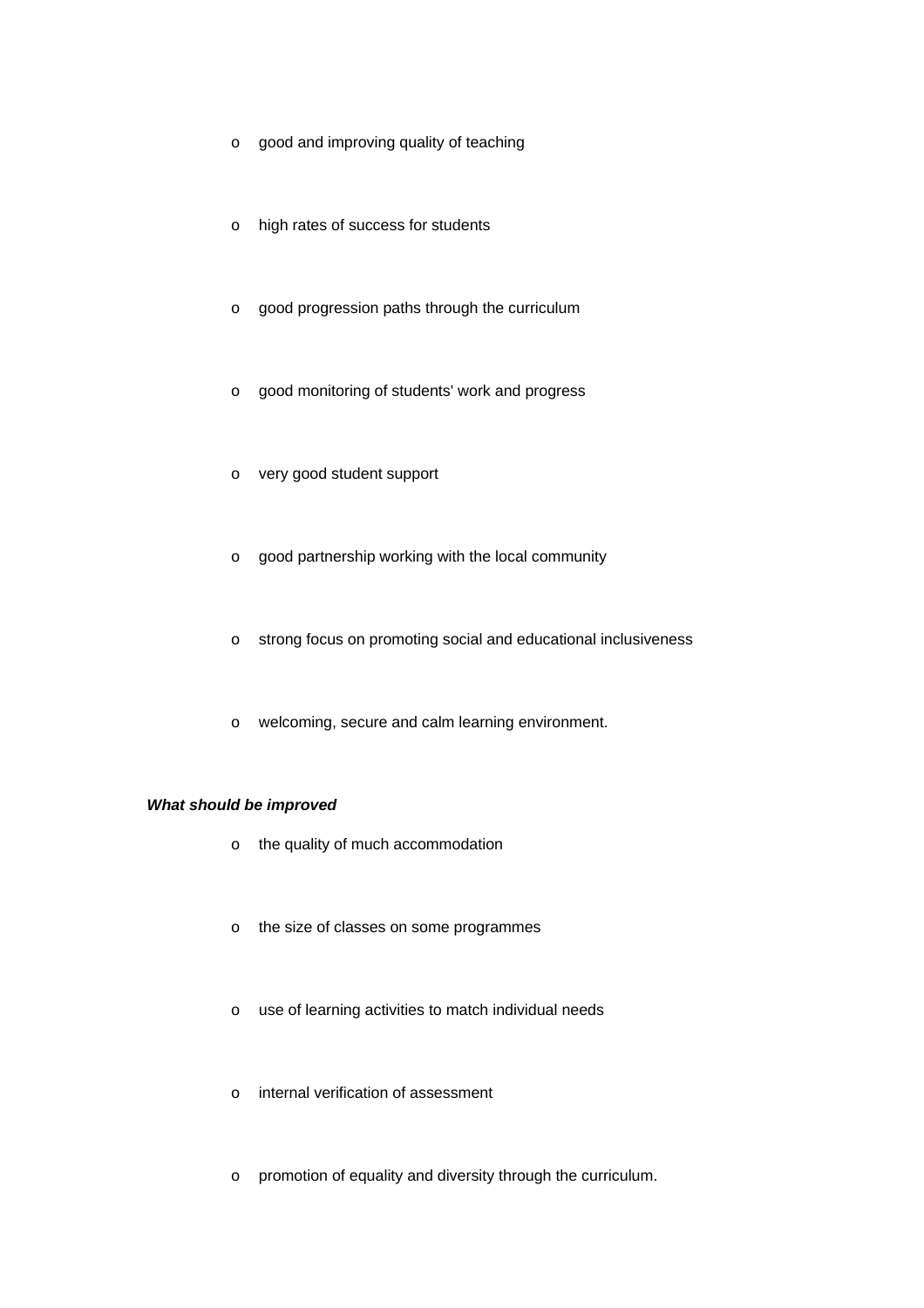- good and improving quality of teaching
- high rates of success for students
- good progression paths through the curriculum
- good monitoring of students' work and progress
- very good student support
- good partnership working with the local community
- strong focus on promoting social and educational inclusiveness
- welcoming, secure and calm learning environment.

***What should be improved***

- the quality of much accommodation
- the size of classes on some programmes
- use of learning activities to match individual needs
- internal verification of assessment
- promotion of equality and diversity through the curriculum.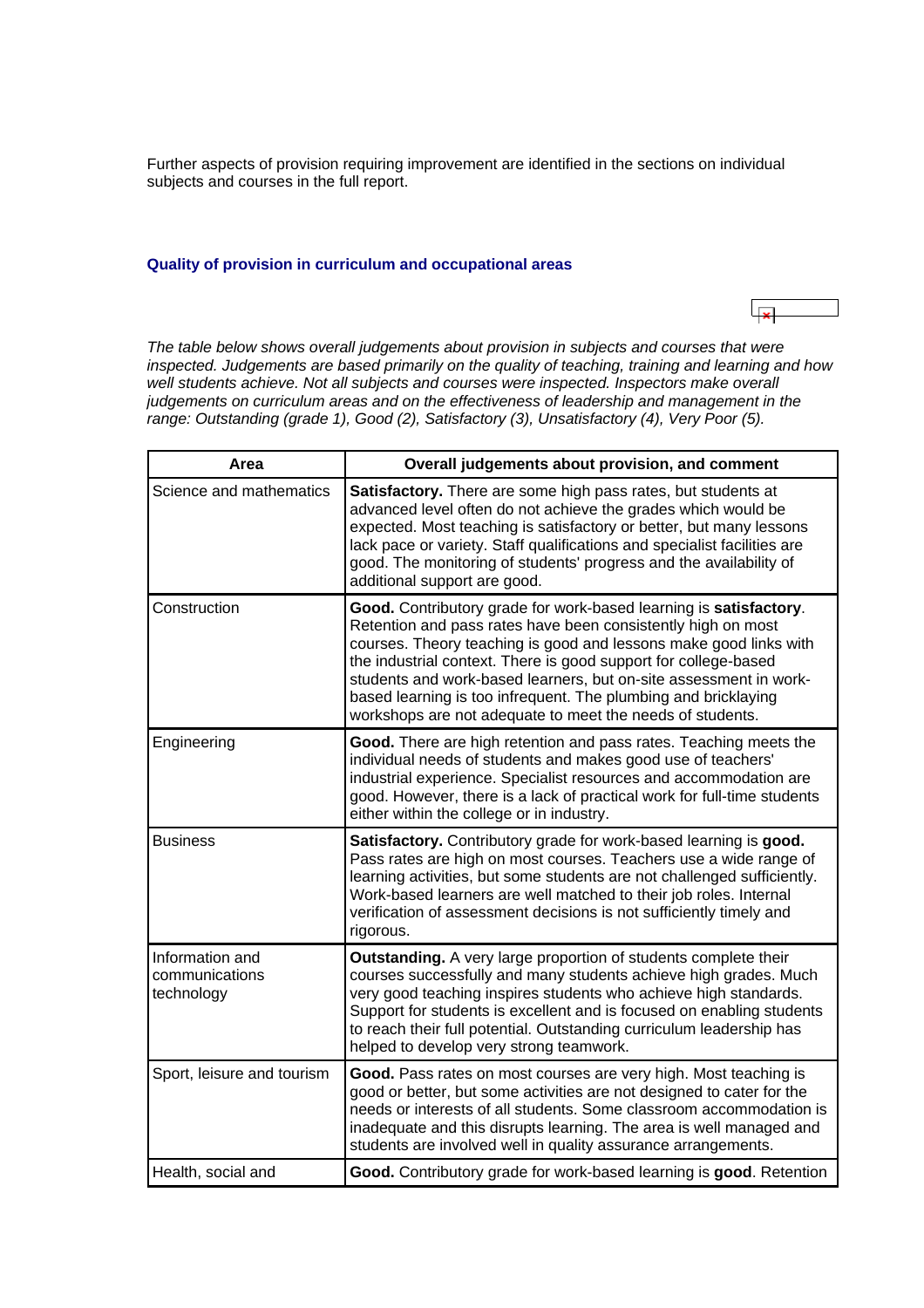Further aspects of provision requiring improvement are identified in the sections on individual subjects and courses in the full report.

### Quality of provision in curriculum and occupational areas

*The table below shows overall judgements about provision in subjects and courses that were inspected. Judgements are based primarily on the quality of teaching, training and learning and how well students achieve. Not all subjects and courses were inspected. Inspectors make overall judgements on curriculum areas and on the effectiveness of leadership and management in the range: Outstanding (grade 1), Good (2), Satisfactory (3), Unsatisfactory (4), Very Poor (5).*

| Area | Overall judgements about provision, and comment |
|---|---|
| Science and mathematics | **Satisfactory.** There are some high pass rates, but students at advanced level often do not achieve the grades which would be expected. Most teaching is satisfactory or better, but many lessons lack pace or variety. Staff qualifications and specialist facilities are good. The monitoring of students' progress and the availability of additional support are good. |
| Construction | **Good.** Contributory grade for work-based learning is **satisfactory**. Retention and pass rates have been consistently high on most courses. Theory teaching is good and lessons make good links with the industrial context. There is good support for college-based students and work-based learners, but on-site assessment in work-based learning is too infrequent. The plumbing and bricklaying workshops are not adequate to meet the needs of students. |
| Engineering | **Good.** There are high retention and pass rates. Teaching meets the individual needs of students and makes good use of teachers' industrial experience. Specialist resources and accommodation are good. However, there is a lack of practical work for full-time students either within the college or in industry. |
| Business | **Satisfactory.** Contributory grade for work-based learning is **good.** Pass rates are high on most courses. Teachers use a wide range of learning activities, but some students are not challenged sufficiently. Work-based learners are well matched to their job roles. Internal verification of assessment decisions is not sufficiently timely and rigorous. |
| Information and communications technology | **Outstanding.** A very large proportion of students complete their courses successfully and many students achieve high grades. Much very good teaching inspires students who achieve high standards. Support for students is excellent and is focused on enabling students to reach their full potential. Outstanding curriculum leadership has helped to develop very strong teamwork. |
| Sport, leisure and tourism | **Good.** Pass rates on most courses are very high. Most teaching is good or better, but some activities are not designed to cater for the needs or interests of all students. Some classroom accommodation is inadequate and this disrupts learning. The area is well managed and students are involved well in quality assurance arrangements. |
| Health, social and | **Good.** Contributory grade for work-based learning is **good**. Retention |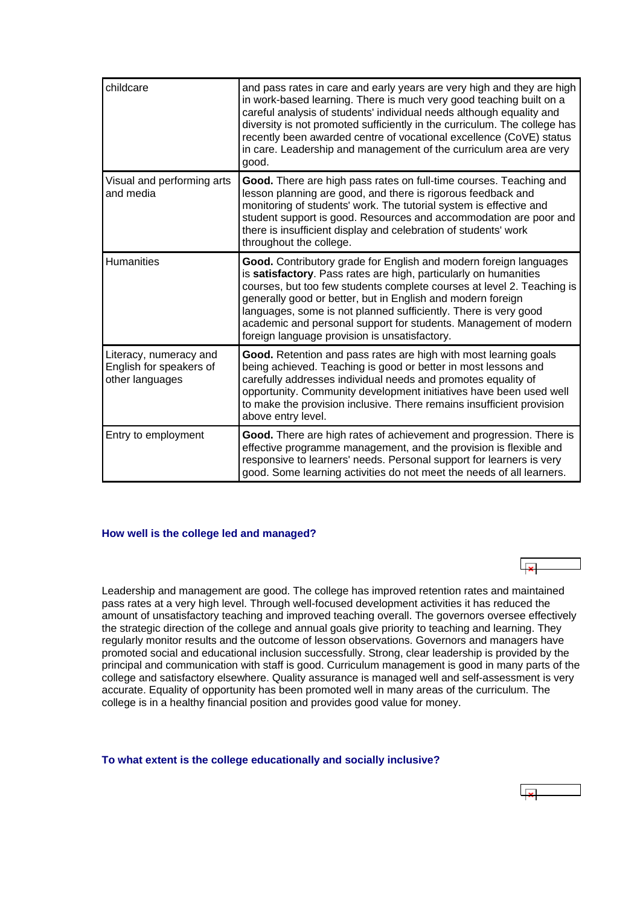| | |
|---|---|
| childcare | and pass rates in care and early years are very high and they are high in work-based learning. There is much very good teaching built on a careful analysis of students' individual needs although equality and diversity is not promoted sufficiently in the curriculum. The college has recently been awarded centre of vocational excellence (CoVE) status in care. Leadership and management of the curriculum area are very good. |
| Visual and performing arts and media | **Good.** There are high pass rates on full-time courses. Teaching and lesson planning are good, and there is rigorous feedback and monitoring of students' work. The tutorial system is effective and student support is good. Resources and accommodation are poor and there is insufficient display and celebration of students' work throughout the college. |
| Humanities | **Good.** Contributory grade for English and modern foreign languages is **satisfactory**. Pass rates are high, particularly on humanities courses, but too few students complete courses at level 2. Teaching is generally good or better, but in English and modern foreign languages, some is not planned sufficiently. There is very good academic and personal support for students. Management of modern foreign language provision is unsatisfactory. |
| Literacy, numeracy and English for speakers of other languages | **Good.** Retention and pass rates are high with most learning goals being achieved. Teaching is good or better in most lessons and carefully addresses individual needs and promotes equality of opportunity. Community development initiatives have been used well to make the provision inclusive. There remains insufficient provision above entry level. |
| Entry to employment | **Good.** There are high rates of achievement and progression. There is effective programme management, and the provision is flexible and responsive to learners' needs. Personal support for learners is very good. Some learning activities do not meet the needs of all learners. |

### How well is the college led and managed?

Leadership and management are good. The college has improved retention rates and maintained pass rates at a very high level. Through well-focused development activities it has reduced the amount of unsatisfactory teaching and improved teaching overall. The governors oversee effectively the strategic direction of the college and annual goals give priority to teaching and learning. They regularly monitor results and the outcome of lesson observations. Governors and managers have promoted social and educational inclusion successfully. Strong, clear leadership is provided by the principal and communication with staff is good. Curriculum management is good in many parts of the college and satisfactory elsewhere. Quality assurance is managed well and self-assessment is very accurate. Equality of opportunity has been promoted well in many areas of the curriculum. The college is in a healthy financial position and provides good value for money.

### To what extent is the college educationally and socially inclusive?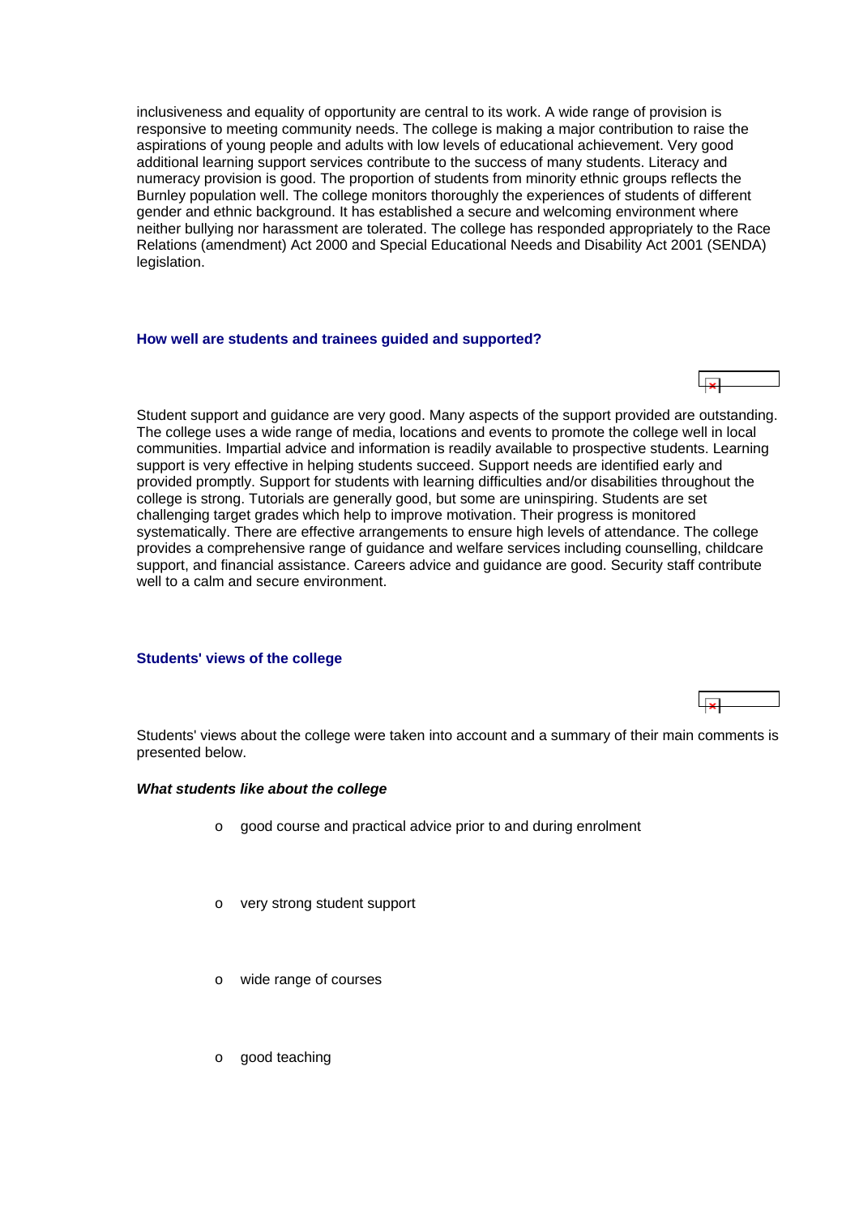inclusiveness and equality of opportunity are central to its work. A wide range of provision is responsive to meeting community needs. The college is making a major contribution to raise the aspirations of young people and adults with low levels of educational achievement. Very good additional learning support services contribute to the success of many students. Literacy and numeracy provision is good. The proportion of students from minority ethnic groups reflects the Burnley population well. The college monitors thoroughly the experiences of students of different gender and ethnic background. It has established a secure and welcoming environment where neither bullying nor harassment are tolerated. The college has responded appropriately to the Race Relations (amendment) Act 2000 and Special Educational Needs and Disability Act 2001 (SENDA) legislation.

### How well are students and trainees guided and supported?

Student support and guidance are very good. Many aspects of the support provided are outstanding. The college uses a wide range of media, locations and events to promote the college well in local communities. Impartial advice and information is readily available to prospective students. Learning support is very effective in helping students succeed. Support needs are identified early and provided promptly. Support for students with learning difficulties and/or disabilities throughout the college is strong. Tutorials are generally good, but some are uninspiring. Students are set challenging target grades which help to improve motivation. Their progress is monitored systematically. There are effective arrangements to ensure high levels of attendance. The college provides a comprehensive range of guidance and welfare services including counselling, childcare support, and financial assistance. Careers advice and guidance are good. Security staff contribute well to a calm and secure environment.

### Students' views of the college

Students' views about the college were taken into account and a summary of their main comments is presented below.

#### *What students like about the college*

- good course and practical advice prior to and during enrolment
- very strong student support
- wide range of courses
- good teaching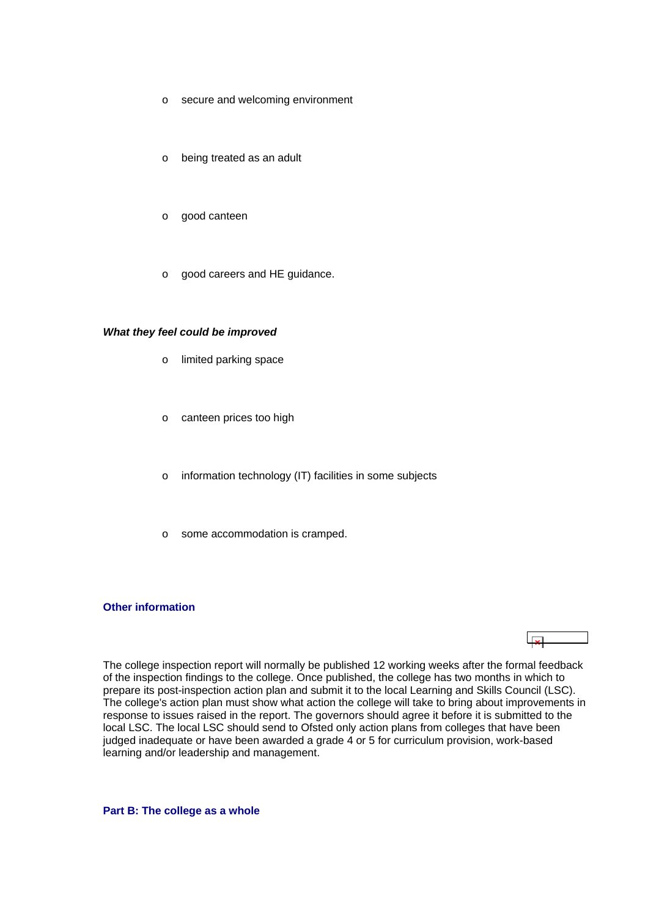- secure and welcoming environment
- being treated as an adult
- good canteen
- good careers and HE guidance.

***What they feel could be improved***

- limited parking space
- canteen prices too high
- information technology (IT) facilities in some subjects
- some accommodation is cramped.

### Other information

The college inspection report will normally be published 12 working weeks after the formal feedback of the inspection findings to the college. Once published, the college has two months in which to prepare its post-inspection action plan and submit it to the local Learning and Skills Council (LSC). The college's action plan must show what action the college will take to bring about improvements in response to issues raised in the report. The governors should agree it before it is submitted to the local LSC. The local LSC should send to Ofsted only action plans from colleges that have been judged inadequate or have been awarded a grade 4 or 5 for curriculum provision, work-based learning and/or leadership and management.

## Part B: The college as a whole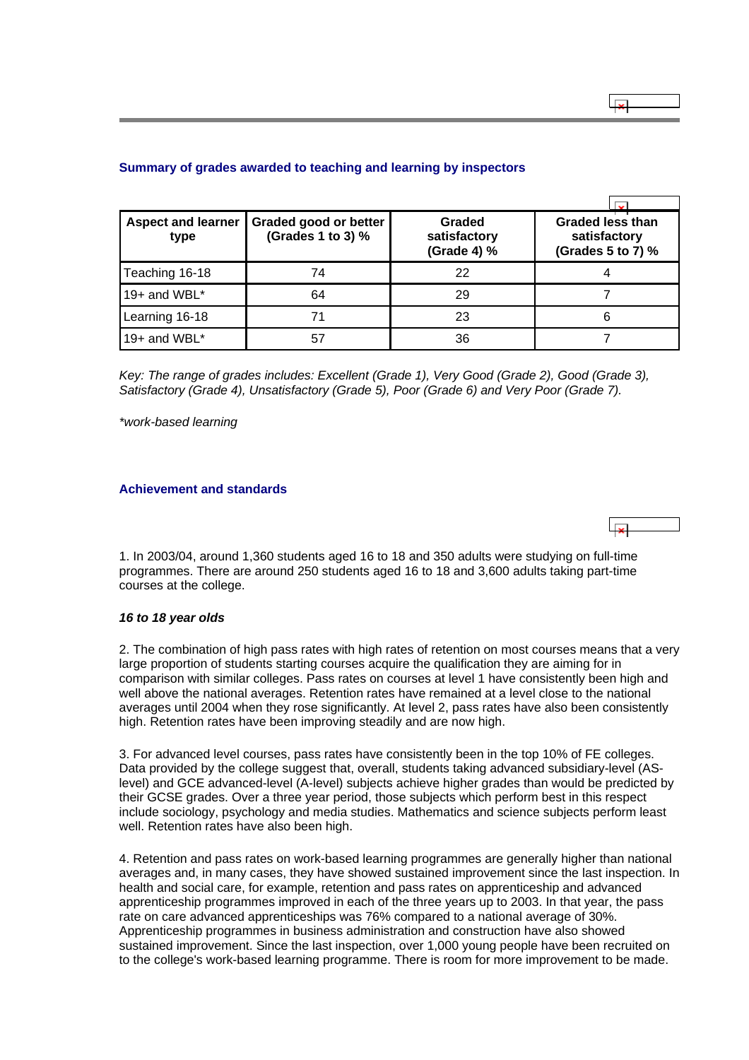### Summary of grades awarded to teaching and learning by inspectors

| Aspect and learner type | Graded good or better (Grades 1 to 3) % | Graded satisfactory (Grade 4) % | Graded less than satisfactory (Grades 5 to 7) % |
|---|---|---|---|
| Teaching 16-18 | 74 | 22 | 4 |
| 19+ and WBL* | 64 | 29 | 7 |
| Learning 16-18 | 71 | 23 | 6 |
| 19+ and WBL* | 57 | 36 | 7 |

*Key: The range of grades includes: Excellent (Grade 1), Very Good (Grade 2), Good (Grade 3), Satisfactory (Grade 4), Unsatisfactory (Grade 5), Poor (Grade 6) and Very Poor (Grade 7).*

*\*work-based learning*

### Achievement and standards

1. In 2003/04, around 1,360 students aged 16 to 18 and 350 adults were studying on full-time programmes. There are around 250 students aged 16 to 18 and 3,600 adults taking part-time courses at the college.

***16 to 18 year olds***

2. The combination of high pass rates with high rates of retention on most courses means that a very large proportion of students starting courses acquire the qualification they are aiming for in comparison with similar colleges. Pass rates on courses at level 1 have consistently been high and well above the national averages. Retention rates have remained at a level close to the national averages until 2004 when they rose significantly. At level 2, pass rates have also been consistently high. Retention rates have been improving steadily and are now high.

3. For advanced level courses, pass rates have consistently been in the top 10% of FE colleges. Data provided by the college suggest that, overall, students taking advanced subsidiary-level (AS-level) and GCE advanced-level (A-level) subjects achieve higher grades than would be predicted by their GCSE grades. Over a three year period, those subjects which perform best in this respect include sociology, psychology and media studies. Mathematics and science subjects perform least well. Retention rates have also been high.

4. Retention and pass rates on work-based learning programmes are generally higher than national averages and, in many cases, they have showed sustained improvement since the last inspection. In health and social care, for example, retention and pass rates on apprenticeship and advanced apprenticeship programmes improved in each of the three years up to 2003. In that year, the pass rate on care advanced apprenticeships was 76% compared to a national average of 30%. Apprenticeship programmes in business administration and construction have also showed sustained improvement. Since the last inspection, over 1,000 young people have been recruited on to the college's work-based learning programme. There is room for more improvement to be made.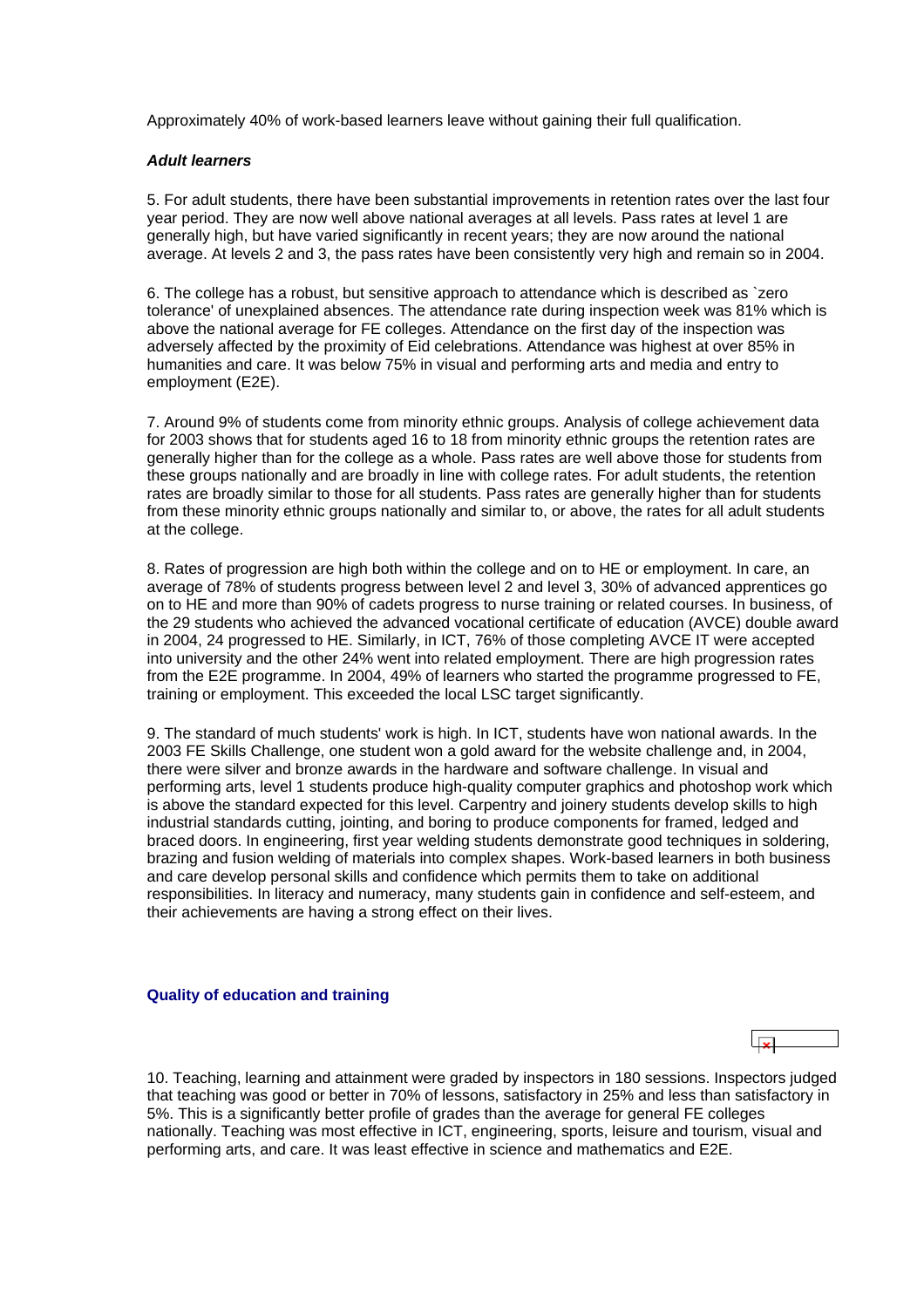Approximately 40% of work-based learners leave without gaining their full qualification.

***Adult learners***

5. For adult students, there have been substantial improvements in retention rates over the last four year period. They are now well above national averages at all levels. Pass rates at level 1 are generally high, but have varied significantly in recent years; they are now around the national average. At levels 2 and 3, the pass rates have been consistently very high and remain so in 2004.

6. The college has a robust, but sensitive approach to attendance which is described as `zero tolerance' of unexplained absences. The attendance rate during inspection week was 81% which is above the national average for FE colleges. Attendance on the first day of the inspection was adversely affected by the proximity of Eid celebrations. Attendance was highest at over 85% in humanities and care. It was below 75% in visual and performing arts and media and entry to employment (E2E).

7. Around 9% of students come from minority ethnic groups. Analysis of college achievement data for 2003 shows that for students aged 16 to 18 from minority ethnic groups the retention rates are generally higher than for the college as a whole. Pass rates are well above those for students from these groups nationally and are broadly in line with college rates. For adult students, the retention rates are broadly similar to those for all students. Pass rates are generally higher than for students from these minority ethnic groups nationally and similar to, or above, the rates for all adult students at the college.

8. Rates of progression are high both within the college and on to HE or employment. In care, an average of 78% of students progress between level 2 and level 3, 30% of advanced apprentices go on to HE and more than 90% of cadets progress to nurse training or related courses. In business, of the 29 students who achieved the advanced vocational certificate of education (AVCE) double award in 2004, 24 progressed to HE. Similarly, in ICT, 76% of those completing AVCE IT were accepted into university and the other 24% went into related employment. There are high progression rates from the E2E programme. In 2004, 49% of learners who started the programme progressed to FE, training or employment. This exceeded the local LSC target significantly.

9. The standard of much students' work is high. In ICT, students have won national awards. In the 2003 FE Skills Challenge, one student won a gold award for the website challenge and, in 2004, there were silver and bronze awards in the hardware and software challenge. In visual and performing arts, level 1 students produce high-quality computer graphics and photoshop work which is above the standard expected for this level. Carpentry and joinery students develop skills to high industrial standards cutting, jointing, and boring to produce components for framed, ledged and braced doors. In engineering, first year welding students demonstrate good techniques in soldering, brazing and fusion welding of materials into complex shapes. Work-based learners in both business and care develop personal skills and confidence which permits them to take on additional responsibilities. In literacy and numeracy, many students gain in confidence and self-esteem, and their achievements are having a strong effect on their lives.

### Quality of education and training

10. Teaching, learning and attainment were graded by inspectors in 180 sessions. Inspectors judged that teaching was good or better in 70% of lessons, satisfactory in 25% and less than satisfactory in 5%. This is a significantly better profile of grades than the average for general FE colleges nationally. Teaching was most effective in ICT, engineering, sports, leisure and tourism, visual and performing arts, and care. It was least effective in science and mathematics and E2E.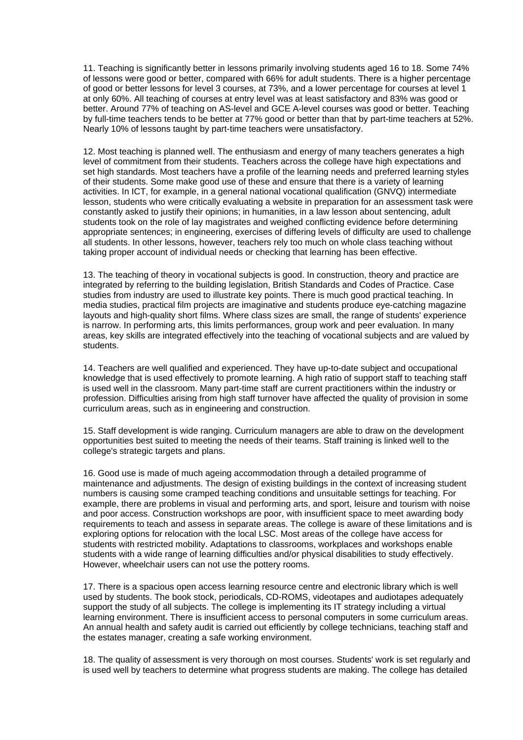11. Teaching is significantly better in lessons primarily involving students aged 16 to 18. Some 74% of lessons were good or better, compared with 66% for adult students. There is a higher percentage of good or better lessons for level 3 courses, at 73%, and a lower percentage for courses at level 1 at only 60%. All teaching of courses at entry level was at least satisfactory and 83% was good or better. Around 77% of teaching on AS-level and GCE A-level courses was good or better. Teaching by full-time teachers tends to be better at 77% good or better than that by part-time teachers at 52%. Nearly 10% of lessons taught by part-time teachers were unsatisfactory.

12. Most teaching is planned well. The enthusiasm and energy of many teachers generates a high level of commitment from their students. Teachers across the college have high expectations and set high standards. Most teachers have a profile of the learning needs and preferred learning styles of their students. Some make good use of these and ensure that there is a variety of learning activities. In ICT, for example, in a general national vocational qualification (GNVQ) intermediate lesson, students who were critically evaluating a website in preparation for an assessment task were constantly asked to justify their opinions; in humanities, in a law lesson about sentencing, adult students took on the role of lay magistrates and weighed conflicting evidence before determining appropriate sentences; in engineering, exercises of differing levels of difficulty are used to challenge all students. In other lessons, however, teachers rely too much on whole class teaching without taking proper account of individual needs or checking that learning has been effective.

13. The teaching of theory in vocational subjects is good. In construction, theory and practice are integrated by referring to the building legislation, British Standards and Codes of Practice. Case studies from industry are used to illustrate key points. There is much good practical teaching. In media studies, practical film projects are imaginative and students produce eye-catching magazine layouts and high-quality short films. Where class sizes are small, the range of students' experience is narrow. In performing arts, this limits performances, group work and peer evaluation. In many areas, key skills are integrated effectively into the teaching of vocational subjects and are valued by students.

14. Teachers are well qualified and experienced. They have up-to-date subject and occupational knowledge that is used effectively to promote learning. A high ratio of support staff to teaching staff is used well in the classroom. Many part-time staff are current practitioners within the industry or profession. Difficulties arising from high staff turnover have affected the quality of provision in some curriculum areas, such as in engineering and construction.

15. Staff development is wide ranging. Curriculum managers are able to draw on the development opportunities best suited to meeting the needs of their teams. Staff training is linked well to the college's strategic targets and plans.

16. Good use is made of much ageing accommodation through a detailed programme of maintenance and adjustments. The design of existing buildings in the context of increasing student numbers is causing some cramped teaching conditions and unsuitable settings for teaching. For example, there are problems in visual and performing arts, and sport, leisure and tourism with noise and poor access. Construction workshops are poor, with insufficient space to meet awarding body requirements to teach and assess in separate areas. The college is aware of these limitations and is exploring options for relocation with the local LSC. Most areas of the college have access for students with restricted mobility. Adaptations to classrooms, workplaces and workshops enable students with a wide range of learning difficulties and/or physical disabilities to study effectively. However, wheelchair users can not use the pottery rooms.

17. There is a spacious open access learning resource centre and electronic library which is well used by students. The book stock, periodicals, CD-ROMS, videotapes and audiotapes adequately support the study of all subjects. The college is implementing its IT strategy including a virtual learning environment. There is insufficient access to personal computers in some curriculum areas. An annual health and safety audit is carried out efficiently by college technicians, teaching staff and the estates manager, creating a safe working environment.

18. The quality of assessment is very thorough on most courses. Students' work is set regularly and is used well by teachers to determine what progress students are making. The college has detailed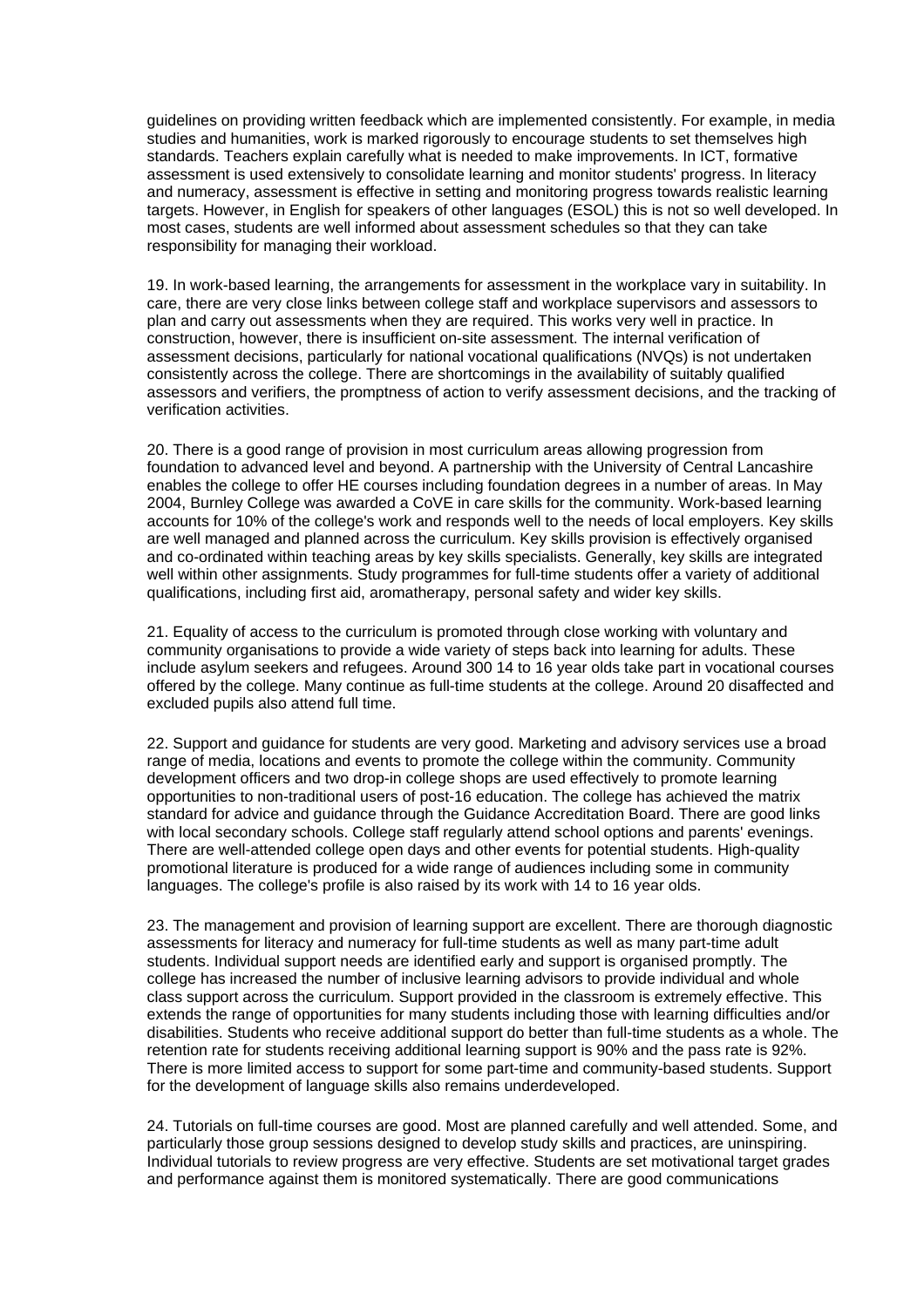guidelines on providing written feedback which are implemented consistently. For example, in media studies and humanities, work is marked rigorously to encourage students to set themselves high standards. Teachers explain carefully what is needed to make improvements. In ICT, formative assessment is used extensively to consolidate learning and monitor students' progress. In literacy and numeracy, assessment is effective in setting and monitoring progress towards realistic learning targets. However, in English for speakers of other languages (ESOL) this is not so well developed. In most cases, students are well informed about assessment schedules so that they can take responsibility for managing their workload.

19. In work-based learning, the arrangements for assessment in the workplace vary in suitability. In care, there are very close links between college staff and workplace supervisors and assessors to plan and carry out assessments when they are required. This works very well in practice. In construction, however, there is insufficient on-site assessment. The internal verification of assessment decisions, particularly for national vocational qualifications (NVQs) is not undertaken consistently across the college. There are shortcomings in the availability of suitably qualified assessors and verifiers, the promptness of action to verify assessment decisions, and the tracking of verification activities.

20. There is a good range of provision in most curriculum areas allowing progression from foundation to advanced level and beyond. A partnership with the University of Central Lancashire enables the college to offer HE courses including foundation degrees in a number of areas. In May 2004, Burnley College was awarded a CoVE in care skills for the community. Work-based learning accounts for 10% of the college's work and responds well to the needs of local employers. Key skills are well managed and planned across the curriculum. Key skills provision is effectively organised and co-ordinated within teaching areas by key skills specialists. Generally, key skills are integrated well within other assignments. Study programmes for full-time students offer a variety of additional qualifications, including first aid, aromatherapy, personal safety and wider key skills.

21. Equality of access to the curriculum is promoted through close working with voluntary and community organisations to provide a wide variety of steps back into learning for adults. These include asylum seekers and refugees. Around 300 14 to 16 year olds take part in vocational courses offered by the college. Many continue as full-time students at the college. Around 20 disaffected and excluded pupils also attend full time.

22. Support and guidance for students are very good. Marketing and advisory services use a broad range of media, locations and events to promote the college within the community. Community development officers and two drop-in college shops are used effectively to promote learning opportunities to non-traditional users of post-16 education. The college has achieved the matrix standard for advice and guidance through the Guidance Accreditation Board. There are good links with local secondary schools. College staff regularly attend school options and parents' evenings. There are well-attended college open days and other events for potential students. High-quality promotional literature is produced for a wide range of audiences including some in community languages. The college's profile is also raised by its work with 14 to 16 year olds.

23. The management and provision of learning support are excellent. There are thorough diagnostic assessments for literacy and numeracy for full-time students as well as many part-time adult students. Individual support needs are identified early and support is organised promptly. The college has increased the number of inclusive learning advisors to provide individual and whole class support across the curriculum. Support provided in the classroom is extremely effective. This extends the range of opportunities for many students including those with learning difficulties and/or disabilities. Students who receive additional support do better than full-time students as a whole. The retention rate for students receiving additional learning support is 90% and the pass rate is 92%. There is more limited access to support for some part-time and community-based students. Support for the development of language skills also remains underdeveloped.

24. Tutorials on full-time courses are good. Most are planned carefully and well attended. Some, and particularly those group sessions designed to develop study skills and practices, are uninspiring. Individual tutorials to review progress are very effective. Students are set motivational target grades and performance against them is monitored systematically. There are good communications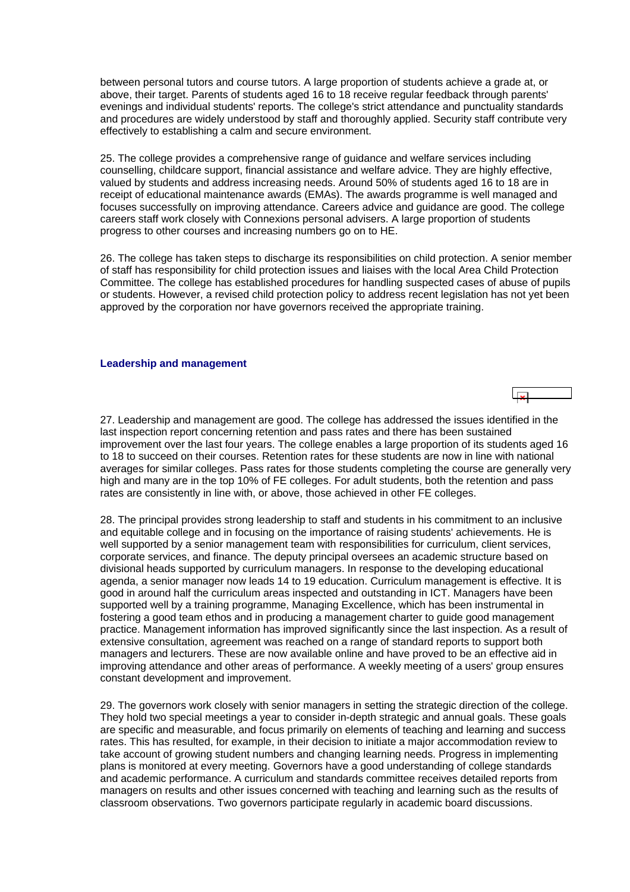between personal tutors and course tutors. A large proportion of students achieve a grade at, or above, their target. Parents of students aged 16 to 18 receive regular feedback through parents' evenings and individual students' reports. The college's strict attendance and punctuality standards and procedures are widely understood by staff and thoroughly applied. Security staff contribute very effectively to establishing a calm and secure environment.

25. The college provides a comprehensive range of guidance and welfare services including counselling, childcare support, financial assistance and welfare advice. They are highly effective, valued by students and address increasing needs. Around 50% of students aged 16 to 18 are in receipt of educational maintenance awards (EMAs). The awards programme is well managed and focuses successfully on improving attendance. Careers advice and guidance are good. The college careers staff work closely with Connexions personal advisers. A large proportion of students progress to other courses and increasing numbers go on to HE.

26. The college has taken steps to discharge its responsibilities on child protection. A senior member of staff has responsibility for child protection issues and liaises with the local Area Child Protection Committee. The college has established procedures for handling suspected cases of abuse of pupils or students. However, a revised child protection policy to address recent legislation has not yet been approved by the corporation nor have governors received the appropriate training.

### Leadership and management

27. Leadership and management are good. The college has addressed the issues identified in the last inspection report concerning retention and pass rates and there has been sustained improvement over the last four years. The college enables a large proportion of its students aged 16 to 18 to succeed on their courses. Retention rates for these students are now in line with national averages for similar colleges. Pass rates for those students completing the course are generally very high and many are in the top 10% of FE colleges. For adult students, both the retention and pass rates are consistently in line with, or above, those achieved in other FE colleges.

28. The principal provides strong leadership to staff and students in his commitment to an inclusive and equitable college and in focusing on the importance of raising students' achievements. He is well supported by a senior management team with responsibilities for curriculum, client services, corporate services, and finance. The deputy principal oversees an academic structure based on divisional heads supported by curriculum managers. In response to the developing educational agenda, a senior manager now leads 14 to 19 education. Curriculum management is effective. It is good in around half the curriculum areas inspected and outstanding in ICT. Managers have been supported well by a training programme, Managing Excellence, which has been instrumental in fostering a good team ethos and in producing a management charter to guide good management practice. Management information has improved significantly since the last inspection. As a result of extensive consultation, agreement was reached on a range of standard reports to support both managers and lecturers. These are now available online and have proved to be an effective aid in improving attendance and other areas of performance. A weekly meeting of a users' group ensures constant development and improvement.

29. The governors work closely with senior managers in setting the strategic direction of the college. They hold two special meetings a year to consider in-depth strategic and annual goals. These goals are specific and measurable, and focus primarily on elements of teaching and learning and success rates. This has resulted, for example, in their decision to initiate a major accommodation review to take account of growing student numbers and changing learning needs. Progress in implementing plans is monitored at every meeting. Governors have a good understanding of college standards and academic performance. A curriculum and standards committee receives detailed reports from managers on results and other issues concerned with teaching and learning such as the results of classroom observations. Two governors participate regularly in academic board discussions.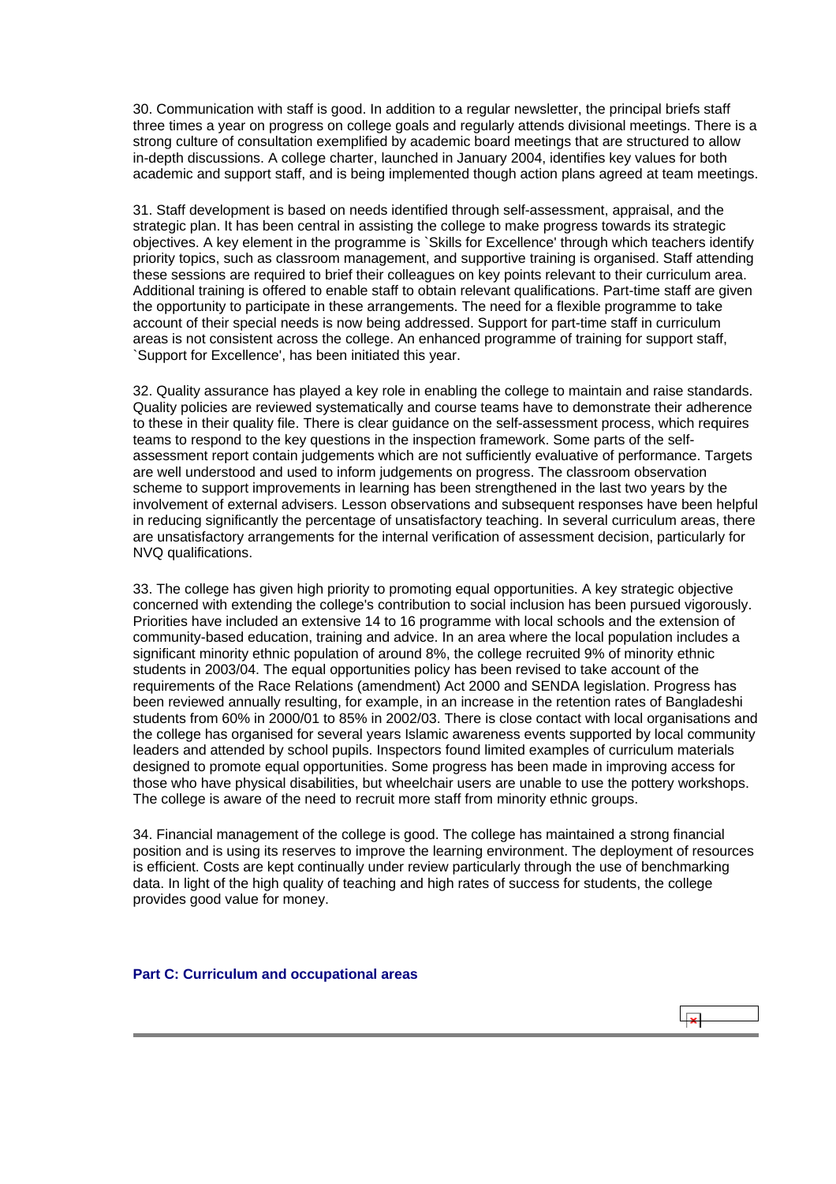30. Communication with staff is good. In addition to a regular newsletter, the principal briefs staff three times a year on progress on college goals and regularly attends divisional meetings. There is a strong culture of consultation exemplified by academic board meetings that are structured to allow in-depth discussions. A college charter, launched in January 2004, identifies key values for both academic and support staff, and is being implemented though action plans agreed at team meetings.

31. Staff development is based on needs identified through self-assessment, appraisal, and the strategic plan. It has been central in assisting the college to make progress towards its strategic objectives. A key element in the programme is `Skills for Excellence' through which teachers identify priority topics, such as classroom management, and supportive training is organised. Staff attending these sessions are required to brief their colleagues on key points relevant to their curriculum area. Additional training is offered to enable staff to obtain relevant qualifications. Part-time staff are given the opportunity to participate in these arrangements. The need for a flexible programme to take account of their special needs is now being addressed. Support for part-time staff in curriculum areas is not consistent across the college. An enhanced programme of training for support staff, `Support for Excellence', has been initiated this year.

32. Quality assurance has played a key role in enabling the college to maintain and raise standards. Quality policies are reviewed systematically and course teams have to demonstrate their adherence to these in their quality file. There is clear guidance on the self-assessment process, which requires teams to respond to the key questions in the inspection framework. Some parts of the self-assessment report contain judgements which are not sufficiently evaluative of performance. Targets are well understood and used to inform judgements on progress. The classroom observation scheme to support improvements in learning has been strengthened in the last two years by the involvement of external advisers. Lesson observations and subsequent responses have been helpful in reducing significantly the percentage of unsatisfactory teaching. In several curriculum areas, there are unsatisfactory arrangements for the internal verification of assessment decision, particularly for NVQ qualifications.

33. The college has given high priority to promoting equal opportunities. A key strategic objective concerned with extending the college's contribution to social inclusion has been pursued vigorously. Priorities have included an extensive 14 to 16 programme with local schools and the extension of community-based education, training and advice. In an area where the local population includes a significant minority ethnic population of around 8%, the college recruited 9% of minority ethnic students in 2003/04. The equal opportunities policy has been revised to take account of the requirements of the Race Relations (amendment) Act 2000 and SENDA legislation. Progress has been reviewed annually resulting, for example, in an increase in the retention rates of Bangladeshi students from 60% in 2000/01 to 85% in 2002/03. There is close contact with local organisations and the college has organised for several years Islamic awareness events supported by local community leaders and attended by school pupils. Inspectors found limited examples of curriculum materials designed to promote equal opportunities. Some progress has been made in improving access for those who have physical disabilities, but wheelchair users are unable to use the pottery workshops. The college is aware of the need to recruit more staff from minority ethnic groups.

34. Financial management of the college is good. The college has maintained a strong financial position and is using its reserves to improve the learning environment. The deployment of resources is efficient. Costs are kept continually under review particularly through the use of benchmarking data. In light of the high quality of teaching and high rates of success for students, the college provides good value for money.

**Part C: Curriculum and occupational areas**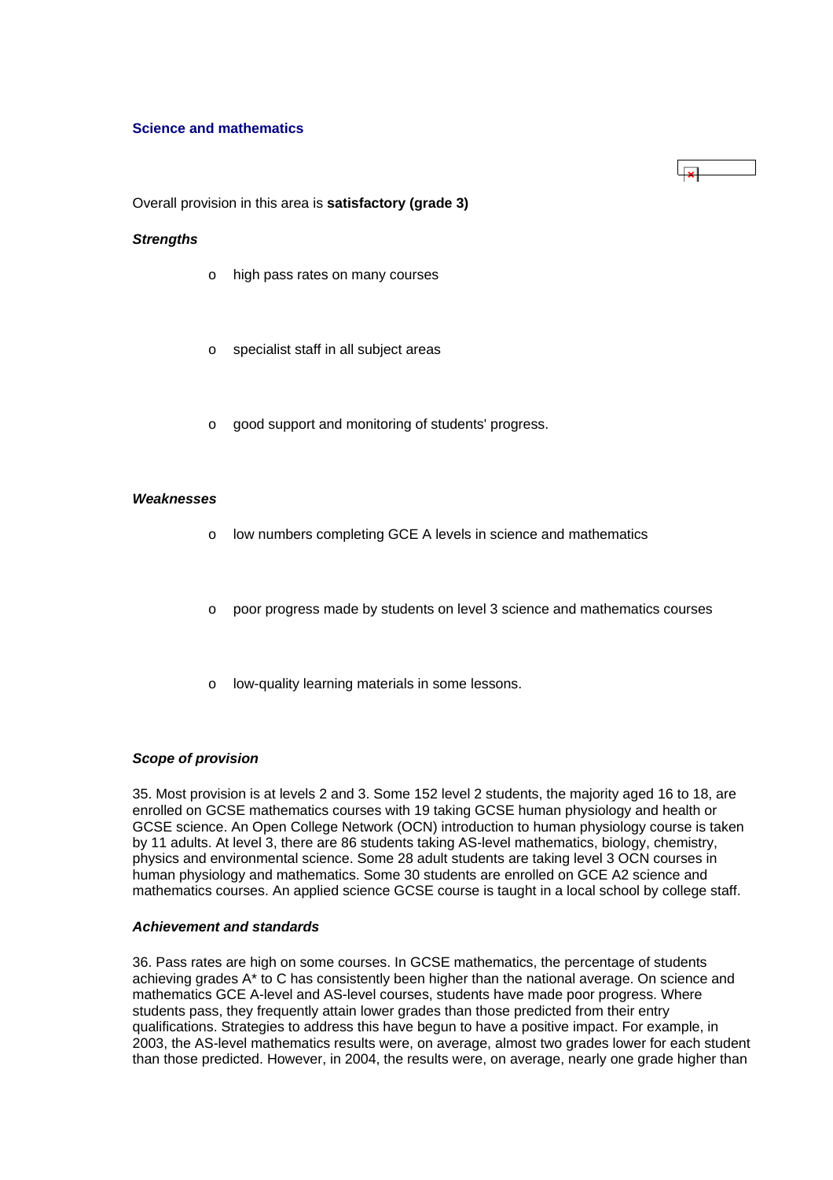### Science and mathematics

Overall provision in this area is **satisfactory (grade 3)**

***Strengths***

- high pass rates on many courses
- specialist staff in all subject areas
- good support and monitoring of students' progress.

***Weaknesses***

- low numbers completing GCE A levels in science and mathematics
- poor progress made by students on level 3 science and mathematics courses
- low-quality learning materials in some lessons.

***Scope of provision***

35. Most provision is at levels 2 and 3. Some 152 level 2 students, the majority aged 16 to 18, are enrolled on GCSE mathematics courses with 19 taking GCSE human physiology and health or GCSE science. An Open College Network (OCN) introduction to human physiology course is taken by 11 adults. At level 3, there are 86 students taking AS-level mathematics, biology, chemistry, physics and environmental science. Some 28 adult students are taking level 3 OCN courses in human physiology and mathematics. Some 30 students are enrolled on GCE A2 science and mathematics courses. An applied science GCSE course is taught in a local school by college staff.

***Achievement and standards***

36. Pass rates are high on some courses. In GCSE mathematics, the percentage of students achieving grades A* to C has consistently been higher than the national average. On science and mathematics GCE A-level and AS-level courses, students have made poor progress. Where students pass, they frequently attain lower grades than those predicted from their entry qualifications. Strategies to address this have begun to have a positive impact. For example, in 2003, the AS-level mathematics results were, on average, almost two grades lower for each student than those predicted. However, in 2004, the results were, on average, nearly one grade higher than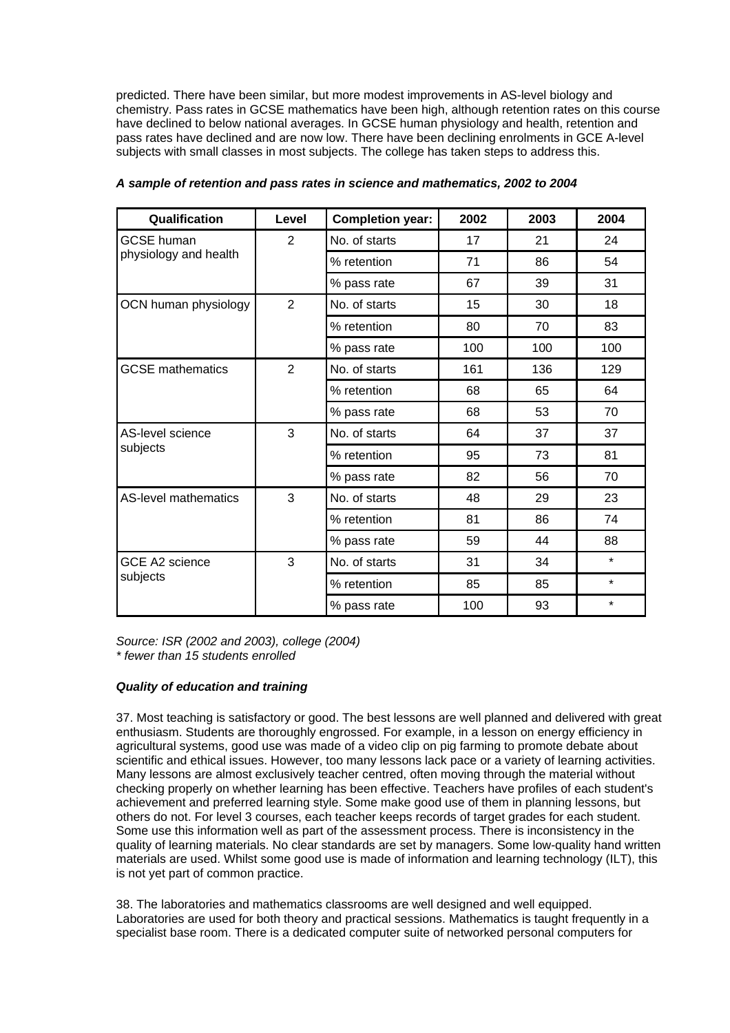predicted. There have been similar, but more modest improvements in AS-level biology and chemistry. Pass rates in GCSE mathematics have been high, although retention rates on this course have declined to below national averages. In GCSE human physiology and health, retention and pass rates have declined and are now low. There have been declining enrolments in GCE A-level subjects with small classes in most subjects. The college has taken steps to address this.

***A sample of retention and pass rates in science and mathematics, 2002 to 2004***

| Qualification | Level | Completion year: | 2002 | 2003 | 2004 |
|---|---|---|---|---|---|
| GCSE human physiology and health | 2 | No. of starts | 17 | 21 | 24 |
| | | % retention | 71 | 86 | 54 |
| | | % pass rate | 67 | 39 | 31 |
| OCN human physiology | 2 | No. of starts | 15 | 30 | 18 |
| | | % retention | 80 | 70 | 83 |
| | | % pass rate | 100 | 100 | 100 |
| GCSE mathematics | 2 | No. of starts | 161 | 136 | 129 |
| | | % retention | 68 | 65 | 64 |
| | | % pass rate | 68 | 53 | 70 |
| AS-level science subjects | 3 | No. of starts | 64 | 37 | 37 |
| | | % retention | 95 | 73 | 81 |
| | | % pass rate | 82 | 56 | 70 |
| AS-level mathematics | 3 | No. of starts | 48 | 29 | 23 |
| | | % retention | 81 | 86 | 74 |
| | | % pass rate | 59 | 44 | 88 |
| GCE A2 science subjects | 3 | No. of starts | 31 | 34 | * |
| | | % retention | 85 | 85 | * |
| | | % pass rate | 100 | 93 | * |

*Source: ISR (2002 and 2003), college (2004)*
*\* fewer than 15 students enrolled*

***Quality of education and training***

37. Most teaching is satisfactory or good. The best lessons are well planned and delivered with great enthusiasm. Students are thoroughly engrossed. For example, in a lesson on energy efficiency in agricultural systems, good use was made of a video clip on pig farming to promote debate about scientific and ethical issues. However, too many lessons lack pace or a variety of learning activities. Many lessons are almost exclusively teacher centred, often moving through the material without checking properly on whether learning has been effective. Teachers have profiles of each student's achievement and preferred learning style. Some make good use of them in planning lessons, but others do not. For level 3 courses, each teacher keeps records of target grades for each student. Some use this information well as part of the assessment process. There is inconsistency in the quality of learning materials. No clear standards are set by managers. Some low-quality hand written materials are used. Whilst some good use is made of information and learning technology (ILT), this is not yet part of common practice.

38. The laboratories and mathematics classrooms are well designed and well equipped. Laboratories are used for both theory and practical sessions. Mathematics is taught frequently in a specialist base room. There is a dedicated computer suite of networked personal computers for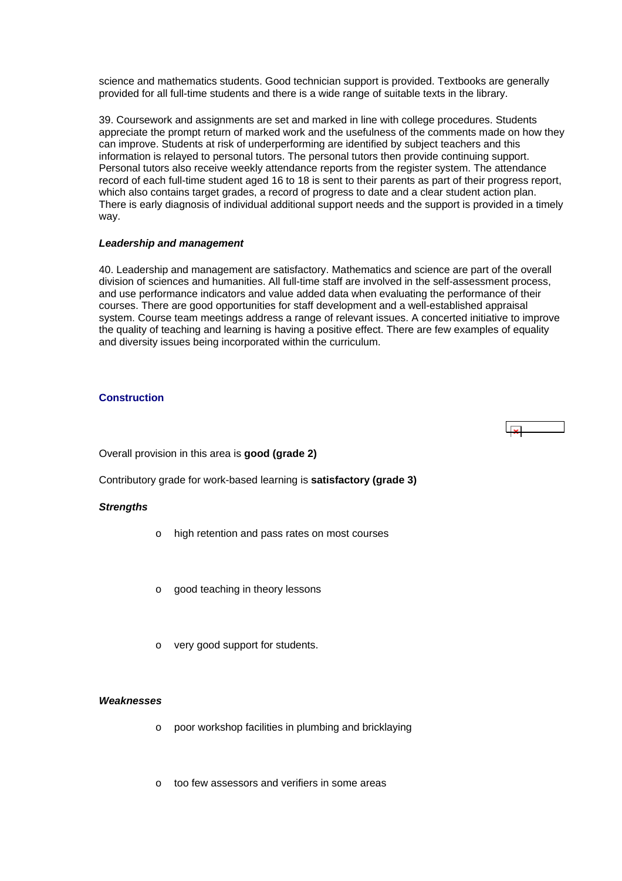science and mathematics students. Good technician support is provided. Textbooks are generally provided for all full-time students and there is a wide range of suitable texts in the library.

39. Coursework and assignments are set and marked in line with college procedures. Students appreciate the prompt return of marked work and the usefulness of the comments made on how they can improve. Students at risk of underperforming are identified by subject teachers and this information is relayed to personal tutors. The personal tutors then provide continuing support. Personal tutors also receive weekly attendance reports from the register system. The attendance record of each full-time student aged 16 to 18 is sent to their parents as part of their progress report, which also contains target grades, a record of progress to date and a clear student action plan. There is early diagnosis of individual additional support needs and the support is provided in a timely way.

***Leadership and management***

40. Leadership and management are satisfactory. Mathematics and science are part of the overall division of sciences and humanities. All full-time staff are involved in the self-assessment process, and use performance indicators and value added data when evaluating the performance of their courses. There are good opportunities for staff development and a well-established appraisal system. Course team meetings address a range of relevant issues. A concerted initiative to improve the quality of teaching and learning is having a positive effect. There are few examples of equality and diversity issues being incorporated within the curriculum.

## Construction

Overall provision in this area is **good (grade 2)**

Contributory grade for work-based learning is **satisfactory (grade 3)**

***Strengths***

- high retention and pass rates on most courses
- good teaching in theory lessons
- very good support for students.

***Weaknesses***

- poor workshop facilities in plumbing and bricklaying
- too few assessors and verifiers in some areas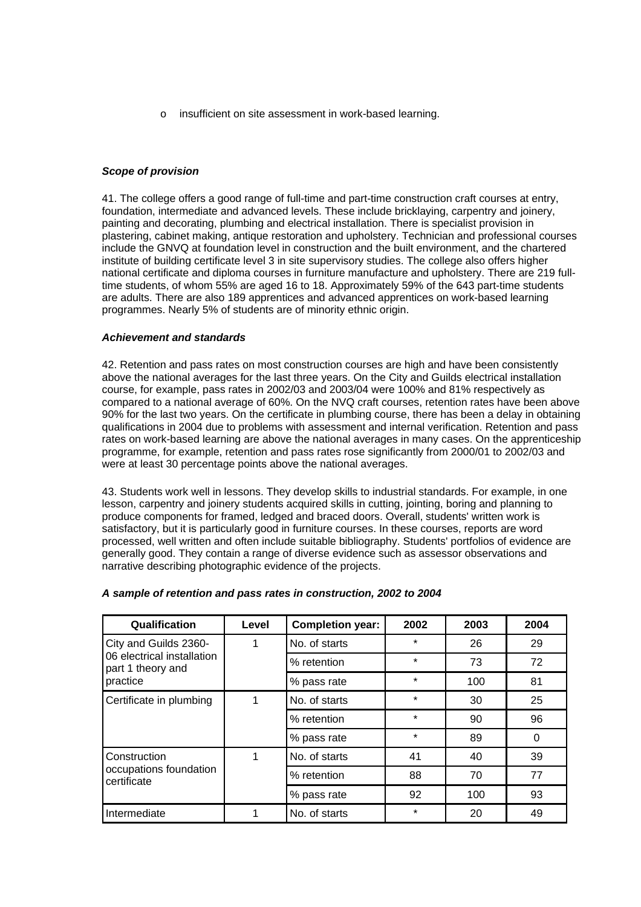- insufficient on site assessment in work-based learning.

***Scope of provision***

41. The college offers a good range of full-time and part-time construction craft courses at entry, foundation, intermediate and advanced levels. These include bricklaying, carpentry and joinery, painting and decorating, plumbing and electrical installation. There is specialist provision in plastering, cabinet making, antique restoration and upholstery. Technician and professional courses include the GNVQ at foundation level in construction and the built environment, and the chartered institute of building certificate level 3 in site supervisory studies. The college also offers higher national certificate and diploma courses in furniture manufacture and upholstery. There are 219 full-time students, of whom 55% are aged 16 to 18. Approximately 59% of the 643 part-time students are adults. There are also 189 apprentices and advanced apprentices on work-based learning programmes. Nearly 5% of students are of minority ethnic origin.

***Achievement and standards***

42. Retention and pass rates on most construction courses are high and have been consistently above the national averages for the last three years. On the City and Guilds electrical installation course, for example, pass rates in 2002/03 and 2003/04 were 100% and 81% respectively as compared to a national average of 60%. On the NVQ craft courses, retention rates have been above 90% for the last two years. On the certificate in plumbing course, there has been a delay in obtaining qualifications in 2004 due to problems with assessment and internal verification. Retention and pass rates on work-based learning are above the national averages in many cases. On the apprenticeship programme, for example, retention and pass rates rose significantly from 2000/01 to 2002/03 and were at least 30 percentage points above the national averages.

43. Students work well in lessons. They develop skills to industrial standards. For example, in one lesson, carpentry and joinery students acquired skills in cutting, jointing, boring and planning to produce components for framed, ledged and braced doors. Overall, students' written work is satisfactory, but it is particularly good in furniture courses. In these courses, reports are word processed, well written and often include suitable bibliography. Students' portfolios of evidence are generally good. They contain a range of diverse evidence such as assessor observations and narrative describing photographic evidence of the projects.

***A sample of retention and pass rates in construction, 2002 to 2004***

| Qualification | Level | Completion year: | 2002 | 2003 | 2004 |
|---|---|---|---|---|---|
| City and Guilds 2360-06 electrical installation part 1 theory and practice | 1 | No. of starts | * | 26 | 29 |
| | | % retention | * | 73 | 72 |
| | | % pass rate | * | 100 | 81 |
| Certificate in plumbing | 1 | No. of starts | * | 30 | 25 |
| | | % retention | * | 90 | 96 |
| | | % pass rate | * | 89 | 0 |
| Construction occupations foundation certificate | 1 | No. of starts | 41 | 40 | 39 |
| | | % retention | 88 | 70 | 77 |
| | | % pass rate | 92 | 100 | 93 |
| Intermediate | 1 | No. of starts | * | 20 | 49 |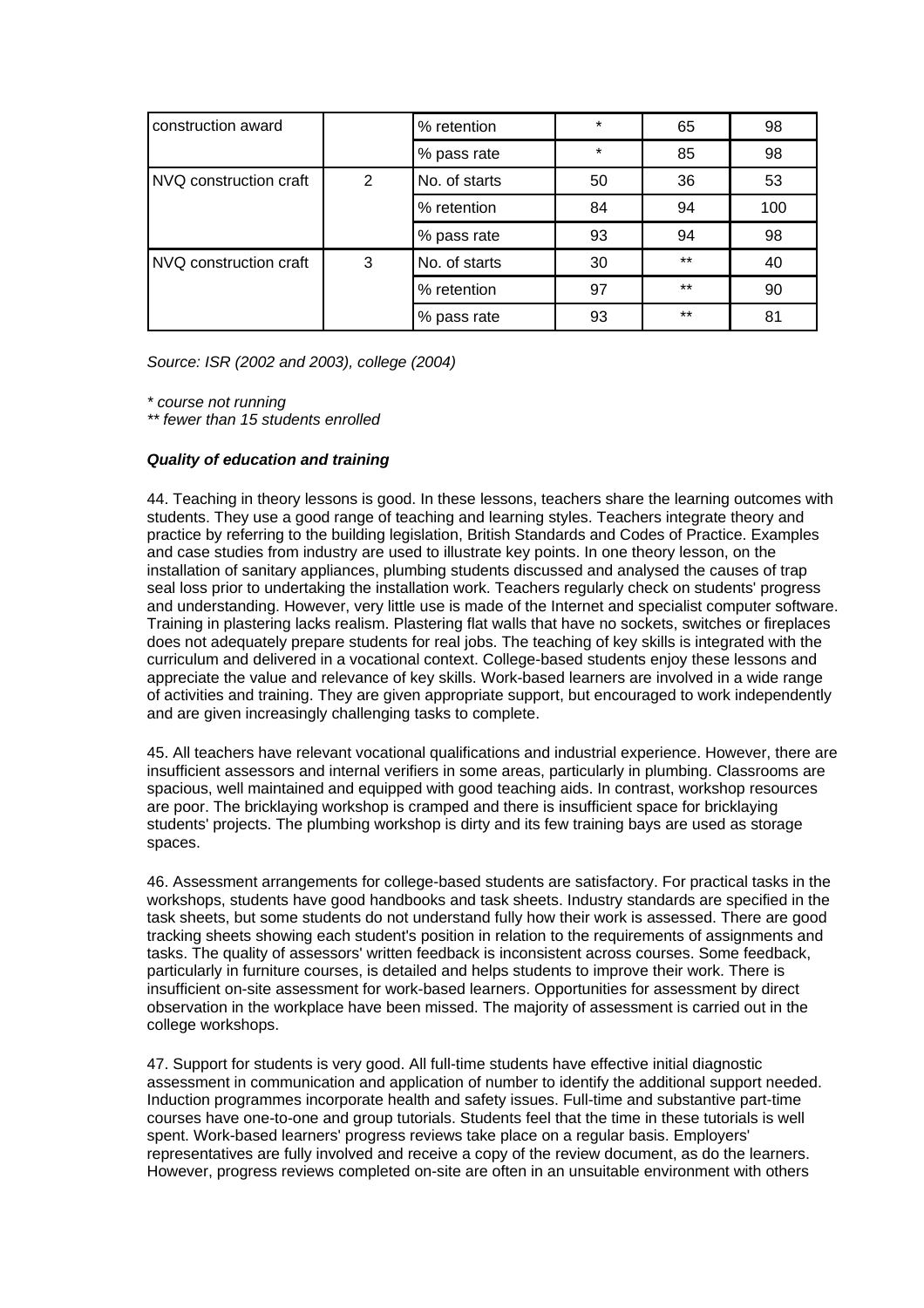| construction award | | % retention | * | 65 | 98 |
|---|---|---|---|---|---|
| | | % pass rate | * | 85 | 98 |
| NVQ construction craft | 2 | No. of starts | 50 | 36 | 53 |
| | | % retention | 84 | 94 | 100 |
| | | % pass rate | 93 | 94 | 98 |
| NVQ construction craft | 3 | No. of starts | 30 | ** | 40 |
| | | % retention | 97 | ** | 90 |
| | | % pass rate | 93 | ** | 81 |

*Source: ISR (2002 and 2003), college (2004)*

*\* course not running*
*\*\* fewer than 15 students enrolled*

***Quality of education and training***

44. Teaching in theory lessons is good. In these lessons, teachers share the learning outcomes with students. They use a good range of teaching and learning styles. Teachers integrate theory and practice by referring to the building legislation, British Standards and Codes of Practice. Examples and case studies from industry are used to illustrate key points. In one theory lesson, on the installation of sanitary appliances, plumbing students discussed and analysed the causes of trap seal loss prior to undertaking the installation work. Teachers regularly check on students' progress and understanding. However, very little use is made of the Internet and specialist computer software. Training in plastering lacks realism. Plastering flat walls that have no sockets, switches or fireplaces does not adequately prepare students for real jobs. The teaching of key skills is integrated with the curriculum and delivered in a vocational context. College-based students enjoy these lessons and appreciate the value and relevance of key skills. Work-based learners are involved in a wide range of activities and training. They are given appropriate support, but encouraged to work independently and are given increasingly challenging tasks to complete.

45. All teachers have relevant vocational qualifications and industrial experience. However, there are insufficient assessors and internal verifiers in some areas, particularly in plumbing. Classrooms are spacious, well maintained and equipped with good teaching aids. In contrast, workshop resources are poor. The bricklaying workshop is cramped and there is insufficient space for bricklaying students' projects. The plumbing workshop is dirty and its few training bays are used as storage spaces.

46. Assessment arrangements for college-based students are satisfactory. For practical tasks in the workshops, students have good handbooks and task sheets. Industry standards are specified in the task sheets, but some students do not understand fully how their work is assessed. There are good tracking sheets showing each student's position in relation to the requirements of assignments and tasks. The quality of assessors' written feedback is inconsistent across courses. Some feedback, particularly in furniture courses, is detailed and helps students to improve their work. There is insufficient on-site assessment for work-based learners. Opportunities for assessment by direct observation in the workplace have been missed. The majority of assessment is carried out in the college workshops.

47. Support for students is very good. All full-time students have effective initial diagnostic assessment in communication and application of number to identify the additional support needed. Induction programmes incorporate health and safety issues. Full-time and substantive part-time courses have one-to-one and group tutorials. Students feel that the time in these tutorials is well spent. Work-based learners' progress reviews take place on a regular basis. Employers' representatives are fully involved and receive a copy of the review document, as do the learners. However, progress reviews completed on-site are often in an unsuitable environment with others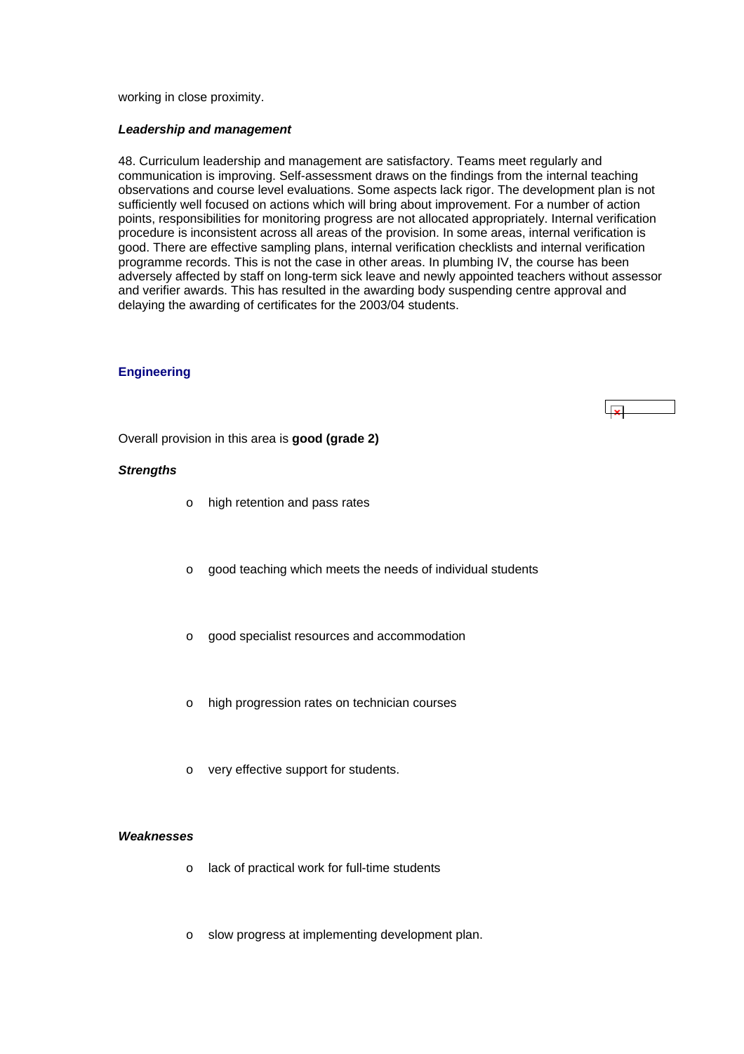working in close proximity.

***Leadership and management***

48. Curriculum leadership and management are satisfactory. Teams meet regularly and communication is improving. Self-assessment draws on the findings from the internal teaching observations and course level evaluations. Some aspects lack rigor. The development plan is not sufficiently well focused on actions which will bring about improvement. For a number of action points, responsibilities for monitoring progress are not allocated appropriately. Internal verification procedure is inconsistent across all areas of the provision. In some areas, internal verification is good. There are effective sampling plans, internal verification checklists and internal verification programme records. This is not the case in other areas. In plumbing IV, the course has been adversely affected by staff on long-term sick leave and newly appointed teachers without assessor and verifier awards. This has resulted in the awarding body suspending centre approval and delaying the awarding of certificates for the 2003/04 students.

## Engineering

Overall provision in this area is **good (grade 2)**

***Strengths***

- high retention and pass rates
- good teaching which meets the needs of individual students
- good specialist resources and accommodation
- high progression rates on technician courses
- very effective support for students.

***Weaknesses***

- lack of practical work for full-time students
- slow progress at implementing development plan.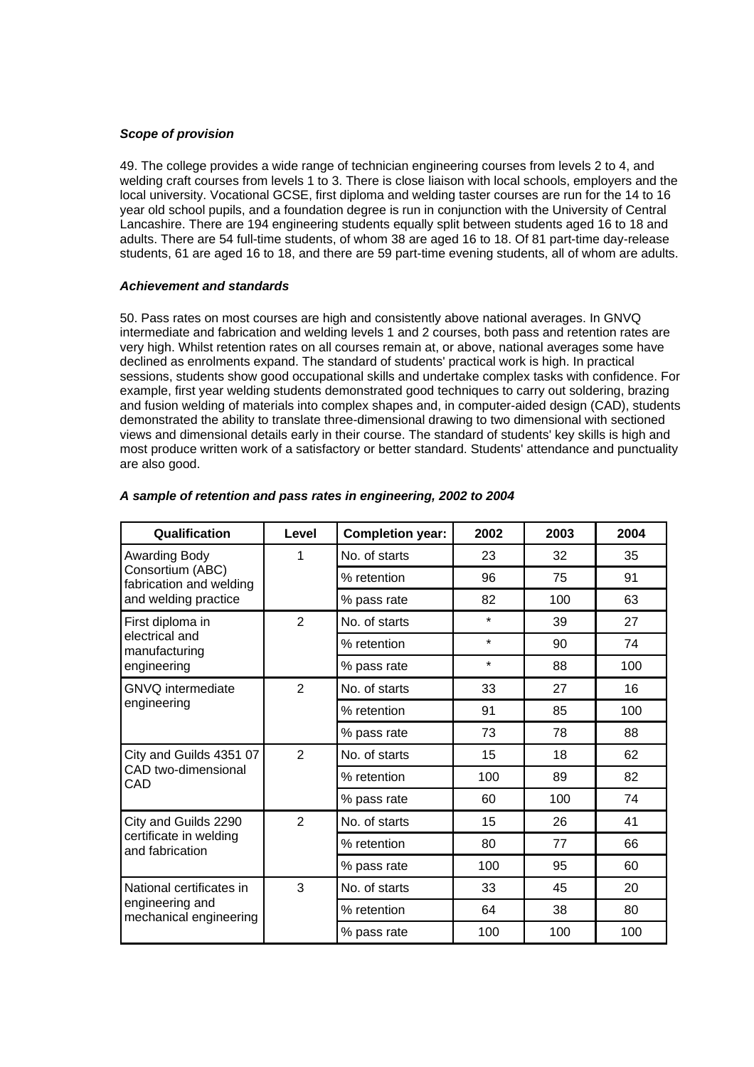***Scope of provision***

49. The college provides a wide range of technician engineering courses from levels 2 to 4, and welding craft courses from levels 1 to 3. There is close liaison with local schools, employers and the local university. Vocational GCSE, first diploma and welding taster courses are run for the 14 to 16 year old school pupils, and a foundation degree is run in conjunction with the University of Central Lancashire. There are 194 engineering students equally split between students aged 16 to 18 and adults. There are 54 full-time students, of whom 38 are aged 16 to 18. Of 81 part-time day-release students, 61 are aged 16 to 18, and there are 59 part-time evening students, all of whom are adults.

***Achievement and standards***

50. Pass rates on most courses are high and consistently above national averages. In GNVQ intermediate and fabrication and welding levels 1 and 2 courses, both pass and retention rates are very high. Whilst retention rates on all courses remain at, or above, national averages some have declined as enrolments expand. The standard of students' practical work is high. In practical sessions, students show good occupational skills and undertake complex tasks with confidence. For example, first year welding students demonstrated good techniques to carry out soldering, brazing and fusion welding of materials into complex shapes and, in computer-aided design (CAD), students demonstrated the ability to translate three-dimensional drawing to two dimensional with sectioned views and dimensional details early in their course. The standard of students' key skills is high and most produce written work of a satisfactory or better standard. Students' attendance and punctuality are also good.

***A sample of retention and pass rates in engineering, 2002 to 2004***

| Qualification | Level | Completion year: | 2002 | 2003 | 2004 |
|---|---|---|---|---|---|
| Awarding Body Consortium (ABC) fabrication and welding and welding practice | 1 | No. of starts | 23 | 32 | 35 |
| | | % retention | 96 | 75 | 91 |
| | | % pass rate | 82 | 100 | 63 |
| First diploma in electrical and manufacturing engineering | 2 | No. of starts | * | 39 | 27 |
| | | % retention | * | 90 | 74 |
| | | % pass rate | * | 88 | 100 |
| GNVQ intermediate engineering | 2 | No. of starts | 33 | 27 | 16 |
| | | % retention | 91 | 85 | 100 |
| | | % pass rate | 73 | 78 | 88 |
| City and Guilds 4351 07 CAD two-dimensional CAD | 2 | No. of starts | 15 | 18 | 62 |
| | | % retention | 100 | 89 | 82 |
| | | % pass rate | 60 | 100 | 74 |
| City and Guilds 2290 certificate in welding and fabrication | 2 | No. of starts | 15 | 26 | 41 |
| | | % retention | 80 | 77 | 66 |
| | | % pass rate | 100 | 95 | 60 |
| National certificates in engineering and mechanical engineering | 3 | No. of starts | 33 | 45 | 20 |
| | | % retention | 64 | 38 | 80 |
| | | % pass rate | 100 | 100 | 100 |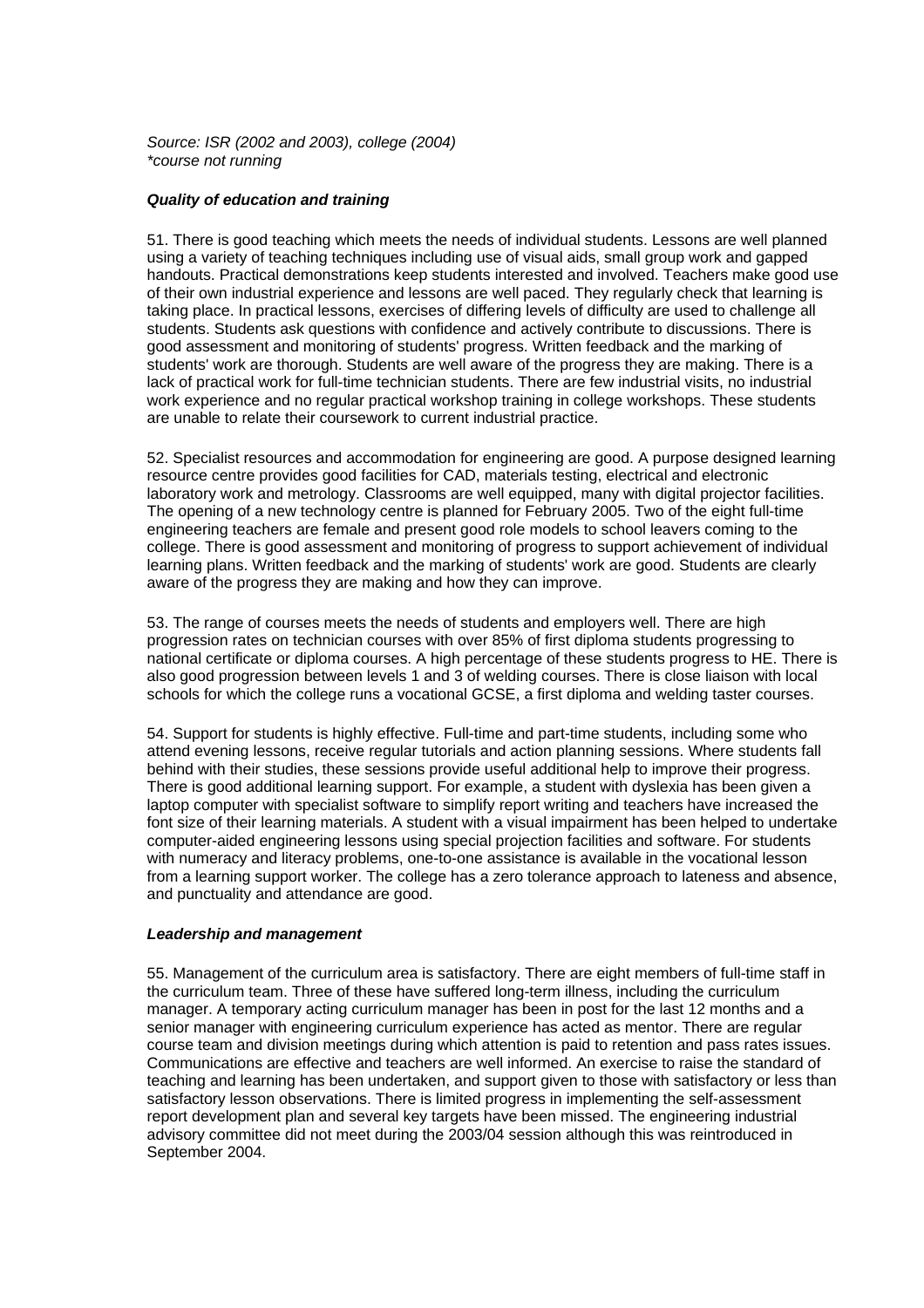*Source: ISR (2002 and 2003), college (2004)*
*\*course not running*

***Quality of education and training***

51. There is good teaching which meets the needs of individual students. Lessons are well planned using a variety of teaching techniques including use of visual aids, small group work and gapped handouts. Practical demonstrations keep students interested and involved. Teachers make good use of their own industrial experience and lessons are well paced. They regularly check that learning is taking place. In practical lessons, exercises of differing levels of difficulty are used to challenge all students. Students ask questions with confidence and actively contribute to discussions. There is good assessment and monitoring of students' progress. Written feedback and the marking of students' work are thorough. Students are well aware of the progress they are making. There is a lack of practical work for full-time technician students. There are few industrial visits, no industrial work experience and no regular practical workshop training in college workshops. These students are unable to relate their coursework to current industrial practice.

52. Specialist resources and accommodation for engineering are good. A purpose designed learning resource centre provides good facilities for CAD, materials testing, electrical and electronic laboratory work and metrology. Classrooms are well equipped, many with digital projector facilities. The opening of a new technology centre is planned for February 2005. Two of the eight full-time engineering teachers are female and present good role models to school leavers coming to the college. There is good assessment and monitoring of progress to support achievement of individual learning plans. Written feedback and the marking of students' work are good. Students are clearly aware of the progress they are making and how they can improve.

53. The range of courses meets the needs of students and employers well. There are high progression rates on technician courses with over 85% of first diploma students progressing to national certificate or diploma courses. A high percentage of these students progress to HE. There is also good progression between levels 1 and 3 of welding courses. There is close liaison with local schools for which the college runs a vocational GCSE, a first diploma and welding taster courses.

54. Support for students is highly effective. Full-time and part-time students, including some who attend evening lessons, receive regular tutorials and action planning sessions. Where students fall behind with their studies, these sessions provide useful additional help to improve their progress. There is good additional learning support. For example, a student with dyslexia has been given a laptop computer with specialist software to simplify report writing and teachers have increased the font size of their learning materials. A student with a visual impairment has been helped to undertake computer-aided engineering lessons using special projection facilities and software. For students with numeracy and literacy problems, one-to-one assistance is available in the vocational lesson from a learning support worker. The college has a zero tolerance approach to lateness and absence, and punctuality and attendance are good.

***Leadership and management***

55. Management of the curriculum area is satisfactory. There are eight members of full-time staff in the curriculum team. Three of these have suffered long-term illness, including the curriculum manager. A temporary acting curriculum manager has been in post for the last 12 months and a senior manager with engineering curriculum experience has acted as mentor. There are regular course team and division meetings during which attention is paid to retention and pass rates issues. Communications are effective and teachers are well informed. An exercise to raise the standard of teaching and learning has been undertaken, and support given to those with satisfactory or less than satisfactory lesson observations. There is limited progress in implementing the self-assessment report development plan and several key targets have been missed. The engineering industrial advisory committee did not meet during the 2003/04 session although this was reintroduced in September 2004.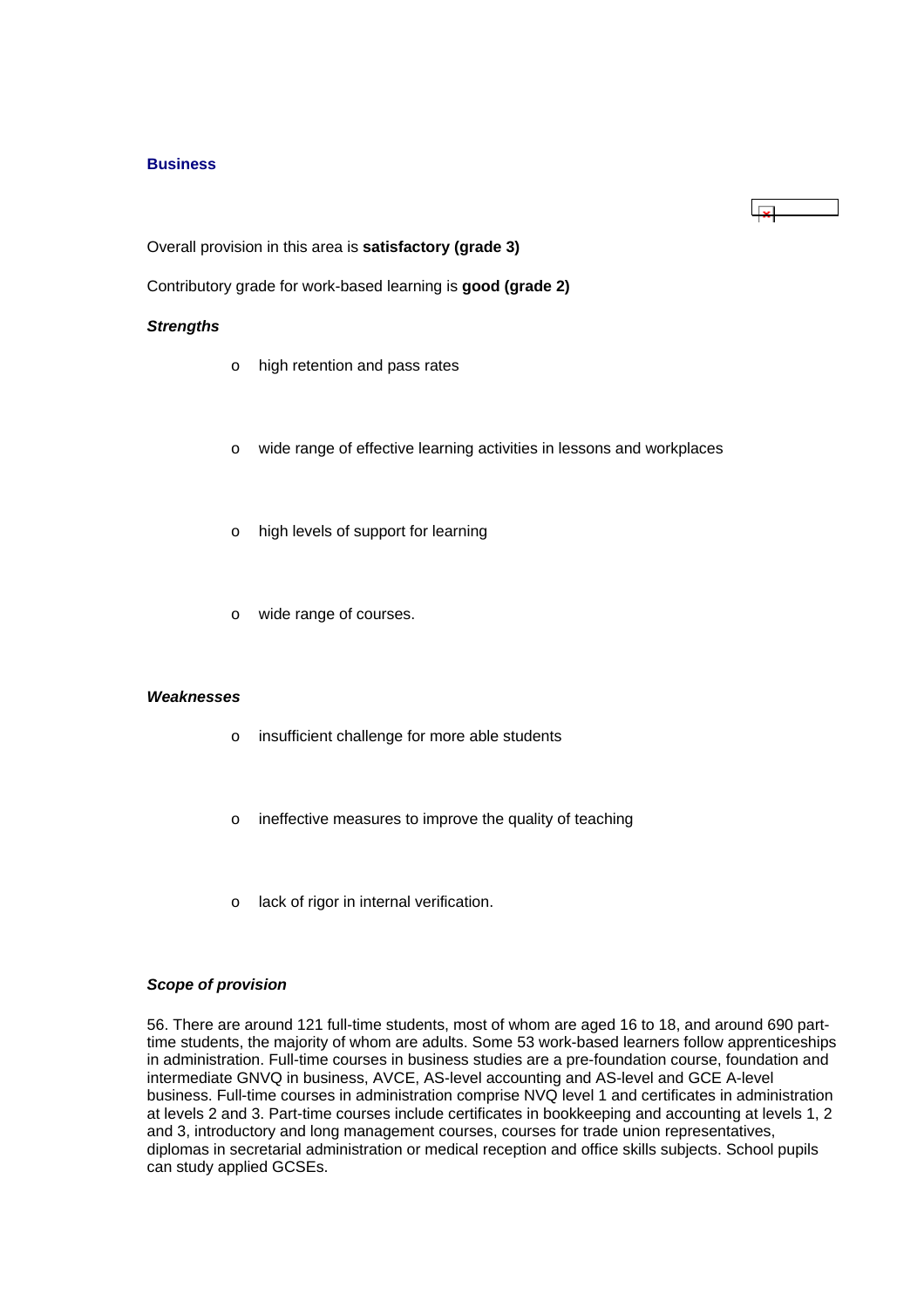### Business

Overall provision in this area is **satisfactory (grade 3)**

Contributory grade for work-based learning is **good (grade 2)**

***Strengths***

- high retention and pass rates
- wide range of effective learning activities in lessons and workplaces
- high levels of support for learning
- wide range of courses.

***Weaknesses***

- insufficient challenge for more able students
- ineffective measures to improve the quality of teaching
- lack of rigor in internal verification.

***Scope of provision***

56. There are around 121 full-time students, most of whom are aged 16 to 18, and around 690 part-time students, the majority of whom are adults. Some 53 work-based learners follow apprenticeships in administration. Full-time courses in business studies are a pre-foundation course, foundation and intermediate GNVQ in business, AVCE, AS-level accounting and AS-level and GCE A-level business. Full-time courses in administration comprise NVQ level 1 and certificates in administration at levels 2 and 3. Part-time courses include certificates in bookkeeping and accounting at levels 1, 2 and 3, introductory and long management courses, courses for trade union representatives, diplomas in secretarial administration or medical reception and office skills subjects. School pupils can study applied GCSEs.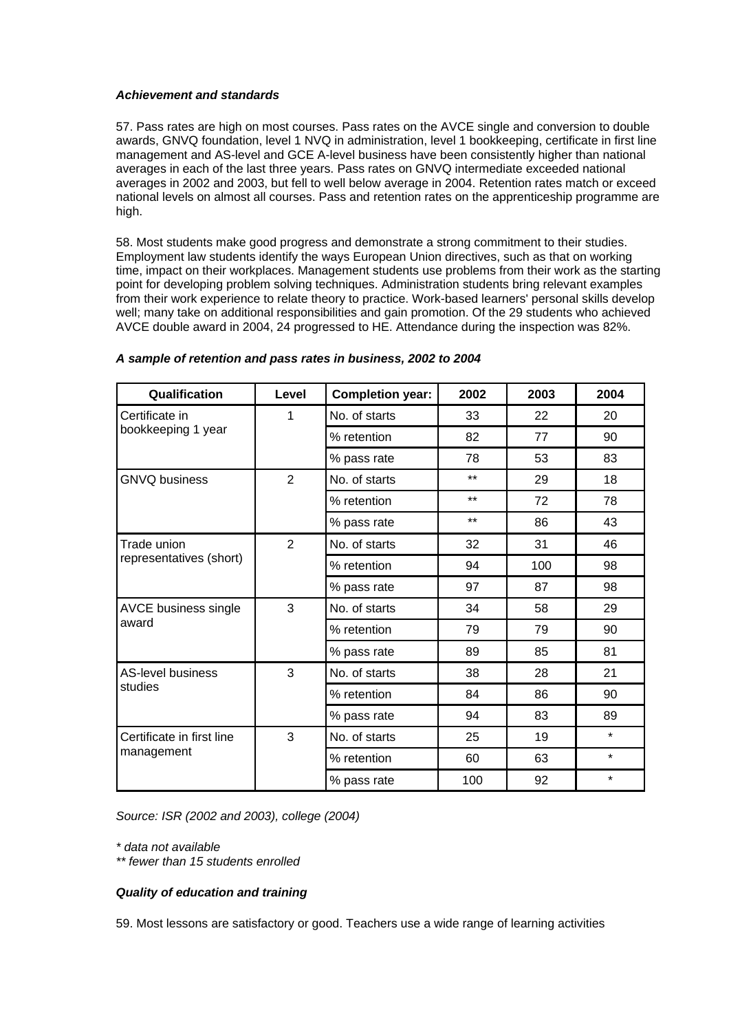***Achievement and standards***

57. Pass rates are high on most courses. Pass rates on the AVCE single and conversion to double awards, GNVQ foundation, level 1 NVQ in administration, level 1 bookkeeping, certificate in first line management and AS-level and GCE A-level business have been consistently higher than national averages in each of the last three years. Pass rates on GNVQ intermediate exceeded national averages in 2002 and 2003, but fell to well below average in 2004. Retention rates match or exceed national levels on almost all courses. Pass and retention rates on the apprenticeship programme are high.

58. Most students make good progress and demonstrate a strong commitment to their studies. Employment law students identify the ways European Union directives, such as that on working time, impact on their workplaces. Management students use problems from their work as the starting point for developing problem solving techniques. Administration students bring relevant examples from their work experience to relate theory to practice. Work-based learners' personal skills develop well; many take on additional responsibilities and gain promotion. Of the 29 students who achieved AVCE double award in 2004, 24 progressed to HE. Attendance during the inspection was 82%.

***A sample of retention and pass rates in business, 2002 to 2004***

| Qualification | Level | Completion year: | 2002 | 2003 | 2004 |
|---|---|---|---|---|---|
| Certificate in bookkeeping 1 year | 1 | No. of starts | 33 | 22 | 20 |
| | | % retention | 82 | 77 | 90 |
| | | % pass rate | 78 | 53 | 83 |
| GNVQ business | 2 | No. of starts | ** | 29 | 18 |
| | | % retention | ** | 72 | 78 |
| | | % pass rate | ** | 86 | 43 |
| Trade union representatives (short) | 2 | No. of starts | 32 | 31 | 46 |
| | | % retention | 94 | 100 | 98 |
| | | % pass rate | 97 | 87 | 98 |
| AVCE business single award | 3 | No. of starts | 34 | 58 | 29 |
| | | % retention | 79 | 79 | 90 |
| | | % pass rate | 89 | 85 | 81 |
| AS-level business studies | 3 | No. of starts | 38 | 28 | 21 |
| | | % retention | 84 | 86 | 90 |
| | | % pass rate | 94 | 83 | 89 |
| Certificate in first line management | 3 | No. of starts | 25 | 19 | * |
| | | % retention | 60 | 63 | * |
| | | % pass rate | 100 | 92 | * |

*Source: ISR (2002 and 2003), college (2004)*

*\* data not available*
*\*\* fewer than 15 students enrolled*

***Quality of education and training***

59. Most lessons are satisfactory or good. Teachers use a wide range of learning activities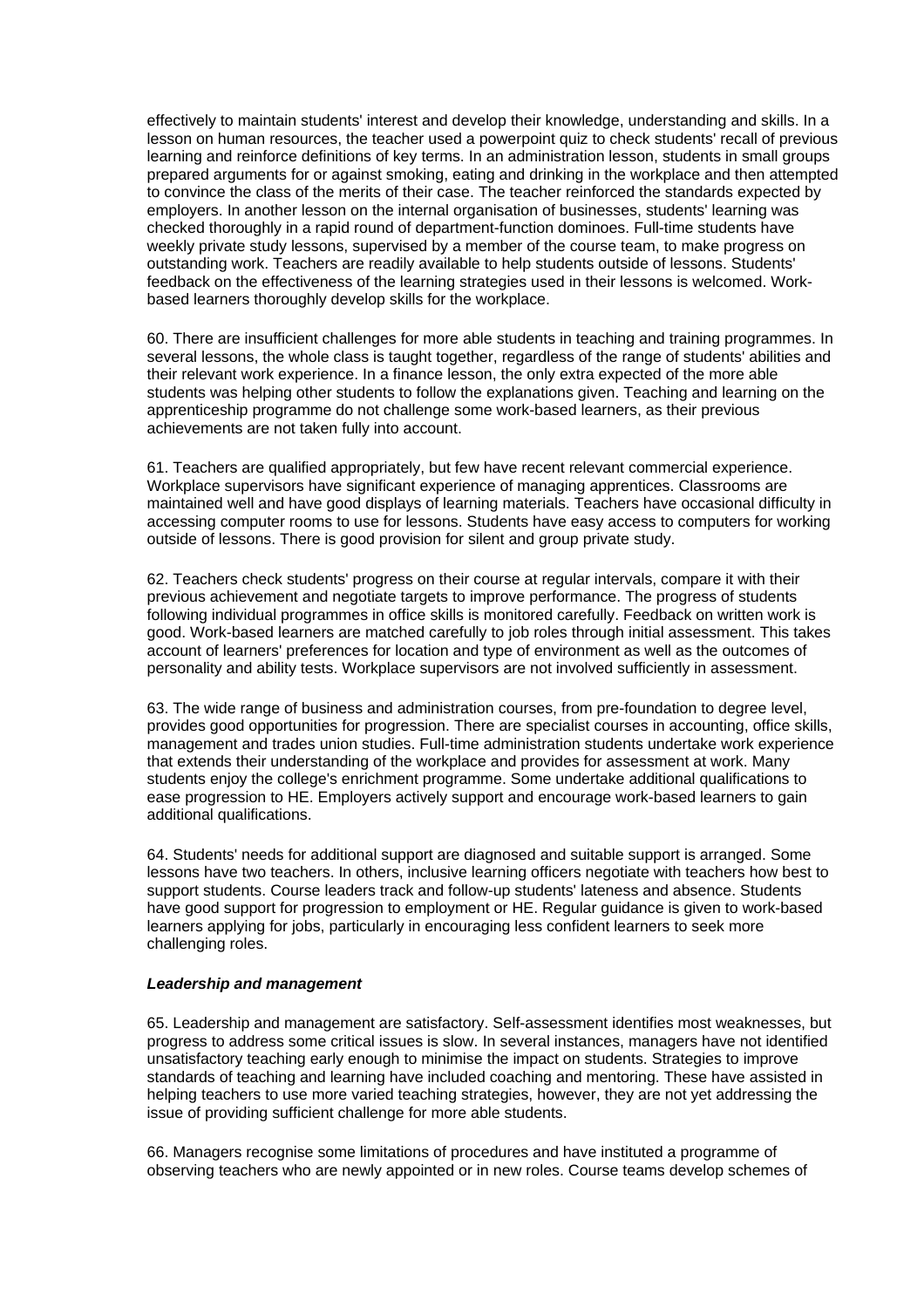effectively to maintain students' interest and develop their knowledge, understanding and skills. In a lesson on human resources, the teacher used a powerpoint quiz to check students' recall of previous learning and reinforce definitions of key terms. In an administration lesson, students in small groups prepared arguments for or against smoking, eating and drinking in the workplace and then attempted to convince the class of the merits of their case. The teacher reinforced the standards expected by employers. In another lesson on the internal organisation of businesses, students' learning was checked thoroughly in a rapid round of department-function dominoes. Full-time students have weekly private study lessons, supervised by a member of the course team, to make progress on outstanding work. Teachers are readily available to help students outside of lessons. Students' feedback on the effectiveness of the learning strategies used in their lessons is welcomed. Work-based learners thoroughly develop skills for the workplace.

60. There are insufficient challenges for more able students in teaching and training programmes. In several lessons, the whole class is taught together, regardless of the range of students' abilities and their relevant work experience. In a finance lesson, the only extra expected of the more able students was helping other students to follow the explanations given. Teaching and learning on the apprenticeship programme do not challenge some work-based learners, as their previous achievements are not taken fully into account.

61. Teachers are qualified appropriately, but few have recent relevant commercial experience. Workplace supervisors have significant experience of managing apprentices. Classrooms are maintained well and have good displays of learning materials. Teachers have occasional difficulty in accessing computer rooms to use for lessons. Students have easy access to computers for working outside of lessons. There is good provision for silent and group private study.

62. Teachers check students' progress on their course at regular intervals, compare it with their previous achievement and negotiate targets to improve performance. The progress of students following individual programmes in office skills is monitored carefully. Feedback on written work is good. Work-based learners are matched carefully to job roles through initial assessment. This takes account of learners' preferences for location and type of environment as well as the outcomes of personality and ability tests. Workplace supervisors are not involved sufficiently in assessment.

63. The wide range of business and administration courses, from pre-foundation to degree level, provides good opportunities for progression. There are specialist courses in accounting, office skills, management and trades union studies. Full-time administration students undertake work experience that extends their understanding of the workplace and provides for assessment at work. Many students enjoy the college's enrichment programme. Some undertake additional qualifications to ease progression to HE. Employers actively support and encourage work-based learners to gain additional qualifications.

64. Students' needs for additional support are diagnosed and suitable support is arranged. Some lessons have two teachers. In others, inclusive learning officers negotiate with teachers how best to support students. Course leaders track and follow-up students' lateness and absence. Students have good support for progression to employment or HE. Regular guidance is given to work-based learners applying for jobs, particularly in encouraging less confident learners to seek more challenging roles.

***Leadership and management***

65. Leadership and management are satisfactory. Self-assessment identifies most weaknesses, but progress to address some critical issues is slow. In several instances, managers have not identified unsatisfactory teaching early enough to minimise the impact on students. Strategies to improve standards of teaching and learning have included coaching and mentoring. These have assisted in helping teachers to use more varied teaching strategies, however, they are not yet addressing the issue of providing sufficient challenge for more able students.

66. Managers recognise some limitations of procedures and have instituted a programme of observing teachers who are newly appointed or in new roles. Course teams develop schemes of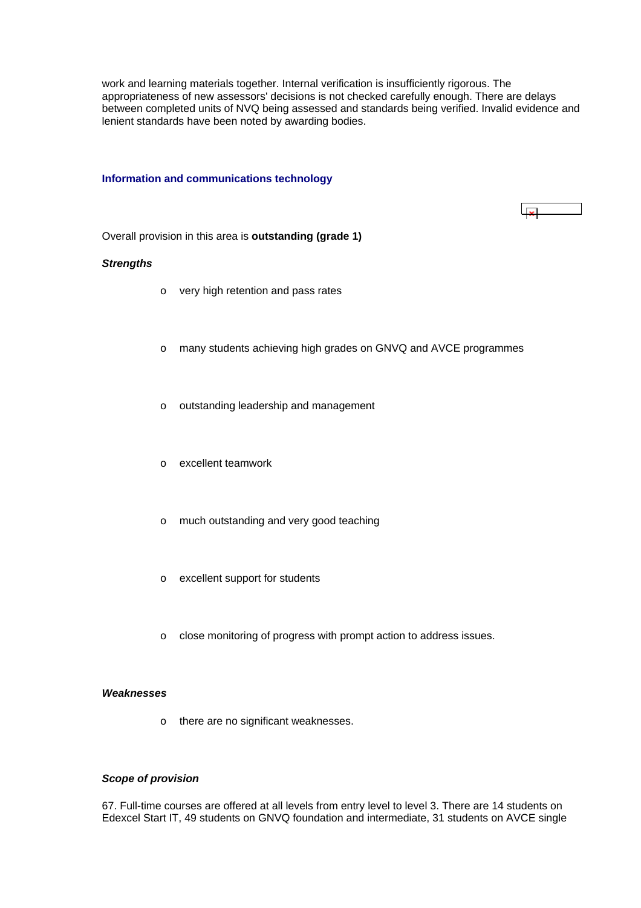work and learning materials together. Internal verification is insufficiently rigorous. The appropriateness of new assessors' decisions is not checked carefully enough. There are delays between completed units of NVQ being assessed and standards being verified. Invalid evidence and lenient standards have been noted by awarding bodies.

### Information and communications technology

Overall provision in this area is **outstanding (grade 1)**

***Strengths***

- very high retention and pass rates
- many students achieving high grades on GNVQ and AVCE programmes
- outstanding leadership and management
- excellent teamwork
- much outstanding and very good teaching
- excellent support for students
- close monitoring of progress with prompt action to address issues.

***Weaknesses***

- there are no significant weaknesses.

***Scope of provision***

67. Full-time courses are offered at all levels from entry level to level 3. There are 14 students on Edexcel Start IT, 49 students on GNVQ foundation and intermediate, 31 students on AVCE single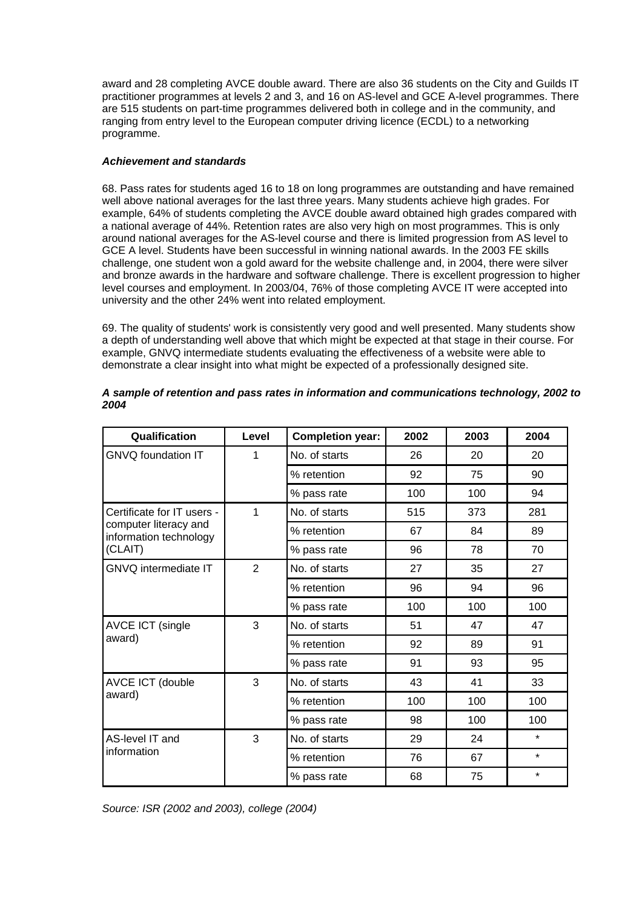award and 28 completing AVCE double award. There are also 36 students on the City and Guilds IT practitioner programmes at levels 2 and 3, and 16 on AS-level and GCE A-level programmes. There are 515 students on part-time programmes delivered both in college and in the community, and ranging from entry level to the European computer driving licence (ECDL) to a networking programme.

***Achievement and standards***

68. Pass rates for students aged 16 to 18 on long programmes are outstanding and have remained well above national averages for the last three years. Many students achieve high grades. For example, 64% of students completing the AVCE double award obtained high grades compared with a national average of 44%. Retention rates are also very high on most programmes. This is only around national averages for the AS-level course and there is limited progression from AS level to GCE A level. Students have been successful in winning national awards. In the 2003 FE skills challenge, one student won a gold award for the website challenge and, in 2004, there were silver and bronze awards in the hardware and software challenge. There is excellent progression to higher level courses and employment. In 2003/04, 76% of those completing AVCE IT were accepted into university and the other 24% went into related employment.

69. The quality of students' work is consistently very good and well presented. Many students show a depth of understanding well above that which might be expected at that stage in their course. For example, GNVQ intermediate students evaluating the effectiveness of a website were able to demonstrate a clear insight into what might be expected of a professionally designed site.

***A sample of retention and pass rates in information and communications technology, 2002 to 2004***

| Qualification | Level | Completion year: | 2002 | 2003 | 2004 |
|---|---|---|---|---|---|
| GNVQ foundation IT | 1 | No. of starts | 26 | 20 | 20 |
| | | % retention | 92 | 75 | 90 |
| | | % pass rate | 100 | 100 | 94 |
| Certificate for IT users - computer literacy and information technology (CLAIT) | 1 | No. of starts | 515 | 373 | 281 |
| | | % retention | 67 | 84 | 89 |
| | | % pass rate | 96 | 78 | 70 |
| GNVQ intermediate IT | 2 | No. of starts | 27 | 35 | 27 |
| | | % retention | 96 | 94 | 96 |
| | | % pass rate | 100 | 100 | 100 |
| AVCE ICT (single award) | 3 | No. of starts | 51 | 47 | 47 |
| | | % retention | 92 | 89 | 91 |
| | | % pass rate | 91 | 93 | 95 |
| AVCE ICT (double award) | 3 | No. of starts | 43 | 41 | 33 |
| | | % retention | 100 | 100 | 100 |
| | | % pass rate | 98 | 100 | 100 |
| AS-level IT and information | 3 | No. of starts | 29 | 24 | * |
| | | % retention | 76 | 67 | * |
| | | % pass rate | 68 | 75 | * |

*Source: ISR (2002 and 2003), college (2004)*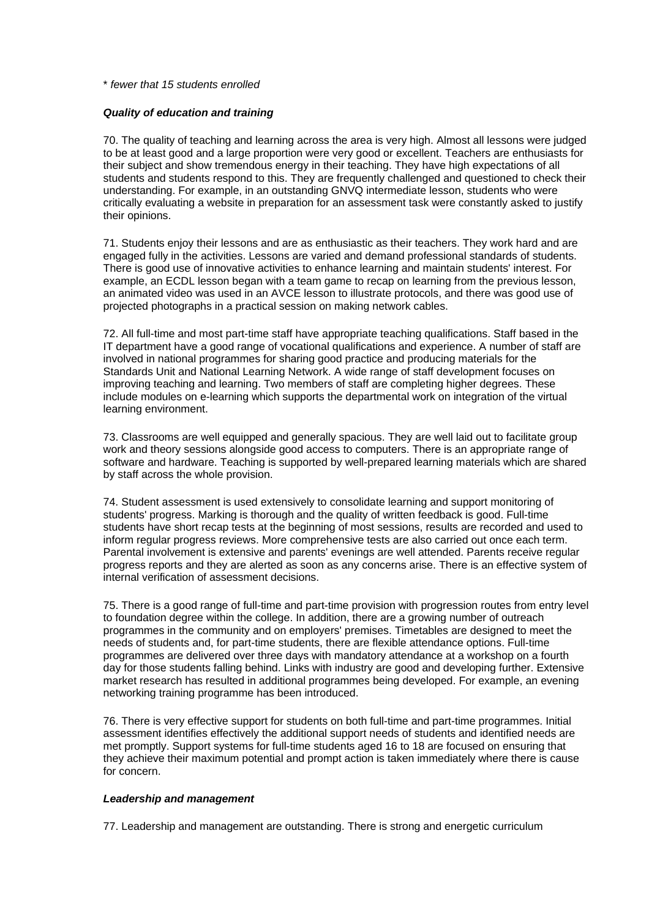* *fewer that 15 students enrolled*

### *Quality of education and training*

70. The quality of teaching and learning across the area is very high. Almost all lessons were judged to be at least good and a large proportion were very good or excellent. Teachers are enthusiasts for their subject and show tremendous energy in their teaching. They have high expectations of all students and students respond to this. They are frequently challenged and questioned to check their understanding. For example, in an outstanding GNVQ intermediate lesson, students who were critically evaluating a website in preparation for an assessment task were constantly asked to justify their opinions.

71. Students enjoy their lessons and are as enthusiastic as their teachers. They work hard and are engaged fully in the activities. Lessons are varied and demand professional standards of students. There is good use of innovative activities to enhance learning and maintain students' interest. For example, an ECDL lesson began with a team game to recap on learning from the previous lesson, an animated video was used in an AVCE lesson to illustrate protocols, and there was good use of projected photographs in a practical session on making network cables.

72. All full-time and most part-time staff have appropriate teaching qualifications. Staff based in the IT department have a good range of vocational qualifications and experience. A number of staff are involved in national programmes for sharing good practice and producing materials for the Standards Unit and National Learning Network. A wide range of staff development focuses on improving teaching and learning. Two members of staff are completing higher degrees. These include modules on e-learning which supports the departmental work on integration of the virtual learning environment.

73. Classrooms are well equipped and generally spacious. They are well laid out to facilitate group work and theory sessions alongside good access to computers. There is an appropriate range of software and hardware. Teaching is supported by well-prepared learning materials which are shared by staff across the whole provision.

74. Student assessment is used extensively to consolidate learning and support monitoring of students' progress. Marking is thorough and the quality of written feedback is good. Full-time students have short recap tests at the beginning of most sessions, results are recorded and used to inform regular progress reviews. More comprehensive tests are also carried out once each term. Parental involvement is extensive and parents' evenings are well attended. Parents receive regular progress reports and they are alerted as soon as any concerns arise. There is an effective system of internal verification of assessment decisions.

75. There is a good range of full-time and part-time provision with progression routes from entry level to foundation degree within the college. In addition, there are a growing number of outreach programmes in the community and on employers' premises. Timetables are designed to meet the needs of students and, for part-time students, there are flexible attendance options. Full-time programmes are delivered over three days with mandatory attendance at a workshop on a fourth day for those students falling behind. Links with industry are good and developing further. Extensive market research has resulted in additional programmes being developed. For example, an evening networking training programme has been introduced.

76. There is very effective support for students on both full-time and part-time programmes. Initial assessment identifies effectively the additional support needs of students and identified needs are met promptly. Support systems for full-time students aged 16 to 18 are focused on ensuring that they achieve their maximum potential and prompt action is taken immediately where there is cause for concern.

### *Leadership and management*

77. Leadership and management are outstanding. There is strong and energetic curriculum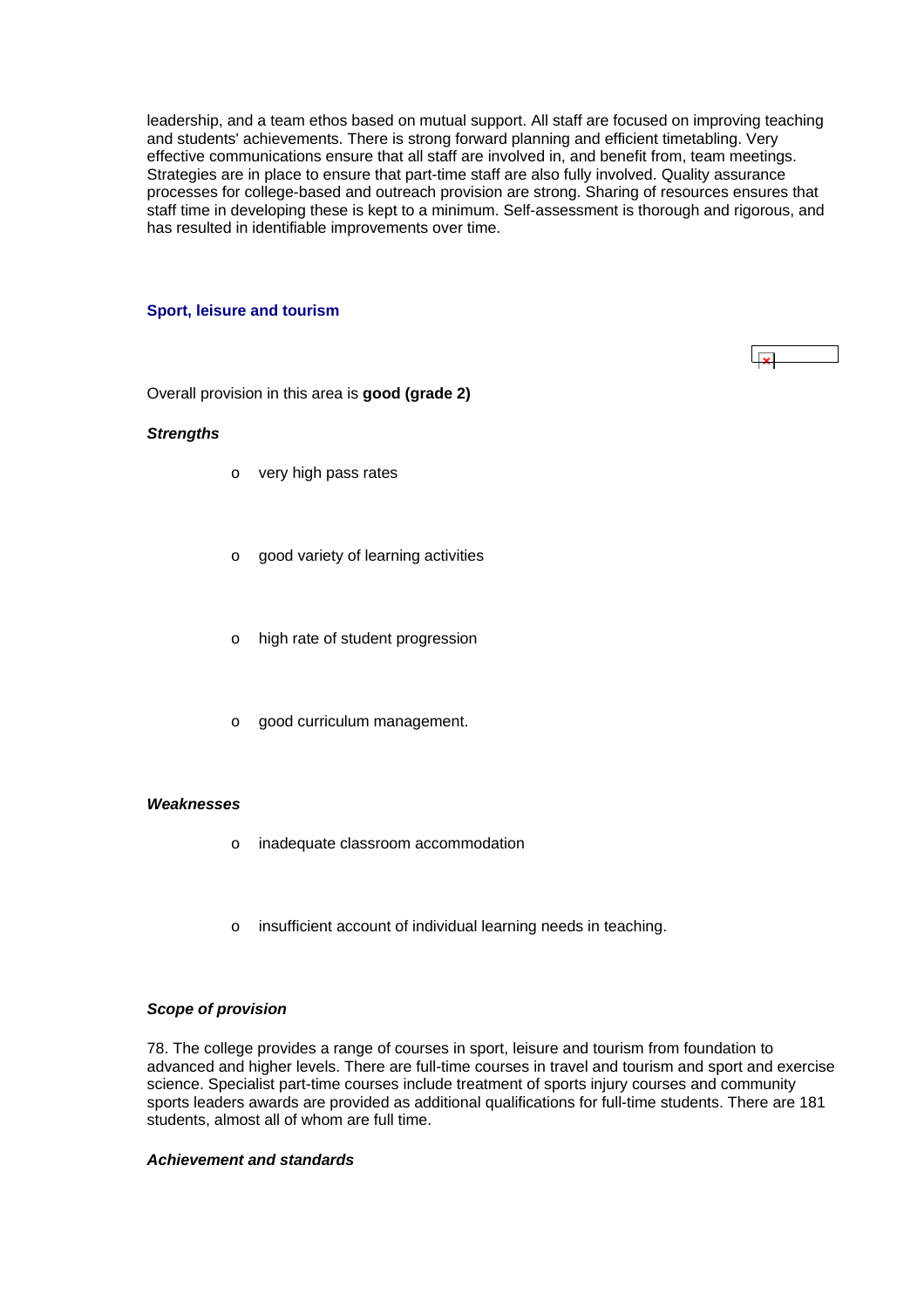leadership, and a team ethos based on mutual support. All staff are focused on improving teaching and students' achievements. There is strong forward planning and efficient timetabling. Very effective communications ensure that all staff are involved in, and benefit from, team meetings. Strategies are in place to ensure that part-time staff are also fully involved. Quality assurance processes for college-based and outreach provision are strong. Sharing of resources ensures that staff time in developing these is kept to a minimum. Self-assessment is thorough and rigorous, and has resulted in identifiable improvements over time.

### Sport, leisure and tourism

Overall provision in this area is **good (grade 2)**

***Strengths***

- very high pass rates
- good variety of learning activities
- high rate of student progression
- good curriculum management.

***Weaknesses***

- inadequate classroom accommodation
- insufficient account of individual learning needs in teaching.

***Scope of provision***

78. The college provides a range of courses in sport, leisure and tourism from foundation to advanced and higher levels. There are full-time courses in travel and tourism and sport and exercise science. Specialist part-time courses include treatment of sports injury courses and community sports leaders awards are provided as additional qualifications for full-time students. There are 181 students, almost all of whom are full time.

***Achievement and standards***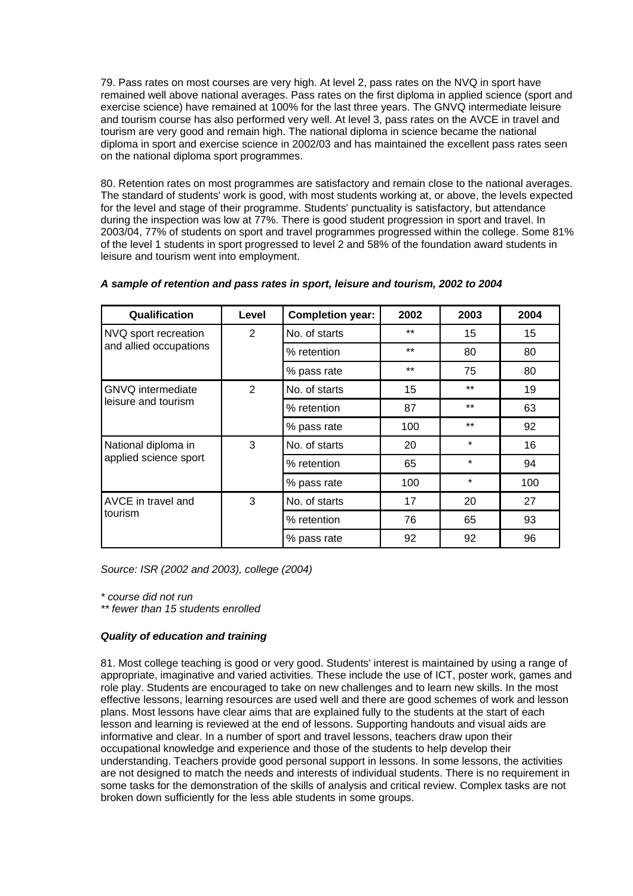79. Pass rates on most courses are very high. At level 2, pass rates on the NVQ in sport have remained well above national averages. Pass rates on the first diploma in applied science (sport and exercise science) have remained at 100% for the last three years. The GNVQ intermediate leisure and tourism course has also performed very well. At level 3, pass rates on the AVCE in travel and tourism are very good and remain high. The national diploma in science became the national diploma in sport and exercise science in 2002/03 and has maintained the excellent pass rates seen on the national diploma sport programmes.

80. Retention rates on most programmes are satisfactory and remain close to the national averages. The standard of students' work is good, with most students working at, or above, the levels expected for the level and stage of their programme. Students' punctuality is satisfactory, but attendance during the inspection was low at 77%. There is good student progression in sport and travel. In 2003/04, 77% of students on sport and travel programmes progressed within the college. Some 81% of the level 1 students in sport progressed to level 2 and 58% of the foundation award students in leisure and tourism went into employment.

***A sample of retention and pass rates in sport, leisure and tourism, 2002 to 2004***

| Qualification | Level | Completion year: | 2002 | 2003 | 2004 |
|---|---|---|---|---|---|
| NVQ sport recreation and allied occupations | 2 | No. of starts | ** | 15 | 15 |
| | | % retention | ** | 80 | 80 |
| | | % pass rate | ** | 75 | 80 |
| GNVQ intermediate leisure and tourism | 2 | No. of starts | 15 | ** | 19 |
| | | % retention | 87 | ** | 63 |
| | | % pass rate | 100 | ** | 92 |
| National diploma in applied science sport | 3 | No. of starts | 20 | * | 16 |
| | | % retention | 65 | * | 94 |
| | | % pass rate | 100 | * | 100 |
| AVCE in travel and tourism | 3 | No. of starts | 17 | 20 | 27 |
| | | % retention | 76 | 65 | 93 |
| | | % pass rate | 92 | 92 | 96 |

*Source: ISR (2002 and 2003), college (2004)*

*\* course did not run*

*\*\* fewer than 15 students enrolled*

***Quality of education and training***

81. Most college teaching is good or very good. Students' interest is maintained by using a range of appropriate, imaginative and varied activities. These include the use of ICT, poster work, games and role play. Students are encouraged to take on new challenges and to learn new skills. In the most effective lessons, learning resources are used well and there are good schemes of work and lesson plans. Most lessons have clear aims that are explained fully to the students at the start of each lesson and learning is reviewed at the end of lessons. Supporting handouts and visual aids are informative and clear. In a number of sport and travel lessons, teachers draw upon their occupational knowledge and experience and those of the students to help develop their understanding. Teachers provide good personal support in lessons. In some lessons, the activities are not designed to match the needs and interests of individual students. There is no requirement in some tasks for the demonstration of the skills of analysis and critical review. Complex tasks are not broken down sufficiently for the less able students in some groups.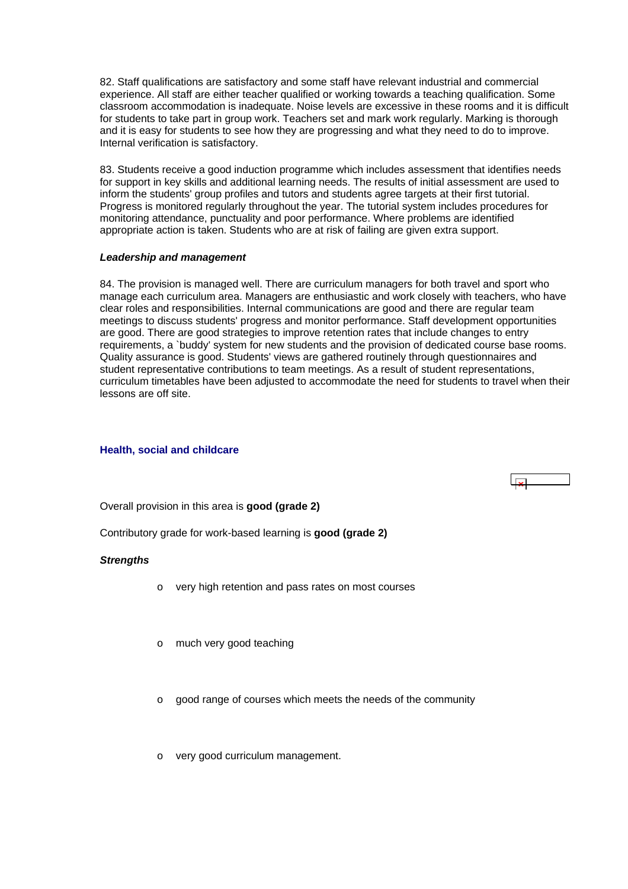82. Staff qualifications are satisfactory and some staff have relevant industrial and commercial experience. All staff are either teacher qualified or working towards a teaching qualification. Some classroom accommodation is inadequate. Noise levels are excessive in these rooms and it is difficult for students to take part in group work. Teachers set and mark work regularly. Marking is thorough and it is easy for students to see how they are progressing and what they need to do to improve. Internal verification is satisfactory.

83. Students receive a good induction programme which includes assessment that identifies needs for support in key skills and additional learning needs. The results of initial assessment are used to inform the students' group profiles and tutors and students agree targets at their first tutorial. Progress is monitored regularly throughout the year. The tutorial system includes procedures for monitoring attendance, punctuality and poor performance. Where problems are identified appropriate action is taken. Students who are at risk of failing are given extra support.

***Leadership and management***

84. The provision is managed well. There are curriculum managers for both travel and sport who manage each curriculum area. Managers are enthusiastic and work closely with teachers, who have clear roles and responsibilities. Internal communications are good and there are regular team meetings to discuss students' progress and monitor performance. Staff development opportunities are good. There are good strategies to improve retention rates that include changes to entry requirements, a `buddy' system for new students and the provision of dedicated course base rooms. Quality assurance is good. Students' views are gathered routinely through questionnaires and student representative contributions to team meetings. As a result of student representations, curriculum timetables have been adjusted to accommodate the need for students to travel when their lessons are off site.

### Health, social and childcare

Overall provision in this area is **good (grade 2)**

Contributory grade for work-based learning is **good (grade 2)**

***Strengths***

- very high retention and pass rates on most courses
- much very good teaching
- good range of courses which meets the needs of the community
- very good curriculum management.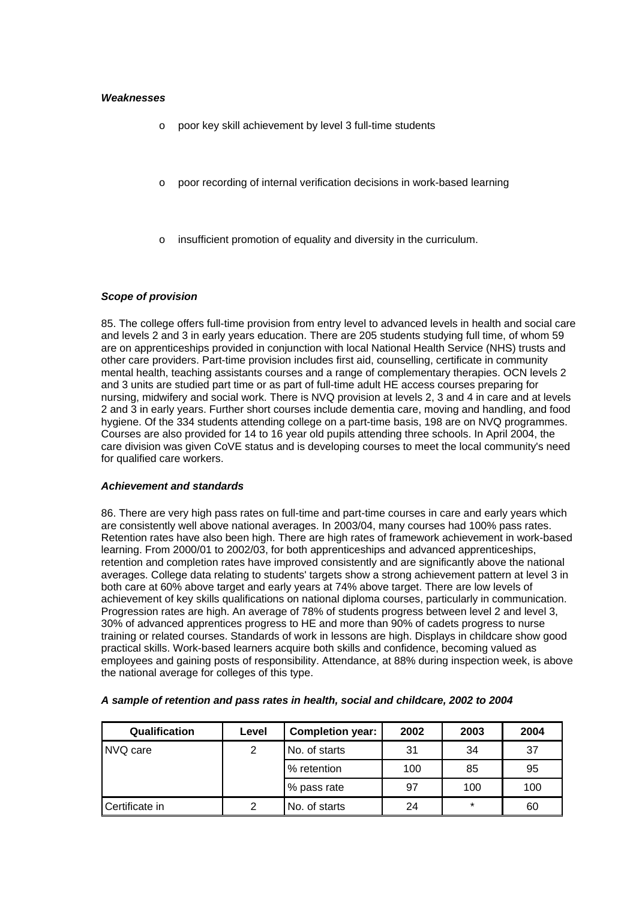***Weaknesses***

- poor key skill achievement by level 3 full-time students
- poor recording of internal verification decisions in work-based learning
- insufficient promotion of equality and diversity in the curriculum.

***Scope of provision***

85. The college offers full-time provision from entry level to advanced levels in health and social care and levels 2 and 3 in early years education. There are 205 students studying full time, of whom 59 are on apprenticeships provided in conjunction with local National Health Service (NHS) trusts and other care providers. Part-time provision includes first aid, counselling, certificate in community mental health, teaching assistants courses and a range of complementary therapies. OCN levels 2 and 3 units are studied part time or as part of full-time adult HE access courses preparing for nursing, midwifery and social work. There is NVQ provision at levels 2, 3 and 4 in care and at levels 2 and 3 in early years. Further short courses include dementia care, moving and handling, and food hygiene. Of the 334 students attending college on a part-time basis, 198 are on NVQ programmes. Courses are also provided for 14 to 16 year old pupils attending three schools. In April 2004, the care division was given CoVE status and is developing courses to meet the local community's need for qualified care workers.

***Achievement and standards***

86. There are very high pass rates on full-time and part-time courses in care and early years which are consistently well above national averages. In 2003/04, many courses had 100% pass rates. Retention rates have also been high. There are high rates of framework achievement in work-based learning. From 2000/01 to 2002/03, for both apprenticeships and advanced apprenticeships, retention and completion rates have improved consistently and are significantly above the national averages. College data relating to students' targets show a strong achievement pattern at level 3 in both care at 60% above target and early years at 74% above target. There are low levels of achievement of key skills qualifications on national diploma courses, particularly in communication. Progression rates are high. An average of 78% of students progress between level 2 and level 3, 30% of advanced apprentices progress to HE and more than 90% of cadets progress to nurse training or related courses. Standards of work in lessons are high. Displays in childcare show good practical skills. Work-based learners acquire both skills and confidence, becoming valued as employees and gaining posts of responsibility. Attendance, at 88% during inspection week, is above the national average for colleges of this type.

***A sample of retention and pass rates in health, social and childcare, 2002 to 2004***

| Qualification | Level | Completion year: | 2002 | 2003 | 2004 |
|---|---|---|---|---|---|
| NVQ care | 2 | No. of starts | 31 | 34 | 37 |
| | | % retention | 100 | 85 | 95 |
| | | % pass rate | 97 | 100 | 100 |
| Certificate in | 2 | No. of starts | 24 | * | 60 |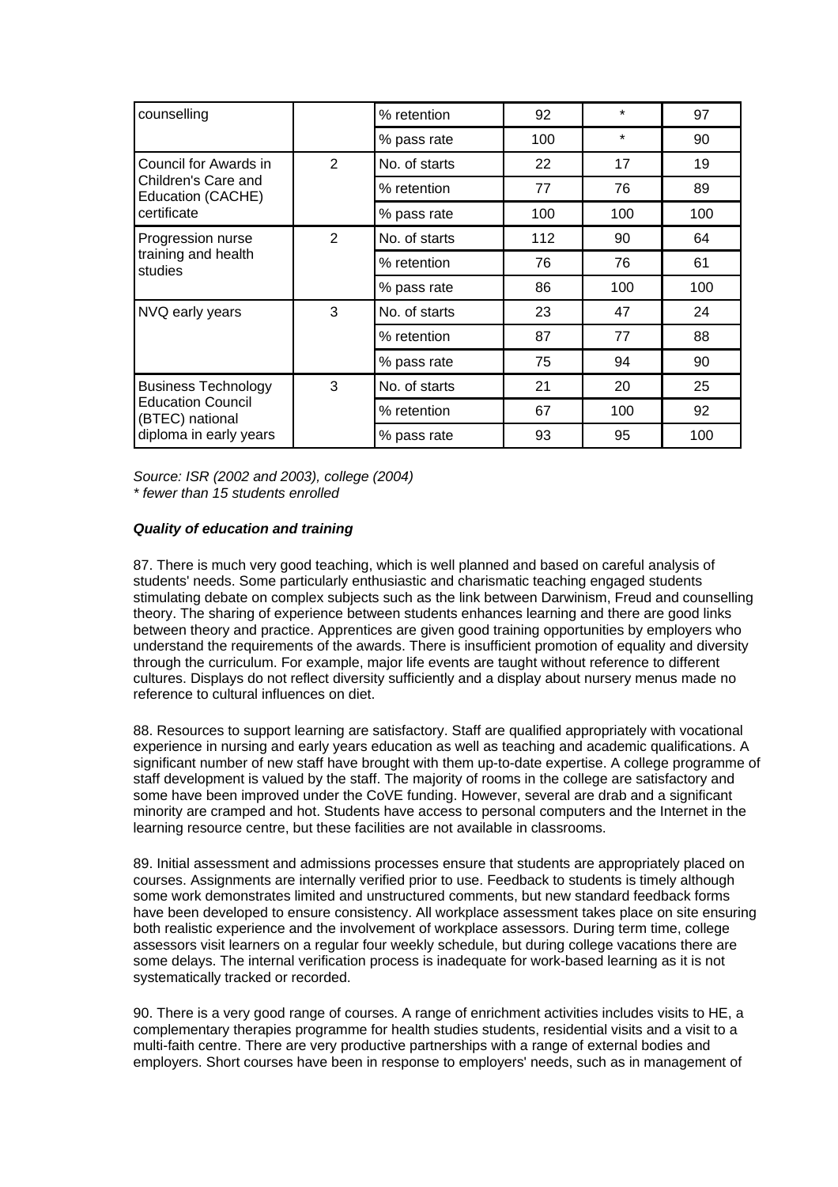| | | | | | |
|---|---|---|---|---|---|
| counselling | | % retention | 92 | * | 97 |
| | | % pass rate | 100 | * | 90 |
| Council for Awards in Children's Care and Education (CACHE) certificate | 2 | No. of starts | 22 | 17 | 19 |
| | | % retention | 77 | 76 | 89 |
| | | % pass rate | 100 | 100 | 100 |
| Progression nurse training and health studies | 2 | No. of starts | 112 | 90 | 64 |
| | | % retention | 76 | 76 | 61 |
| | | % pass rate | 86 | 100 | 100 |
| NVQ early years | 3 | No. of starts | 23 | 47 | 24 |
| | | % retention | 87 | 77 | 88 |
| | | % pass rate | 75 | 94 | 90 |
| Business Technology Education Council (BTEC) national diploma in early years | 3 | No. of starts | 21 | 20 | 25 |
| | | % retention | 67 | 100 | 92 |
| | | % pass rate | 93 | 95 | 100 |

*Source: ISR (2002 and 2003), college (2004)*
*\* fewer than 15 students enrolled*

***Quality of education and training***

87. There is much very good teaching, which is well planned and based on careful analysis of students' needs. Some particularly enthusiastic and charismatic teaching engaged students stimulating debate on complex subjects such as the link between Darwinism, Freud and counselling theory. The sharing of experience between students enhances learning and there are good links between theory and practice. Apprentices are given good training opportunities by employers who understand the requirements of the awards. There is insufficient promotion of equality and diversity through the curriculum. For example, major life events are taught without reference to different cultures. Displays do not reflect diversity sufficiently and a display about nursery menus made no reference to cultural influences on diet.

88. Resources to support learning are satisfactory. Staff are qualified appropriately with vocational experience in nursing and early years education as well as teaching and academic qualifications. A significant number of new staff have brought with them up-to-date expertise. A college programme of staff development is valued by the staff. The majority of rooms in the college are satisfactory and some have been improved under the CoVE funding. However, several are drab and a significant minority are cramped and hot. Students have access to personal computers and the Internet in the learning resource centre, but these facilities are not available in classrooms.

89. Initial assessment and admissions processes ensure that students are appropriately placed on courses. Assignments are internally verified prior to use. Feedback to students is timely although some work demonstrates limited and unstructured comments, but new standard feedback forms have been developed to ensure consistency. All workplace assessment takes place on site ensuring both realistic experience and the involvement of workplace assessors. During term time, college assessors visit learners on a regular four weekly schedule, but during college vacations there are some delays. The internal verification process is inadequate for work-based learning as it is not systematically tracked or recorded.

90. There is a very good range of courses. A range of enrichment activities includes visits to HE, a complementary therapies programme for health studies students, residential visits and a visit to a multi-faith centre. There are very productive partnerships with a range of external bodies and employers. Short courses have been in response to employers' needs, such as in management of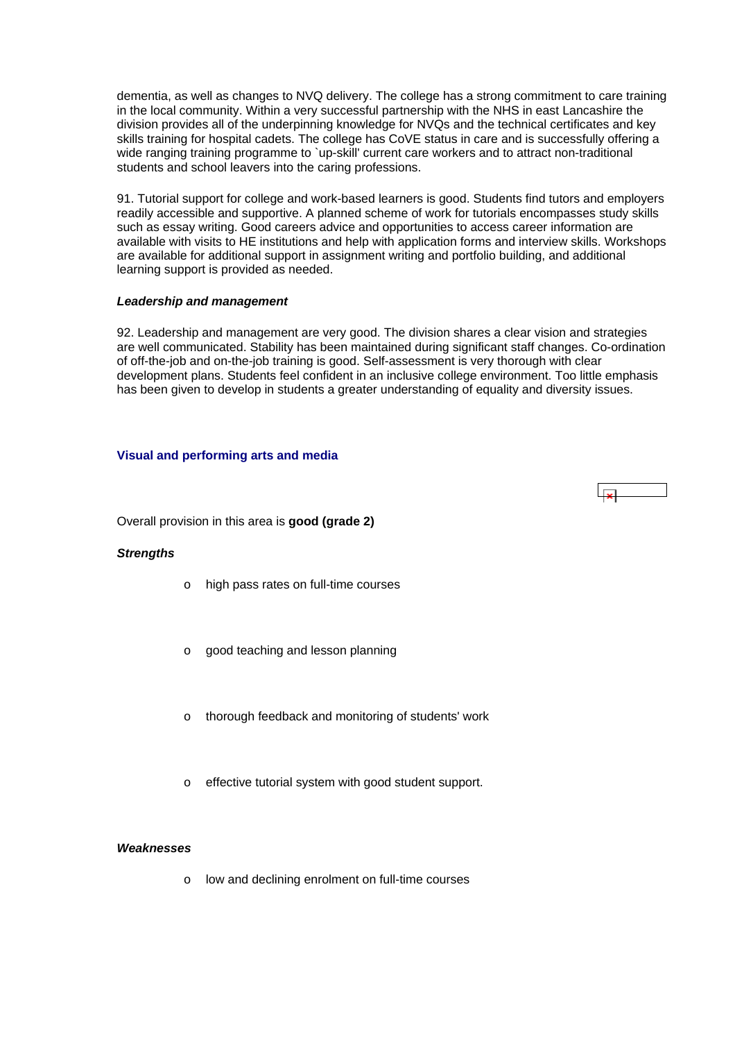dementia, as well as changes to NVQ delivery. The college has a strong commitment to care training in the local community. Within a very successful partnership with the NHS in east Lancashire the division provides all of the underpinning knowledge for NVQs and the technical certificates and key skills training for hospital cadets. The college has CoVE status in care and is successfully offering a wide ranging training programme to `up-skill' current care workers and to attract non-traditional students and school leavers into the caring professions.

91. Tutorial support for college and work-based learners is good. Students find tutors and employers readily accessible and supportive. A planned scheme of work for tutorials encompasses study skills such as essay writing. Good careers advice and opportunities to access career information are available with visits to HE institutions and help with application forms and interview skills. Workshops are available for additional support in assignment writing and portfolio building, and additional learning support is provided as needed.

***Leadership and management***

92. Leadership and management are very good. The division shares a clear vision and strategies are well communicated. Stability has been maintained during significant staff changes. Co-ordination of off-the-job and on-the-job training is good. Self-assessment is very thorough with clear development plans. Students feel confident in an inclusive college environment. Too little emphasis has been given to develop in students a greater understanding of equality and diversity issues.

### Visual and performing arts and media

Overall provision in this area is **good (grade 2)**

***Strengths***

- high pass rates on full-time courses
- good teaching and lesson planning
- thorough feedback and monitoring of students' work
- effective tutorial system with good student support.

***Weaknesses***

- low and declining enrolment on full-time courses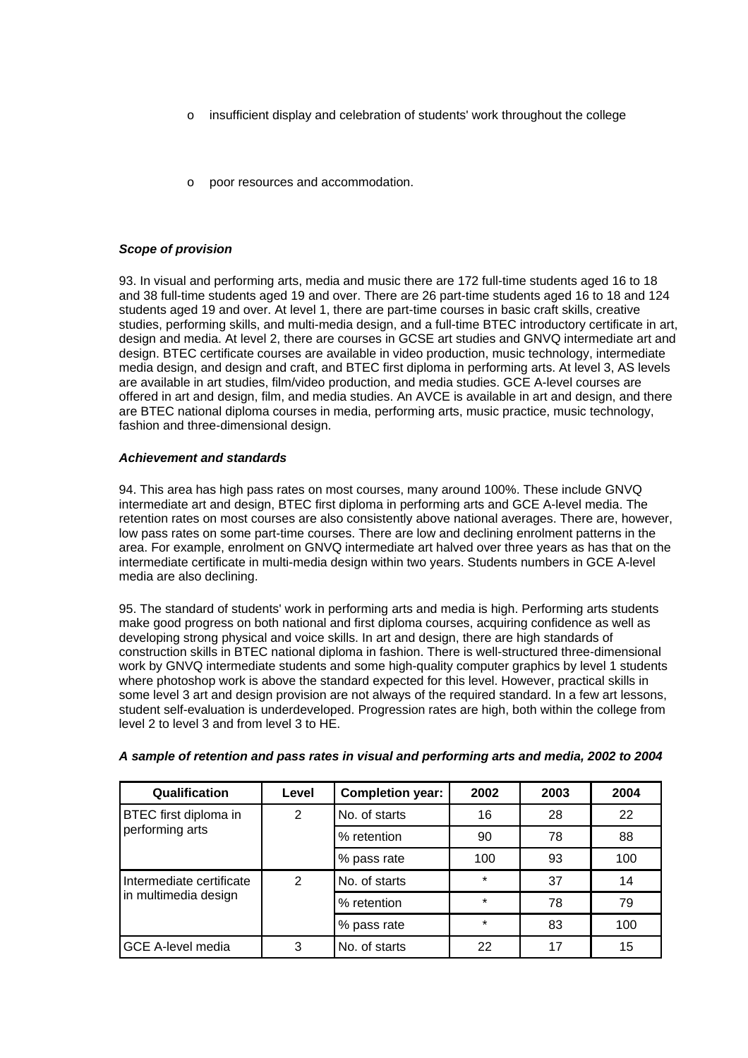- insufficient display and celebration of students' work throughout the college
- poor resources and accommodation.

***Scope of provision***

93. In visual and performing arts, media and music there are 172 full-time students aged 16 to 18 and 38 full-time students aged 19 and over. There are 26 part-time students aged 16 to 18 and 124 students aged 19 and over. At level 1, there are part-time courses in basic craft skills, creative studies, performing skills, and multi-media design, and a full-time BTEC introductory certificate in art, design and media. At level 2, there are courses in GCSE art studies and GNVQ intermediate art and design. BTEC certificate courses are available in video production, music technology, intermediate media design, and design and craft, and BTEC first diploma in performing arts. At level 3, AS levels are available in art studies, film/video production, and media studies. GCE A-level courses are offered in art and design, film, and media studies. An AVCE is available in art and design, and there are BTEC national diploma courses in media, performing arts, music practice, music technology, fashion and three-dimensional design.

***Achievement and standards***

94. This area has high pass rates on most courses, many around 100%. These include GNVQ intermediate art and design, BTEC first diploma in performing arts and GCE A-level media. The retention rates on most courses are also consistently above national averages. There are, however, low pass rates on some part-time courses. There are low and declining enrolment patterns in the area. For example, enrolment on GNVQ intermediate art halved over three years as has that on the intermediate certificate in multi-media design within two years. Students numbers in GCE A-level media are also declining.

95. The standard of students' work in performing arts and media is high. Performing arts students make good progress on both national and first diploma courses, acquiring confidence as well as developing strong physical and voice skills. In art and design, there are high standards of construction skills in BTEC national diploma in fashion. There is well-structured three-dimensional work by GNVQ intermediate students and some high-quality computer graphics by level 1 students where photoshop work is above the standard expected for this level. However, practical skills in some level 3 art and design provision are not always of the required standard. In a few art lessons, student self-evaluation is underdeveloped. Progression rates are high, both within the college from level 2 to level 3 and from level 3 to HE.

***A sample of retention and pass rates in visual and performing arts and media, 2002 to 2004***

| Qualification | Level | Completion year: | 2002 | 2003 | 2004 |
|---|---|---|---|---|---|
| BTEC first diploma in performing arts | 2 | No. of starts | 16 | 28 | 22 |
| | | % retention | 90 | 78 | 88 |
| | | % pass rate | 100 | 93 | 100 |
| Intermediate certificate in multimedia design | 2 | No. of starts | * | 37 | 14 |
| | | % retention | * | 78 | 79 |
| | | % pass rate | * | 83 | 100 |
| GCE A-level media | 3 | No. of starts | 22 | 17 | 15 |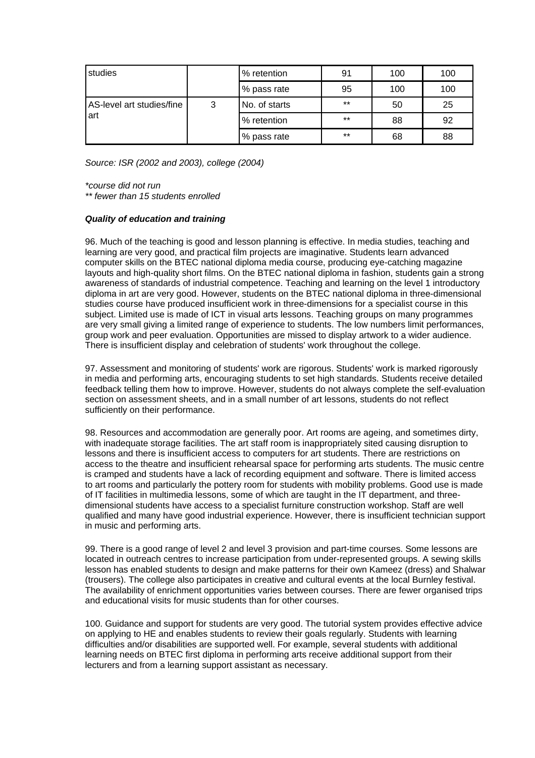| | | | | | |
|---|---|---|---|---|---|
| studies | | % retention | 91 | 100 | 100 |
| | | % pass rate | 95 | 100 | 100 |
| AS-level art studies/fine art | 3 | No. of starts | ** | 50 | 25 |
| | | % retention | ** | 88 | 92 |
| | | % pass rate | ** | 68 | 88 |

*Source: ISR (2002 and 2003), college (2004)*

*\*course did not run*
*\*\* fewer than 15 students enrolled*

***Quality of education and training***

96. Much of the teaching is good and lesson planning is effective. In media studies, teaching and learning are very good, and practical film projects are imaginative. Students learn advanced computer skills on the BTEC national diploma media course, producing eye-catching magazine layouts and high-quality short films. On the BTEC national diploma in fashion, students gain a strong awareness of standards of industrial competence. Teaching and learning on the level 1 introductory diploma in art are very good. However, students on the BTEC national diploma in three-dimensional studies course have produced insufficient work in three-dimensions for a specialist course in this subject. Limited use is made of ICT in visual arts lessons. Teaching groups on many programmes are very small giving a limited range of experience to students. The low numbers limit performances, group work and peer evaluation. Opportunities are missed to display artwork to a wider audience. There is insufficient display and celebration of students' work throughout the college.

97. Assessment and monitoring of students' work are rigorous. Students' work is marked rigorously in media and performing arts, encouraging students to set high standards. Students receive detailed feedback telling them how to improve. However, students do not always complete the self-evaluation section on assessment sheets, and in a small number of art lessons, students do not reflect sufficiently on their performance.

98. Resources and accommodation are generally poor. Art rooms are ageing, and sometimes dirty, with inadequate storage facilities. The art staff room is inappropriately sited causing disruption to lessons and there is insufficient access to computers for art students. There are restrictions on access to the theatre and insufficient rehearsal space for performing arts students. The music centre is cramped and students have a lack of recording equipment and software. There is limited access to art rooms and particularly the pottery room for students with mobility problems. Good use is made of IT facilities in multimedia lessons, some of which are taught in the IT department, and three-dimensional students have access to a specialist furniture construction workshop. Staff are well qualified and many have good industrial experience. However, there is insufficient technician support in music and performing arts.

99. There is a good range of level 2 and level 3 provision and part-time courses. Some lessons are located in outreach centres to increase participation from under-represented groups. A sewing skills lesson has enabled students to design and make patterns for their own Kameez (dress) and Shalwar (trousers). The college also participates in creative and cultural events at the local Burnley festival. The availability of enrichment opportunities varies between courses. There are fewer organised trips and educational visits for music students than for other courses.

100. Guidance and support for students are very good. The tutorial system provides effective advice on applying to HE and enables students to review their goals regularly. Students with learning difficulties and/or disabilities are supported well. For example, several students with additional learning needs on BTEC first diploma in performing arts receive additional support from their lecturers and from a learning support assistant as necessary.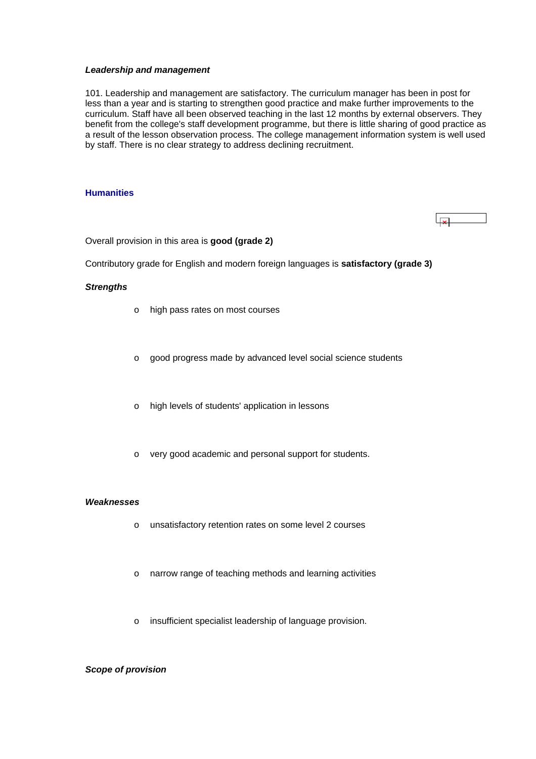***Leadership and management***

101. Leadership and management are satisfactory. The curriculum manager has been in post for less than a year and is starting to strengthen good practice and make further improvements to the curriculum. Staff have all been observed teaching in the last 12 months by external observers. They benefit from the college's staff development programme, but there is little sharing of good practice as a result of the lesson observation process. The college management information system is well used by staff. There is no clear strategy to address declining recruitment.

### Humanities

Overall provision in this area is **good (grade 2)**

Contributory grade for English and modern foreign languages is **satisfactory (grade 3)**

***Strengths***

- high pass rates on most courses
- good progress made by advanced level social science students
- high levels of students' application in lessons
- very good academic and personal support for students.

***Weaknesses***

- unsatisfactory retention rates on some level 2 courses
- narrow range of teaching methods and learning activities
- insufficient specialist leadership of language provision.

***Scope of provision***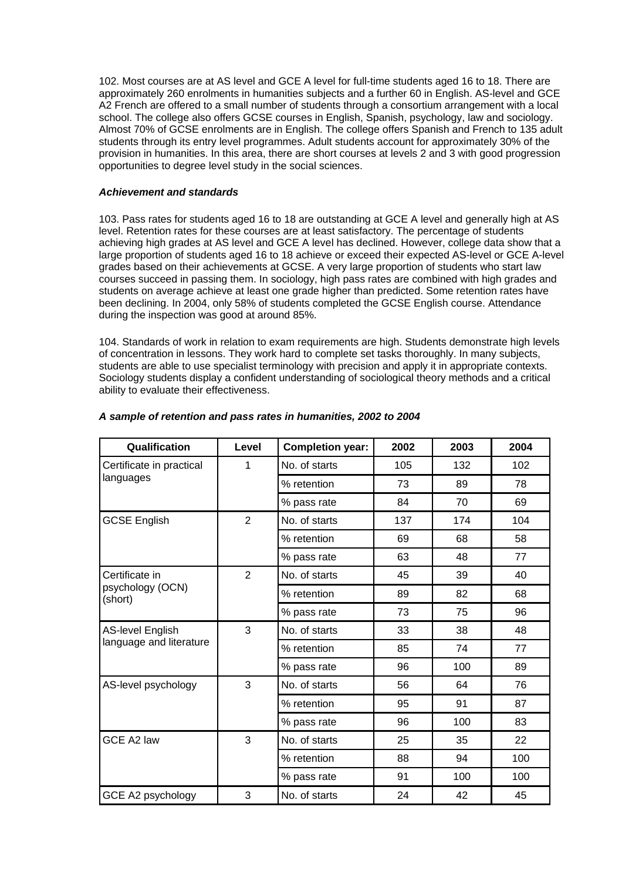102. Most courses are at AS level and GCE A level for full-time students aged 16 to 18. There are approximately 260 enrolments in humanities subjects and a further 60 in English. AS-level and GCE A2 French are offered to a small number of students through a consortium arrangement with a local school. The college also offers GCSE courses in English, Spanish, psychology, law and sociology. Almost 70% of GCSE enrolments are in English. The college offers Spanish and French to 135 adult students through its entry level programmes. Adult students account for approximately 30% of the provision in humanities. In this area, there are short courses at levels 2 and 3 with good progression opportunities to degree level study in the social sciences.

***Achievement and standards***

103. Pass rates for students aged 16 to 18 are outstanding at GCE A level and generally high at AS level. Retention rates for these courses are at least satisfactory. The percentage of students achieving high grades at AS level and GCE A level has declined. However, college data show that a large proportion of students aged 16 to 18 achieve or exceed their expected AS-level or GCE A-level grades based on their achievements at GCSE. A very large proportion of students who start law courses succeed in passing them. In sociology, high pass rates are combined with high grades and students on average achieve at least one grade higher than predicted. Some retention rates have been declining. In 2004, only 58% of students completed the GCSE English course. Attendance during the inspection was good at around 85%.

104. Standards of work in relation to exam requirements are high. Students demonstrate high levels of concentration in lessons. They work hard to complete set tasks thoroughly. In many subjects, students are able to use specialist terminology with precision and apply it in appropriate contexts. Sociology students display a confident understanding of sociological theory methods and a critical ability to evaluate their effectiveness.

***A sample of retention and pass rates in humanities, 2002 to 2004***

| Qualification | Level | Completion year: | 2002 | 2003 | 2004 |
|---|---|---|---|---|---|
| Certificate in practical languages | 1 | No. of starts | 105 | 132 | 102 |
| | | % retention | 73 | 89 | 78 |
| | | % pass rate | 84 | 70 | 69 |
| GCSE English | 2 | No. of starts | 137 | 174 | 104 |
| | | % retention | 69 | 68 | 58 |
| | | % pass rate | 63 | 48 | 77 |
| Certificate in psychology (OCN) (short) | 2 | No. of starts | 45 | 39 | 40 |
| | | % retention | 89 | 82 | 68 |
| | | % pass rate | 73 | 75 | 96 |
| AS-level English language and literature | 3 | No. of starts | 33 | 38 | 48 |
| | | % retention | 85 | 74 | 77 |
| | | % pass rate | 96 | 100 | 89 |
| AS-level psychology | 3 | No. of starts | 56 | 64 | 76 |
| | | % retention | 95 | 91 | 87 |
| | | % pass rate | 96 | 100 | 83 |
| GCE A2 law | 3 | No. of starts | 25 | 35 | 22 |
| | | % retention | 88 | 94 | 100 |
| | | % pass rate | 91 | 100 | 100 |
| GCE A2 psychology | 3 | No. of starts | 24 | 42 | 45 |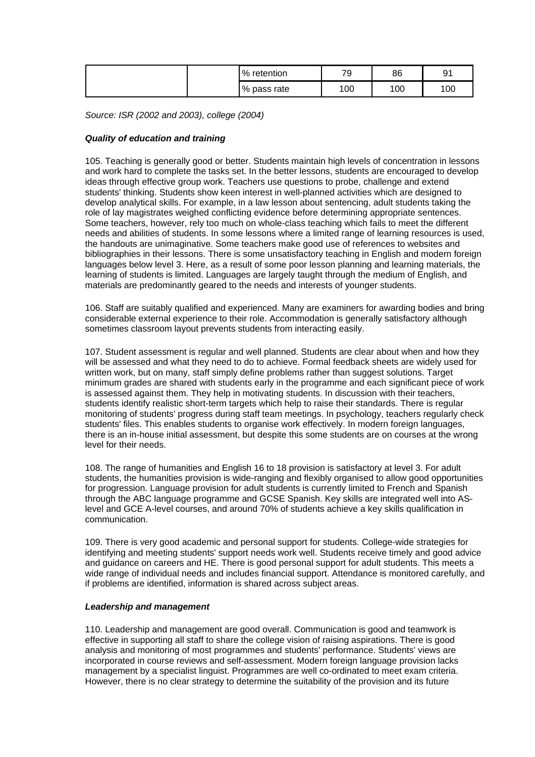| | | % retention | 79 | 86 | 91 |
|---|---|---|---|---|---|
| | | % pass rate | 100 | 100 | 100 |

*Source: ISR (2002 and 2003), college (2004)*

***Quality of education and training***

105. Teaching is generally good or better. Students maintain high levels of concentration in lessons and work hard to complete the tasks set. In the better lessons, students are encouraged to develop ideas through effective group work. Teachers use questions to probe, challenge and extend students' thinking. Students show keen interest in well-planned activities which are designed to develop analytical skills. For example, in a law lesson about sentencing, adult students taking the role of lay magistrates weighed conflicting evidence before determining appropriate sentences. Some teachers, however, rely too much on whole-class teaching which fails to meet the different needs and abilities of students. In some lessons where a limited range of learning resources is used, the handouts are unimaginative. Some teachers make good use of references to websites and bibliographies in their lessons. There is some unsatisfactory teaching in English and modern foreign languages below level 3. Here, as a result of some poor lesson planning and learning materials, the learning of students is limited. Languages are largely taught through the medium of English, and materials are predominantly geared to the needs and interests of younger students.

106. Staff are suitably qualified and experienced. Many are examiners for awarding bodies and bring considerable external experience to their role. Accommodation is generally satisfactory although sometimes classroom layout prevents students from interacting easily.

107. Student assessment is regular and well planned. Students are clear about when and how they will be assessed and what they need to do to achieve. Formal feedback sheets are widely used for written work, but on many, staff simply define problems rather than suggest solutions. Target minimum grades are shared with students early in the programme and each significant piece of work is assessed against them. They help in motivating students. In discussion with their teachers, students identify realistic short-term targets which help to raise their standards. There is regular monitoring of students' progress during staff team meetings. In psychology, teachers regularly check students' files. This enables students to organise work effectively. In modern foreign languages, there is an in-house initial assessment, but despite this some students are on courses at the wrong level for their needs.

108. The range of humanities and English 16 to 18 provision is satisfactory at level 3. For adult students, the humanities provision is wide-ranging and flexibly organised to allow good opportunities for progression. Language provision for adult students is currently limited to French and Spanish through the ABC language programme and GCSE Spanish. Key skills are integrated well into AS-level and GCE A-level courses, and around 70% of students achieve a key skills qualification in communication.

109. There is very good academic and personal support for students. College-wide strategies for identifying and meeting students' support needs work well. Students receive timely and good advice and guidance on careers and HE. There is good personal support for adult students. This meets a wide range of individual needs and includes financial support. Attendance is monitored carefully, and if problems are identified, information is shared across subject areas.

***Leadership and management***

110. Leadership and management are good overall. Communication is good and teamwork is effective in supporting all staff to share the college vision of raising aspirations. There is good analysis and monitoring of most programmes and students' performance. Students' views are incorporated in course reviews and self-assessment. Modern foreign language provision lacks management by a specialist linguist. Programmes are well co-ordinated to meet exam criteria. However, there is no clear strategy to determine the suitability of the provision and its future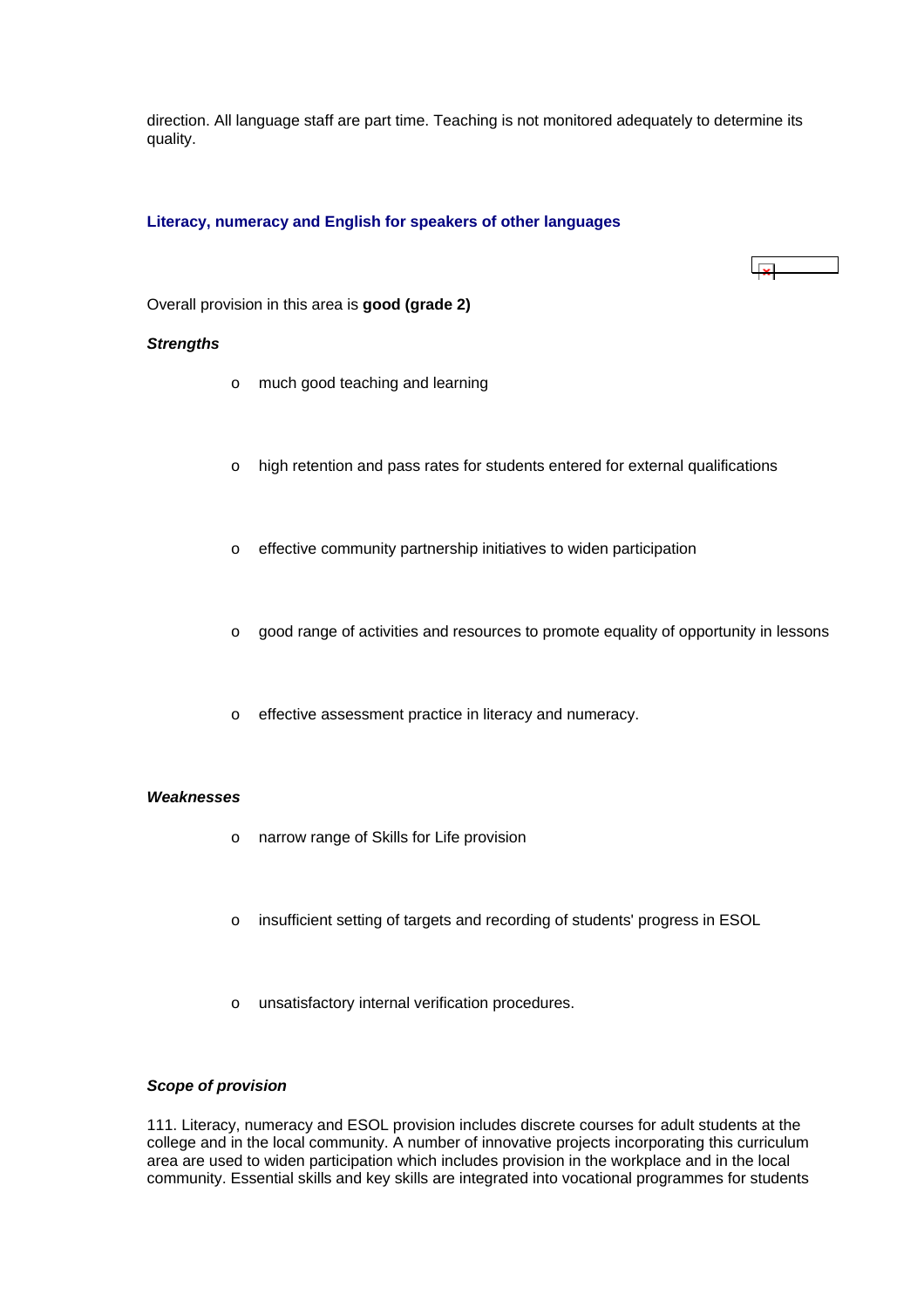direction. All language staff are part time. Teaching is not monitored adequately to determine its quality.

### Literacy, numeracy and English for speakers of other languages

Overall provision in this area is **good (grade 2)**

***Strengths***

- much good teaching and learning
- high retention and pass rates for students entered for external qualifications
- effective community partnership initiatives to widen participation
- good range of activities and resources to promote equality of opportunity in lessons
- effective assessment practice in literacy and numeracy.

***Weaknesses***

- narrow range of Skills for Life provision
- insufficient setting of targets and recording of students' progress in ESOL
- unsatisfactory internal verification procedures.

***Scope of provision***

111. Literacy, numeracy and ESOL provision includes discrete courses for adult students at the college and in the local community. A number of innovative projects incorporating this curriculum area are used to widen participation which includes provision in the workplace and in the local community. Essential skills and key skills are integrated into vocational programmes for students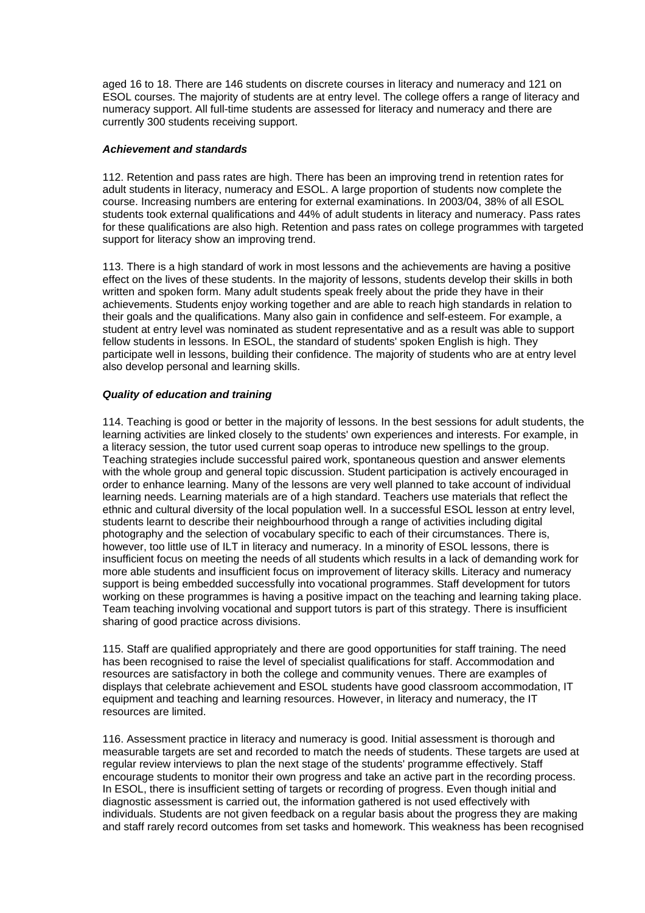aged 16 to 18. There are 146 students on discrete courses in literacy and numeracy and 121 on ESOL courses. The majority of students are at entry level. The college offers a range of literacy and numeracy support. All full-time students are assessed for literacy and numeracy and there are currently 300 students receiving support.

***Achievement and standards***

112. Retention and pass rates are high. There has been an improving trend in retention rates for adult students in literacy, numeracy and ESOL. A large proportion of students now complete the course. Increasing numbers are entering for external examinations. In 2003/04, 38% of all ESOL students took external qualifications and 44% of adult students in literacy and numeracy. Pass rates for these qualifications are also high. Retention and pass rates on college programmes with targeted support for literacy show an improving trend.

113. There is a high standard of work in most lessons and the achievements are having a positive effect on the lives of these students. In the majority of lessons, students develop their skills in both written and spoken form. Many adult students speak freely about the pride they have in their achievements. Students enjoy working together and are able to reach high standards in relation to their goals and the qualifications. Many also gain in confidence and self-esteem. For example, a student at entry level was nominated as student representative and as a result was able to support fellow students in lessons. In ESOL, the standard of students' spoken English is high. They participate well in lessons, building their confidence. The majority of students who are at entry level also develop personal and learning skills.

***Quality of education and training***

114. Teaching is good or better in the majority of lessons. In the best sessions for adult students, the learning activities are linked closely to the students' own experiences and interests. For example, in a literacy session, the tutor used current soap operas to introduce new spellings to the group. Teaching strategies include successful paired work, spontaneous question and answer elements with the whole group and general topic discussion. Student participation is actively encouraged in order to enhance learning. Many of the lessons are very well planned to take account of individual learning needs. Learning materials are of a high standard. Teachers use materials that reflect the ethnic and cultural diversity of the local population well. In a successful ESOL lesson at entry level, students learnt to describe their neighbourhood through a range of activities including digital photography and the selection of vocabulary specific to each of their circumstances. There is, however, too little use of ILT in literacy and numeracy. In a minority of ESOL lessons, there is insufficient focus on meeting the needs of all students which results in a lack of demanding work for more able students and insufficient focus on improvement of literacy skills. Literacy and numeracy support is being embedded successfully into vocational programmes. Staff development for tutors working on these programmes is having a positive impact on the teaching and learning taking place. Team teaching involving vocational and support tutors is part of this strategy. There is insufficient sharing of good practice across divisions.

115. Staff are qualified appropriately and there are good opportunities for staff training. The need has been recognised to raise the level of specialist qualifications for staff. Accommodation and resources are satisfactory in both the college and community venues. There are examples of displays that celebrate achievement and ESOL students have good classroom accommodation, IT equipment and teaching and learning resources. However, in literacy and numeracy, the IT resources are limited.

116. Assessment practice in literacy and numeracy is good. Initial assessment is thorough and measurable targets are set and recorded to match the needs of students. These targets are used at regular review interviews to plan the next stage of the students' programme effectively. Staff encourage students to monitor their own progress and take an active part in the recording process. In ESOL, there is insufficient setting of targets or recording of progress. Even though initial and diagnostic assessment is carried out, the information gathered is not used effectively with individuals. Students are not given feedback on a regular basis about the progress they are making and staff rarely record outcomes from set tasks and homework. This weakness has been recognised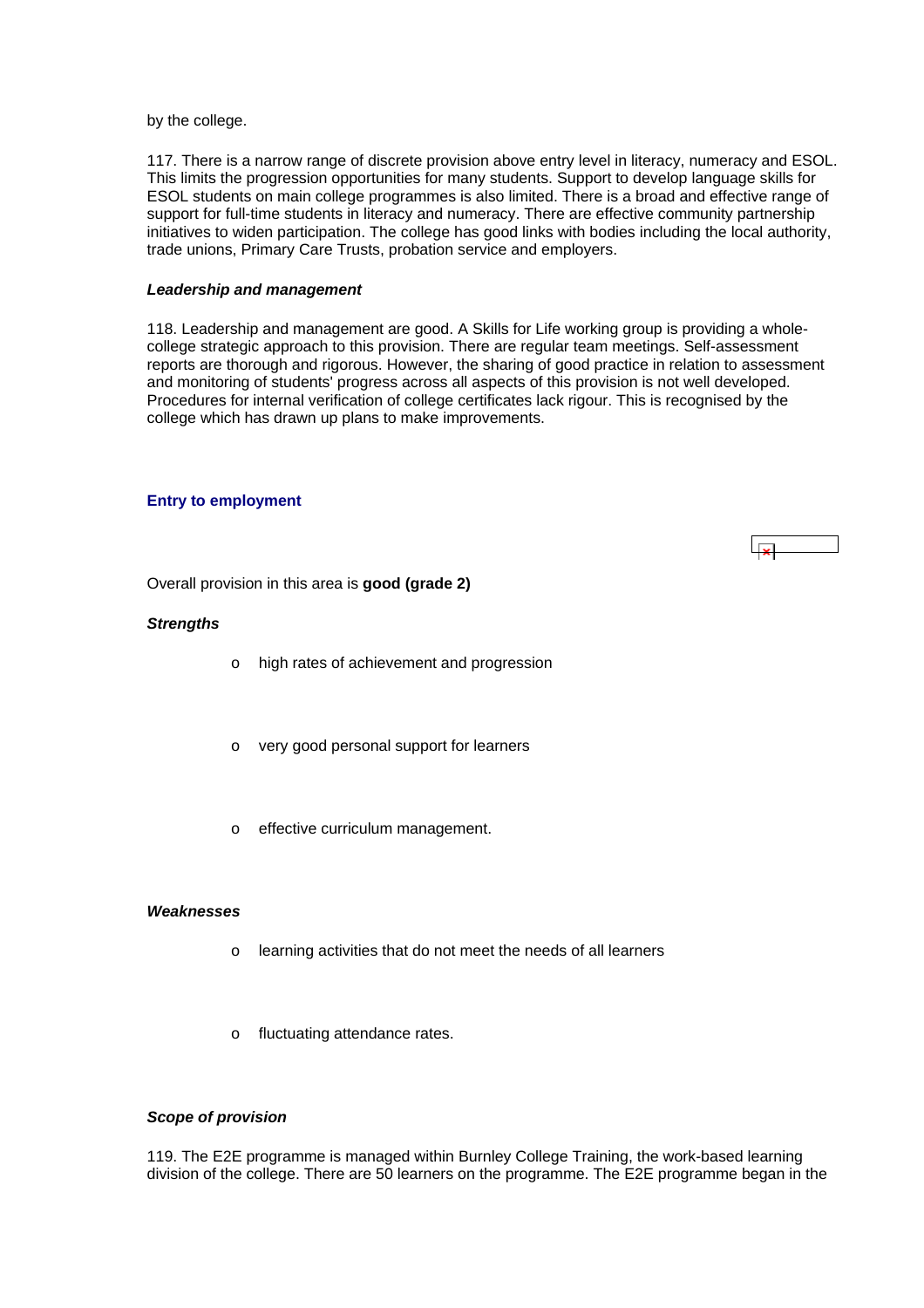by the college.

117. There is a narrow range of discrete provision above entry level in literacy, numeracy and ESOL. This limits the progression opportunities for many students. Support to develop language skills for ESOL students on main college programmes is also limited. There is a broad and effective range of support for full-time students in literacy and numeracy. There are effective community partnership initiatives to widen participation. The college has good links with bodies including the local authority, trade unions, Primary Care Trusts, probation service and employers.

***Leadership and management***

118. Leadership and management are good. A Skills for Life working group is providing a whole-college strategic approach to this provision. There are regular team meetings. Self-assessment reports are thorough and rigorous. However, the sharing of good practice in relation to assessment and monitoring of students' progress across all aspects of this provision is not well developed. Procedures for internal verification of college certificates lack rigour. This is recognised by the college which has drawn up plans to make improvements.

### Entry to employment

Overall provision in this area is **good (grade 2)**

***Strengths***

- high rates of achievement and progression
- very good personal support for learners
- effective curriculum management.

***Weaknesses***

- learning activities that do not meet the needs of all learners
- fluctuating attendance rates.

***Scope of provision***

119. The E2E programme is managed within Burnley College Training, the work-based learning division of the college. There are 50 learners on the programme. The E2E programme began in the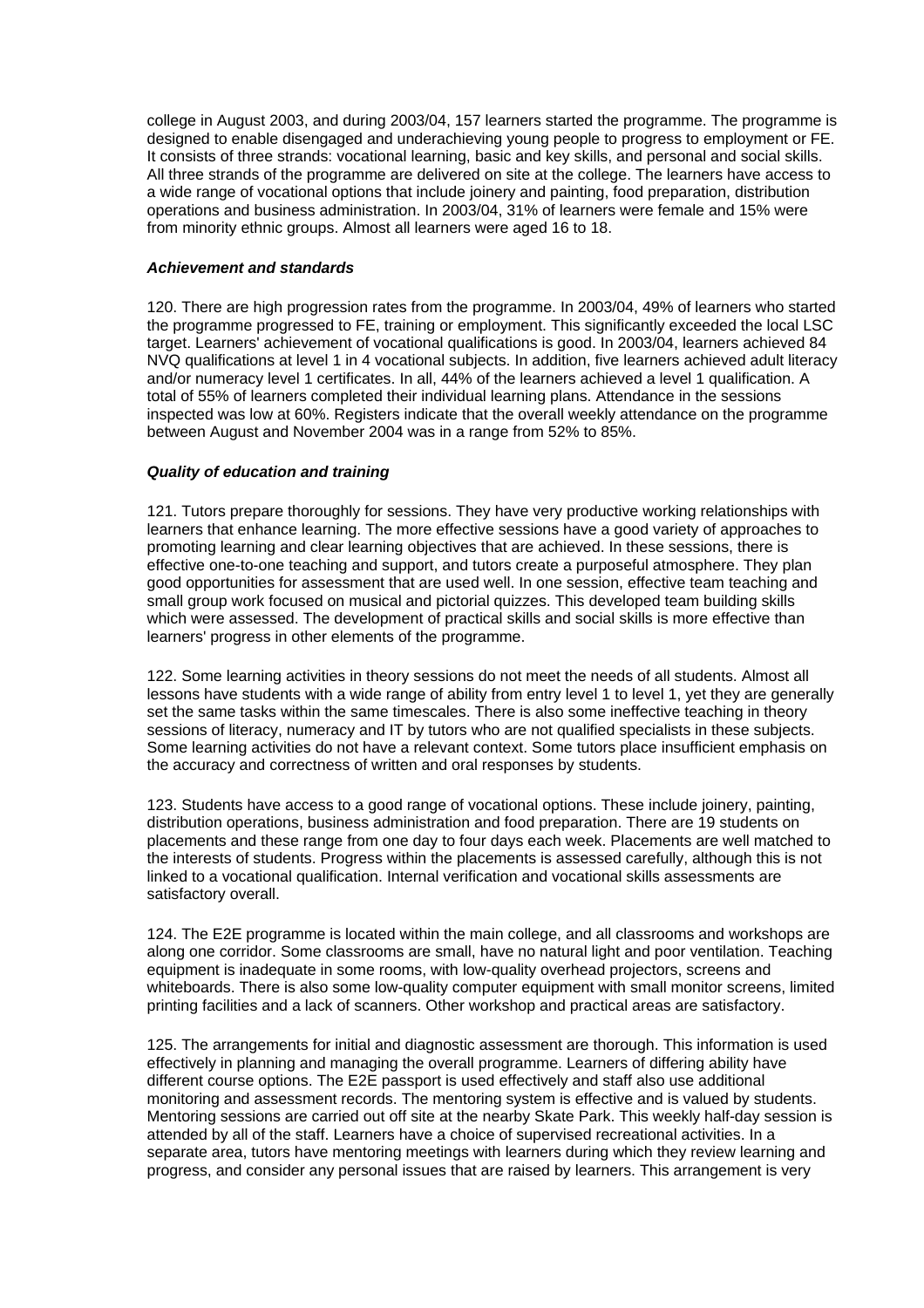college in August 2003, and during 2003/04, 157 learners started the programme. The programme is designed to enable disengaged and underachieving young people to progress to employment or FE. It consists of three strands: vocational learning, basic and key skills, and personal and social skills. All three strands of the programme are delivered on site at the college. The learners have access to a wide range of vocational options that include joinery and painting, food preparation, distribution operations and business administration. In 2003/04, 31% of learners were female and 15% were from minority ethnic groups. Almost all learners were aged 16 to 18.

***Achievement and standards***

120. There are high progression rates from the programme. In 2003/04, 49% of learners who started the programme progressed to FE, training or employment. This significantly exceeded the local LSC target. Learners' achievement of vocational qualifications is good. In 2003/04, learners achieved 84 NVQ qualifications at level 1 in 4 vocational subjects. In addition, five learners achieved adult literacy and/or numeracy level 1 certificates. In all, 44% of the learners achieved a level 1 qualification. A total of 55% of learners completed their individual learning plans. Attendance in the sessions inspected was low at 60%. Registers indicate that the overall weekly attendance on the programme between August and November 2004 was in a range from 52% to 85%.

***Quality of education and training***

121. Tutors prepare thoroughly for sessions. They have very productive working relationships with learners that enhance learning. The more effective sessions have a good variety of approaches to promoting learning and clear learning objectives that are achieved. In these sessions, there is effective one-to-one teaching and support, and tutors create a purposeful atmosphere. They plan good opportunities for assessment that are used well. In one session, effective team teaching and small group work focused on musical and pictorial quizzes. This developed team building skills which were assessed. The development of practical skills and social skills is more effective than learners' progress in other elements of the programme.

122. Some learning activities in theory sessions do not meet the needs of all students. Almost all lessons have students with a wide range of ability from entry level 1 to level 1, yet they are generally set the same tasks within the same timescales. There is also some ineffective teaching in theory sessions of literacy, numeracy and IT by tutors who are not qualified specialists in these subjects. Some learning activities do not have a relevant context. Some tutors place insufficient emphasis on the accuracy and correctness of written and oral responses by students.

123. Students have access to a good range of vocational options. These include joinery, painting, distribution operations, business administration and food preparation. There are 19 students on placements and these range from one day to four days each week. Placements are well matched to the interests of students. Progress within the placements is assessed carefully, although this is not linked to a vocational qualification. Internal verification and vocational skills assessments are satisfactory overall.

124. The E2E programme is located within the main college, and all classrooms and workshops are along one corridor. Some classrooms are small, have no natural light and poor ventilation. Teaching equipment is inadequate in some rooms, with low-quality overhead projectors, screens and whiteboards. There is also some low-quality computer equipment with small monitor screens, limited printing facilities and a lack of scanners. Other workshop and practical areas are satisfactory.

125. The arrangements for initial and diagnostic assessment are thorough. This information is used effectively in planning and managing the overall programme. Learners of differing ability have different course options. The E2E passport is used effectively and staff also use additional monitoring and assessment records. The mentoring system is effective and is valued by students. Mentoring sessions are carried out off site at the nearby Skate Park. This weekly half-day session is attended by all of the staff. Learners have a choice of supervised recreational activities. In a separate area, tutors have mentoring meetings with learners during which they review learning and progress, and consider any personal issues that are raised by learners. This arrangement is very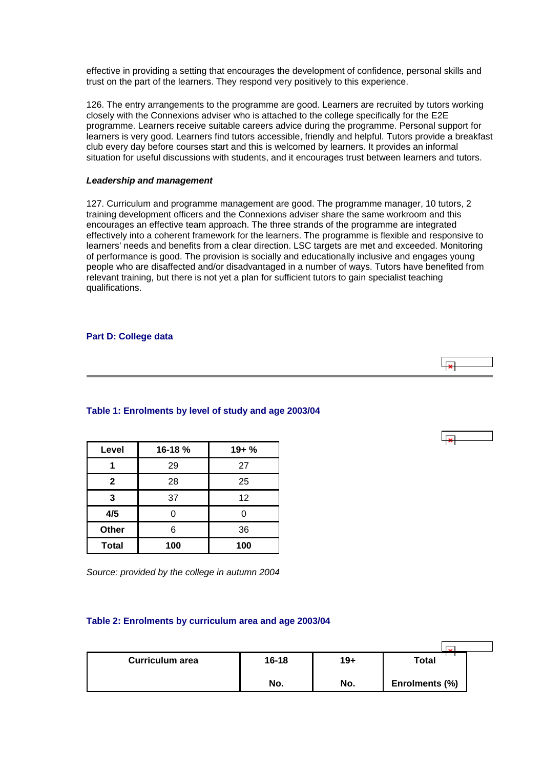effective in providing a setting that encourages the development of confidence, personal skills and trust on the part of the learners. They respond very positively to this experience.

126. The entry arrangements to the programme are good. Learners are recruited by tutors working closely with the Connexions adviser who is attached to the college specifically for the E2E programme. Learners receive suitable careers advice during the programme. Personal support for learners is very good. Learners find tutors accessible, friendly and helpful. Tutors provide a breakfast club every day before courses start and this is welcomed by learners. It provides an informal situation for useful discussions with students, and it encourages trust between learners and tutors.

***Leadership and management***

127. Curriculum and programme management are good. The programme manager, 10 tutors, 2 training development officers and the Connexions adviser share the same workroom and this encourages an effective team approach. The three strands of the programme are integrated effectively into a coherent framework for the learners. The programme is flexible and responsive to learners' needs and benefits from a clear direction. LSC targets are met and exceeded. Monitoring of performance is good. The provision is socially and educationally inclusive and engages young people who are disaffected and/or disadvantaged in a number of ways. Tutors have benefited from relevant training, but there is not yet a plan for sufficient tutors to gain specialist teaching qualifications.

## Part D: College data

### Table 1: Enrolments by level of study and age 2003/04

| Level | 16-18 % | 19+ % |
|---|---|---|
| **1** | 29 | 27 |
| **2** | 28 | 25 |
| **3** | 37 | 12 |
| **4/5** | 0 | 0 |
| **Other** | 6 | 36 |
| **Total** | **100** | **100** |

*Source: provided by the college in autumn 2004*

### Table 2: Enrolments by curriculum area and age 2003/04

| Curriculum area | 16-18 | 19+ | Total |
|---|---|---|---|
| | No. | No. | Enrolments (%) |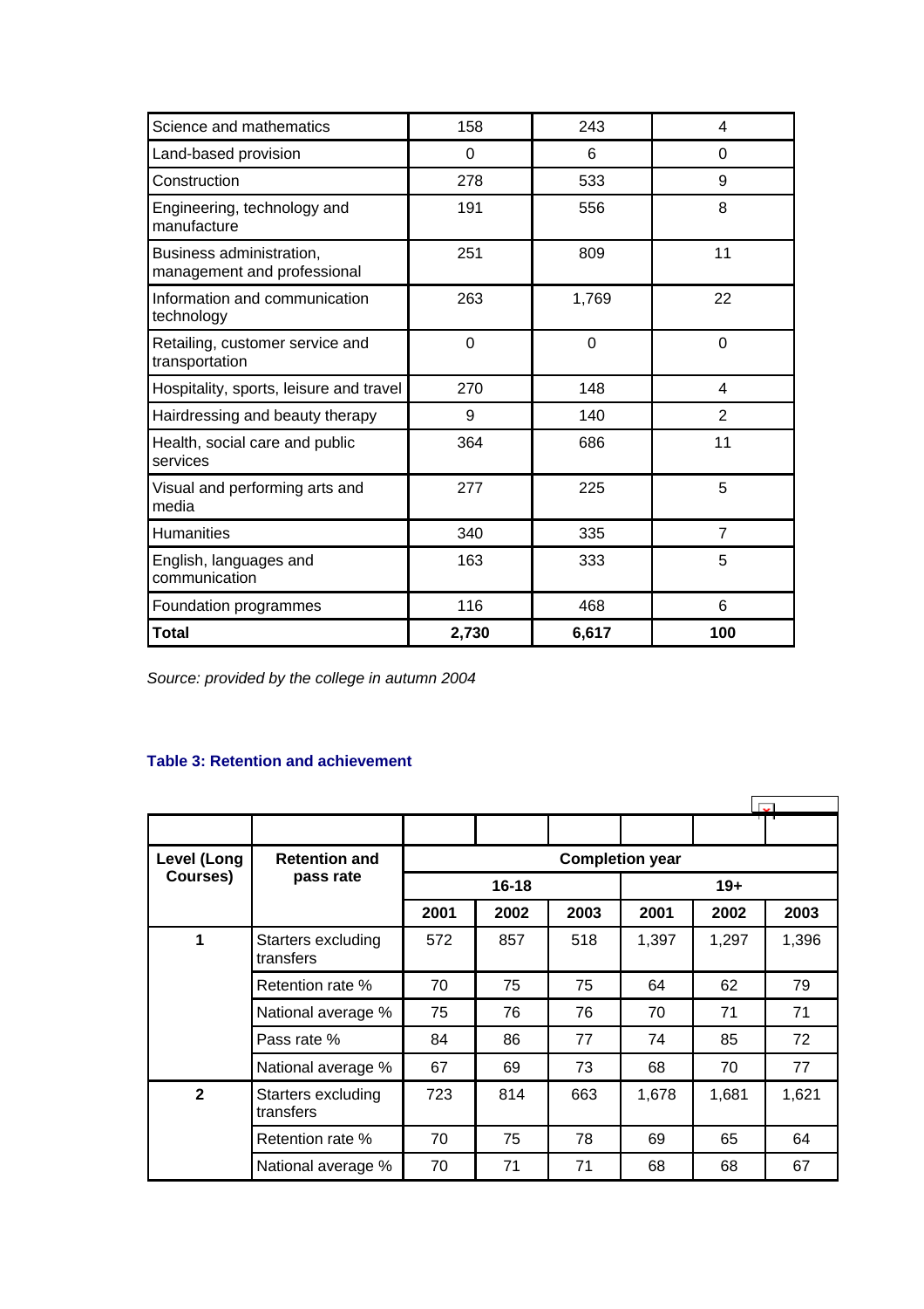| Science and mathematics | 158 | 243 | 4 |
|---|---|---|---|
| Land-based provision | 0 | 6 | 0 |
| Construction | 278 | 533 | 9 |
| Engineering, technology and manufacture | 191 | 556 | 8 |
| Business administration, management and professional | 251 | 809 | 11 |
| Information and communication technology | 263 | 1,769 | 22 |
| Retailing, customer service and transportation | 0 | 0 | 0 |
| Hospitality, sports, leisure and travel | 270 | 148 | 4 |
| Hairdressing and beauty therapy | 9 | 140 | 2 |
| Health, social care and public services | 364 | 686 | 11 |
| Visual and performing arts and media | 277 | 225 | 5 |
| Humanities | 340 | 335 | 7 |
| English, languages and communication | 163 | 333 | 5 |
| Foundation programmes | 116 | 468 | 6 |
| **Total** | **2,730** | **6,617** | **100** |

*Source: provided by the college in autumn 2004*

**Table 3: Retention and achievement**

| **Level (Long Courses)** | **Retention and pass rate** | **Completion year** | | | | | |
|---|---|---|---|---|---|---|---|
| | | **16-18** | | | **19+** | | |
| | | **2001** | **2002** | **2003** | **2001** | **2002** | **2003** |
| **1** | Starters excluding transfers | 572 | 857 | 518 | 1,397 | 1,297 | 1,396 |
| | Retention rate % | 70 | 75 | 75 | 64 | 62 | 79 |
| | National average % | 75 | 76 | 76 | 70 | 71 | 71 |
| | Pass rate % | 84 | 86 | 77 | 74 | 85 | 72 |
| | National average % | 67 | 69 | 73 | 68 | 70 | 77 |
| **2** | Starters excluding transfers | 723 | 814 | 663 | 1,678 | 1,681 | 1,621 |
| | Retention rate % | 70 | 75 | 78 | 69 | 65 | 64 |
| | National average % | 70 | 71 | 71 | 68 | 68 | 67 |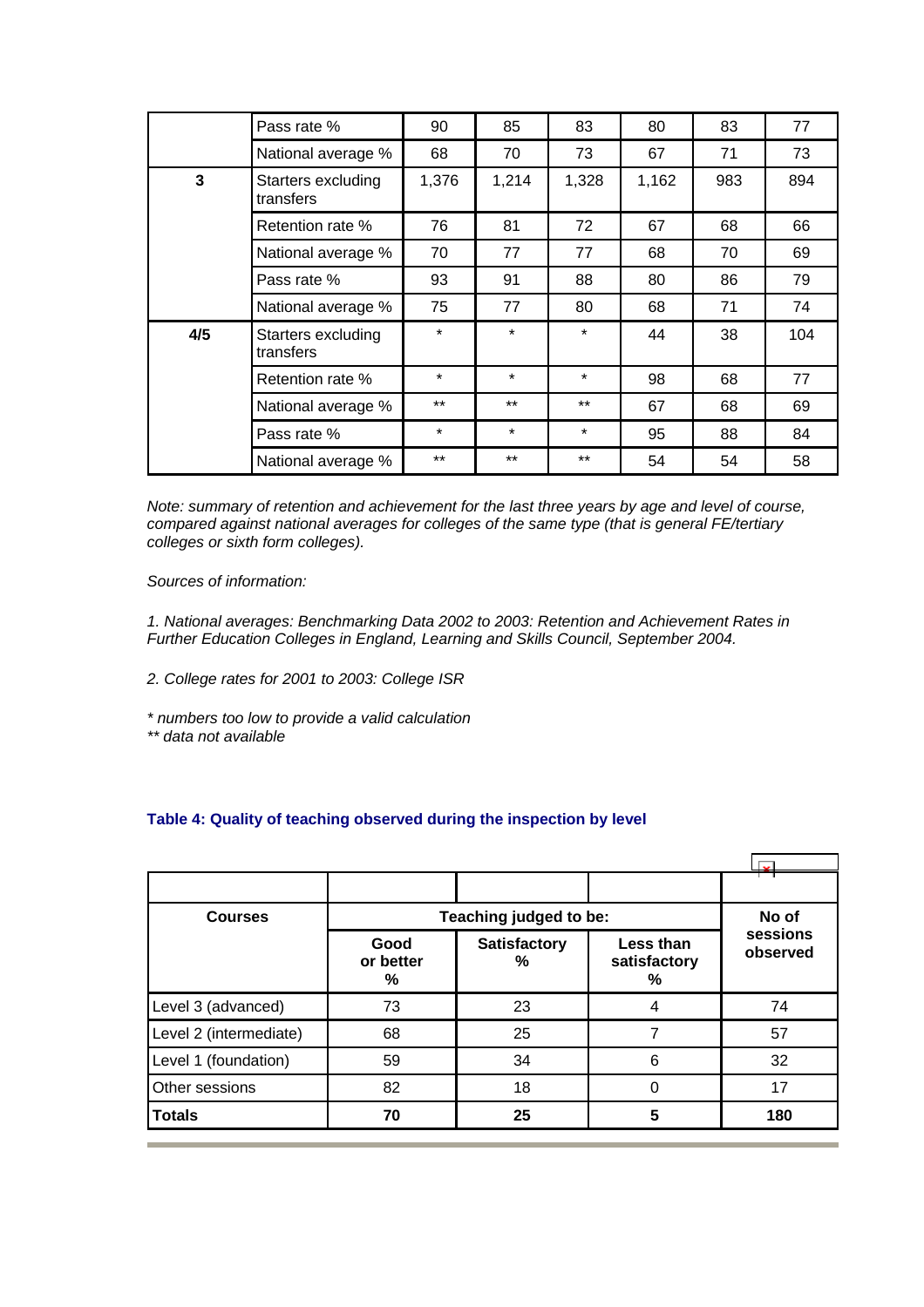| | | | | | | | |
|---|---|---|---|---|---|---|---|
| | Pass rate % | 90 | 85 | 83 | 80 | 83 | 77 |
| | National average % | 68 | 70 | 73 | 67 | 71 | 73 |
| **3** | Starters excluding transfers | 1,376 | 1,214 | 1,328 | 1,162 | 983 | 894 |
| | Retention rate % | 76 | 81 | 72 | 67 | 68 | 66 |
| | National average % | 70 | 77 | 77 | 68 | 70 | 69 |
| | Pass rate % | 93 | 91 | 88 | 80 | 86 | 79 |
| | National average % | 75 | 77 | 80 | 68 | 71 | 74 |
| **4/5** | Starters excluding transfers | * | * | * | 44 | 38 | 104 |
| | Retention rate % | * | * | * | 98 | 68 | 77 |
| | National average % | ** | ** | ** | 67 | 68 | 69 |
| | Pass rate % | * | * | * | 95 | 88 | 84 |
| | National average % | ** | ** | ** | 54 | 54 | 58 |

*Note: summary of retention and achievement for the last three years by age and level of course, compared against national averages for colleges of the same type (that is general FE/tertiary colleges or sixth form colleges).*

*Sources of information:*

*1. National averages: Benchmarking Data 2002 to 2003: Retention and Achievement Rates in Further Education Colleges in England, Learning and Skills Council, September 2004.*

*2. College rates for 2001 to 2003: College ISR*

*\* numbers too low to provide a valid calculation*
*\*\* data not available*

### Table 4: Quality of teaching observed during the inspection by level

| Courses | Teaching judged to be: | | | No of sessions observed |
|---|---|---|---|---|
| | Good or better % | Satisfactory % | Less than satisfactory % | |
| Level 3 (advanced) | 73 | 23 | 4 | 74 |
| Level 2 (intermediate) | 68 | 25 | 7 | 57 |
| Level 1 (foundation) | 59 | 34 | 6 | 32 |
| Other sessions | 82 | 18 | 0 | 17 |
| **Totals** | **70** | **25** | **5** | **180** |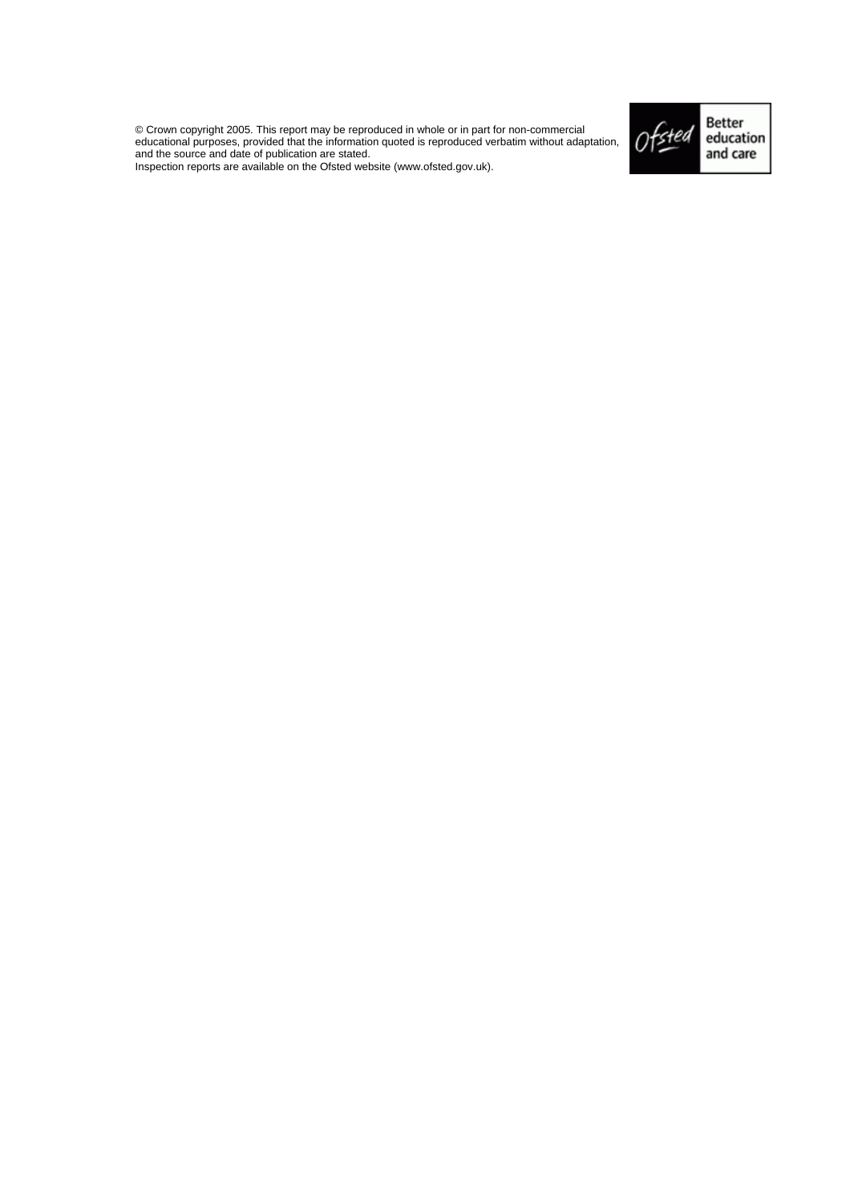© Crown copyright 2005. This report may be reproduced in whole or in part for non-commercial educational purposes, provided that the information quoted is reproduced verbatim without adaptation, and the source and date of publication are stated.
Inspection reports are available on the Ofsted website (www.ofsted.gov.uk).

Ofsted Better education and care